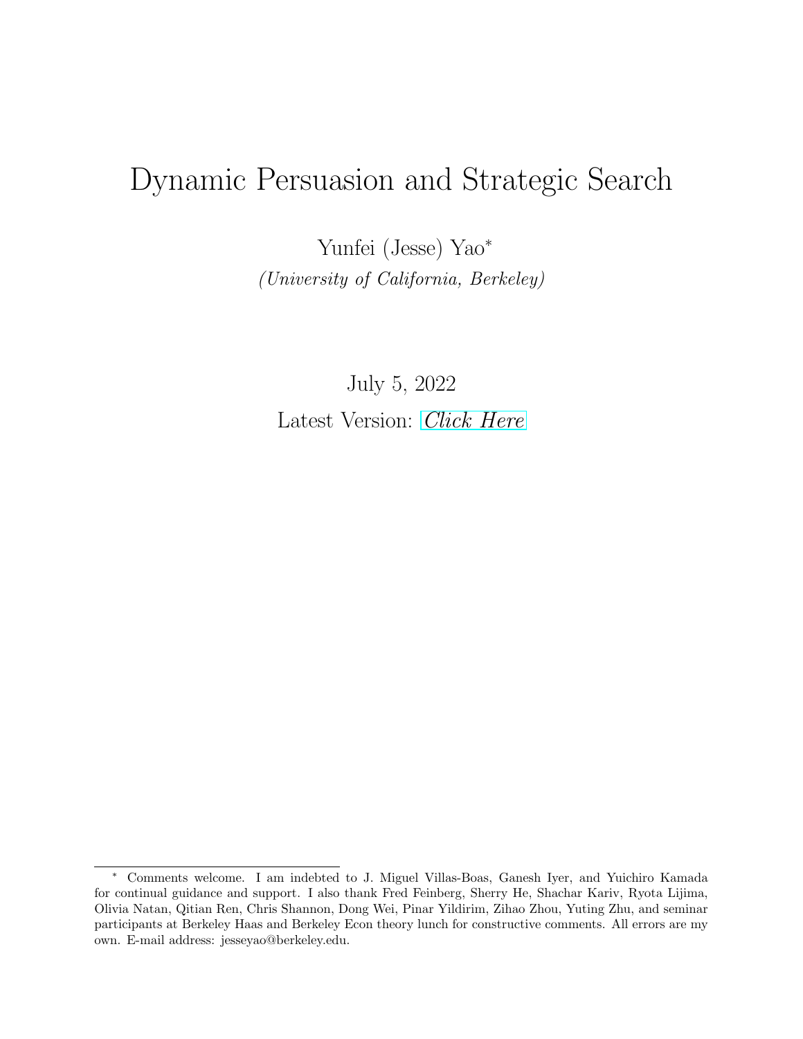# Dynamic Persuasion and Strategic Search

Yunfei (Jesse) Yao[*]

*(University of California, Berkeley)*

July 5, 2022

Latest Version: *Click Here*

---

[*] Comments welcome. I am indebted to J. Miguel Villas-Boas, Ganesh Iyer, and Yuichiro Kamada for continual guidance and support. I also thank Fred Feinberg, Sherry He, Shachar Kariv, Ryota Lijima, Olivia Natan, Qitian Ren, Chris Shannon, Dong Wei, Pinar Yildirim, Zihao Zhou, Yuting Zhu, and seminar participants at Berkeley Haas and Berkeley Econ theory lunch for constructive comments. All errors are my own. E-mail address: jesseyao@berkeley.edu.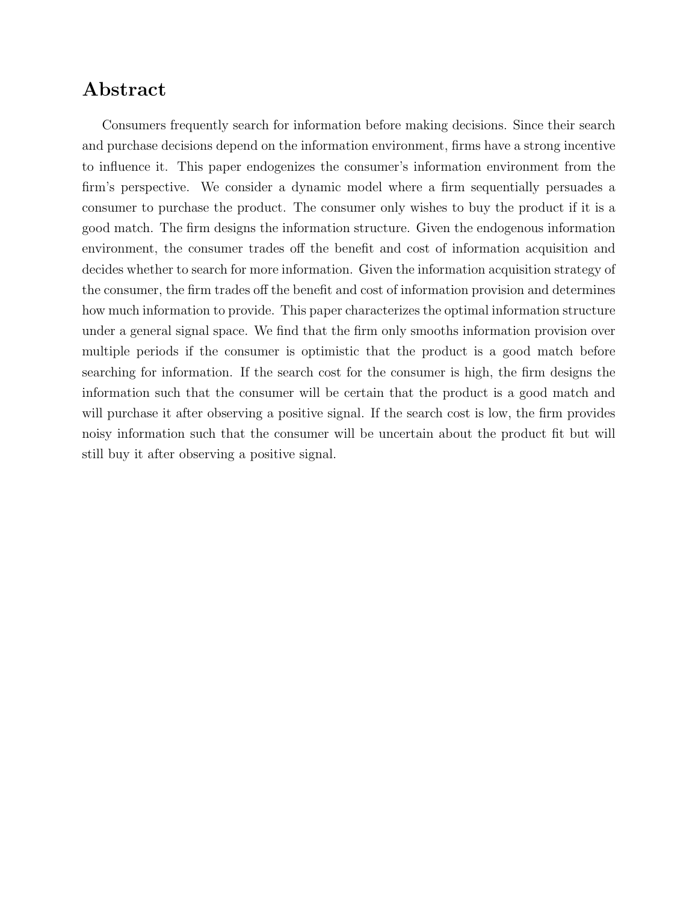## Abstract

Consumers frequently search for information before making decisions. Since their search and purchase decisions depend on the information environment, firms have a strong incentive to influence it. This paper endogenizes the consumer's information environment from the firm's perspective. We consider a dynamic model where a firm sequentially persuades a consumer to purchase the product. The consumer only wishes to buy the product if it is a good match. The firm designs the information structure. Given the endogenous information environment, the consumer trades off the benefit and cost of information acquisition and decides whether to search for more information. Given the information acquisition strategy of the consumer, the firm trades off the benefit and cost of information provision and determines how much information to provide. This paper characterizes the optimal information structure under a general signal space. We find that the firm only smooths information provision over multiple periods if the consumer is optimistic that the product is a good match before searching for information. If the search cost for the consumer is high, the firm designs the information such that the consumer will be certain that the product is a good match and will purchase it after observing a positive signal. If the search cost is low, the firm provides noisy information such that the consumer will be uncertain about the product fit but will still buy it after observing a positive signal.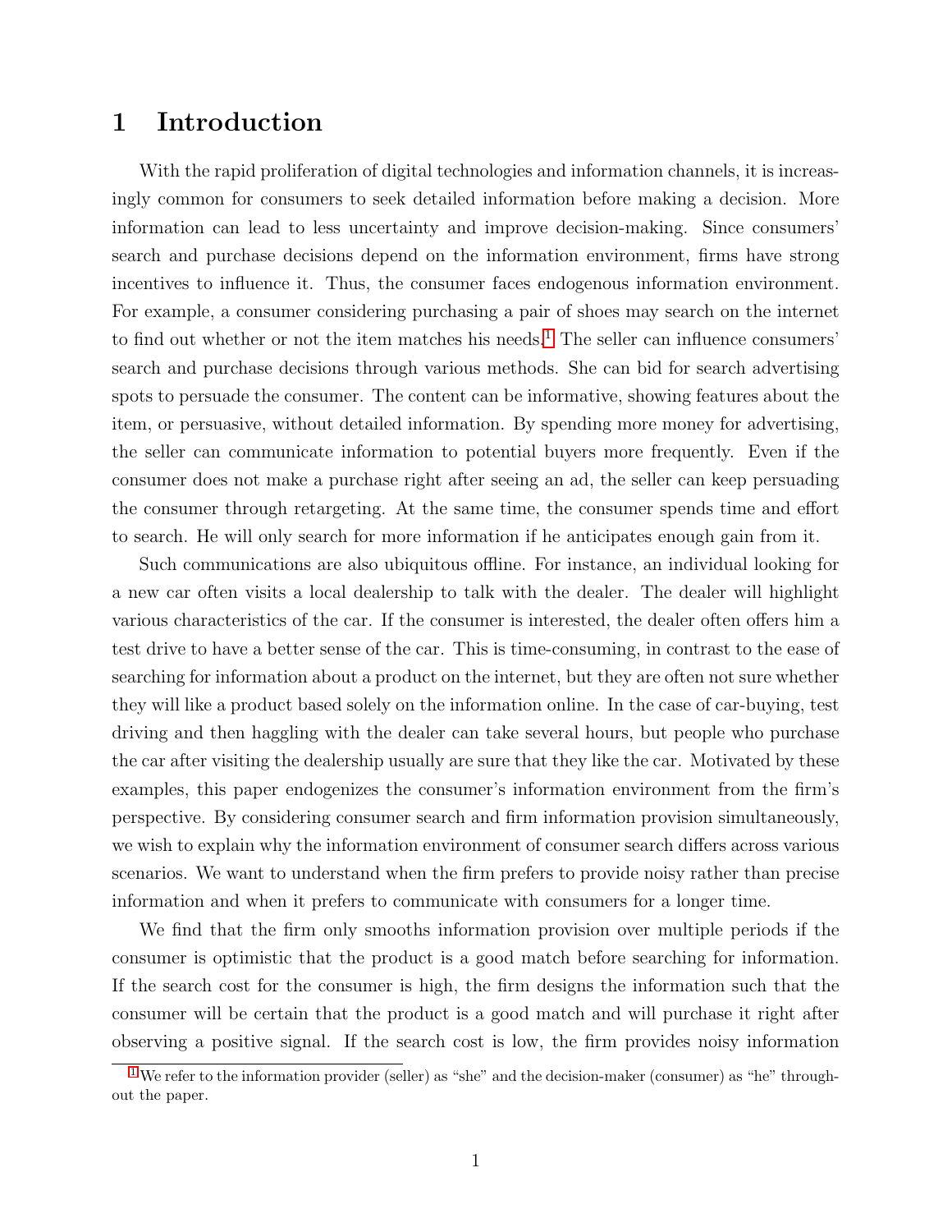# 1 Introduction

With the rapid proliferation of digital technologies and information channels, it is increasingly common for consumers to seek detailed information before making a decision. More information can lead to less uncertainty and improve decision-making. Since consumers' search and purchase decisions depend on the information environment, firms have strong incentives to influence it. Thus, the consumer faces endogenous information environment. For example, a consumer considering purchasing a pair of shoes may search on the internet to find out whether or not the item matches his needs.[1] The seller can influence consumers' search and purchase decisions through various methods. She can bid for search advertising spots to persuade the consumer. The content can be informative, showing features about the item, or persuasive, without detailed information. By spending more money for advertising, the seller can communicate information to potential buyers more frequently. Even if the consumer does not make a purchase right after seeing an ad, the seller can keep persuading the consumer through retargeting. At the same time, the consumer spends time and effort to search. He will only search for more information if he anticipates enough gain from it.

Such communications are also ubiquitous offline. For instance, an individual looking for a new car often visits a local dealership to talk with the dealer. The dealer will highlight various characteristics of the car. If the consumer is interested, the dealer often offers him a test drive to have a better sense of the car. This is time-consuming, in contrast to the ease of searching for information about a product on the internet, but they are often not sure whether they will like a product based solely on the information online. In the case of car-buying, test driving and then haggling with the dealer can take several hours, but people who purchase the car after visiting the dealership usually are sure that they like the car. Motivated by these examples, this paper endogenizes the consumer's information environment from the firm's perspective. By considering consumer search and firm information provision simultaneously, we wish to explain why the information environment of consumer search differs across various scenarios. We want to understand when the firm prefers to provide noisy rather than precise information and when it prefers to communicate with consumers for a longer time.

We find that the firm only smooths information provision over multiple periods if the consumer is optimistic that the product is a good match before searching for information. If the search cost for the consumer is high, the firm designs the information such that the consumer will be certain that the product is a good match and will purchase it right after observing a positive signal. If the search cost is low, the firm provides noisy information

[1] We refer to the information provider (seller) as "she" and the decision-maker (consumer) as "he" throughout the paper.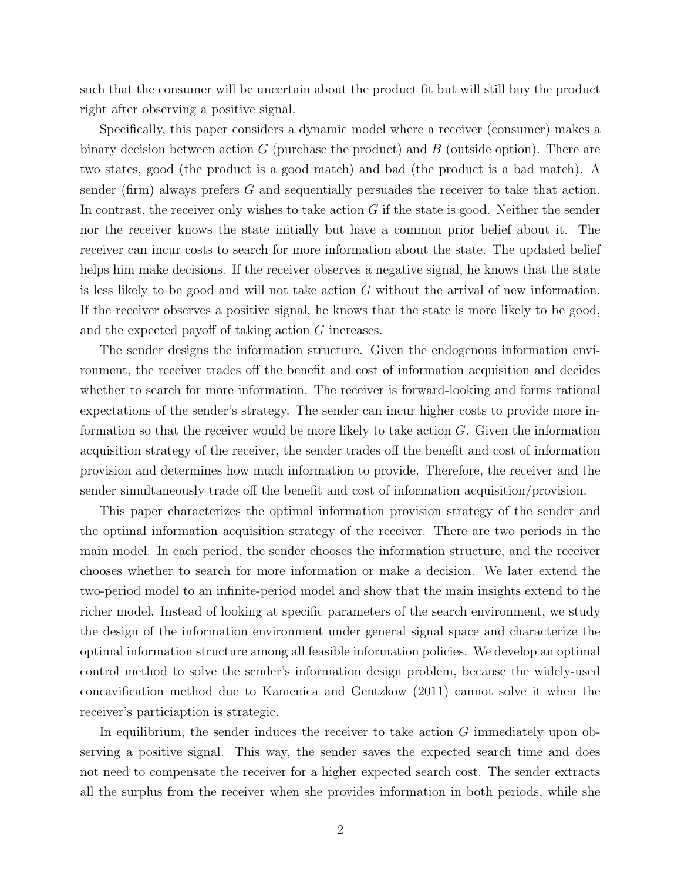such that the consumer will be uncertain about the product fit but will still buy the product right after observing a positive signal.

Specifically, this paper considers a dynamic model where a receiver (consumer) makes a binary decision between action $G$ (purchase the product) and $B$ (outside option). There are two states, good (the product is a good match) and bad (the product is a bad match). A sender (firm) always prefers $G$ and sequentially persuades the receiver to take that action. In contrast, the receiver only wishes to take action $G$ if the state is good. Neither the sender nor the receiver knows the state initially but have a common prior belief about it. The receiver can incur costs to search for more information about the state. The updated belief helps him make decisions. If the receiver observes a negative signal, he knows that the state is less likely to be good and will not take action $G$ without the arrival of new information. If the receiver observes a positive signal, he knows that the state is more likely to be good, and the expected payoff of taking action $G$ increases.

The sender designs the information structure. Given the endogenous information environment, the receiver trades off the benefit and cost of information acquisition and decides whether to search for more information. The receiver is forward-looking and forms rational expectations of the sender's strategy. The sender can incur higher costs to provide more information so that the receiver would be more likely to take action $G$. Given the information acquisition strategy of the receiver, the sender trades off the benefit and cost of information provision and determines how much information to provide. Therefore, the receiver and the sender simultaneously trade off the benefit and cost of information acquisition/provision.

This paper characterizes the optimal information provision strategy of the sender and the optimal information acquisition strategy of the receiver. There are two periods in the main model. In each period, the sender chooses the information structure, and the receiver chooses whether to search for more information or make a decision. We later extend the two-period model to an infinite-period model and show that the main insights extend to the richer model. Instead of looking at specific parameters of the search environment, we study the design of the information environment under general signal space and characterize the optimal information structure among all feasible information policies. We develop an optimal control method to solve the sender's information design problem, because the widely-used concavification method due to Kamenica and Gentzkow (2011) cannot solve it when the receiver's particiaption is strategic.

In equilibrium, the sender induces the receiver to take action $G$ immediately upon observing a positive signal. This way, the sender saves the expected search time and does not need to compensate the receiver for a higher expected search cost. The sender extracts all the surplus from the receiver when she provides information in both periods, while she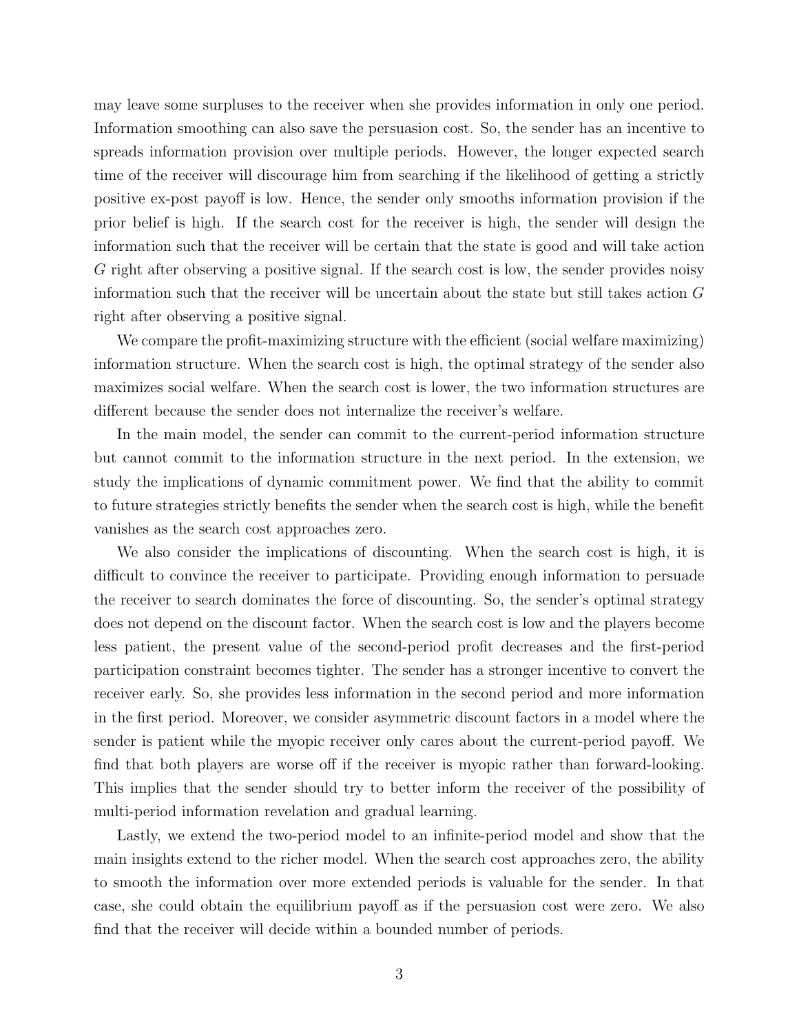may leave some surpluses to the receiver when she provides information in only one period. Information smoothing can also save the persuasion cost. So, the sender has an incentive to spreads information provision over multiple periods. However, the longer expected search time of the receiver will discourage him from searching if the likelihood of getting a strictly positive ex-post payoff is low. Hence, the sender only smooths information provision if the prior belief is high. If the search cost for the receiver is high, the sender will design the information such that the receiver will be certain that the state is good and will take action $G$ right after observing a positive signal. If the search cost is low, the sender provides noisy information such that the receiver will be uncertain about the state but still takes action $G$ right after observing a positive signal.

We compare the profit-maximizing structure with the efficient (social welfare maximizing) information structure. When the search cost is high, the optimal strategy of the sender also maximizes social welfare. When the search cost is lower, the two information structures are different because the sender does not internalize the receiver's welfare.

In the main model, the sender can commit to the current-period information structure but cannot commit to the information structure in the next period. In the extension, we study the implications of dynamic commitment power. We find that the ability to commit to future strategies strictly benefits the sender when the search cost is high, while the benefit vanishes as the search cost approaches zero.

We also consider the implications of discounting. When the search cost is high, it is difficult to convince the receiver to participate. Providing enough information to persuade the receiver to search dominates the force of discounting. So, the sender's optimal strategy does not depend on the discount factor. When the search cost is low and the players become less patient, the present value of the second-period profit decreases and the first-period participation constraint becomes tighter. The sender has a stronger incentive to convert the receiver early. So, she provides less information in the second period and more information in the first period. Moreover, we consider asymmetric discount factors in a model where the sender is patient while the myopic receiver only cares about the current-period payoff. We find that both players are worse off if the receiver is myopic rather than forward-looking. This implies that the sender should try to better inform the receiver of the possibility of multi-period information revelation and gradual learning.

Lastly, we extend the two-period model to an infinite-period model and show that the main insights extend to the richer model. When the search cost approaches zero, the ability to smooth the information over more extended periods is valuable for the sender. In that case, she could obtain the equilibrium payoff as if the persuasion cost were zero. We also find that the receiver will decide within a bounded number of periods.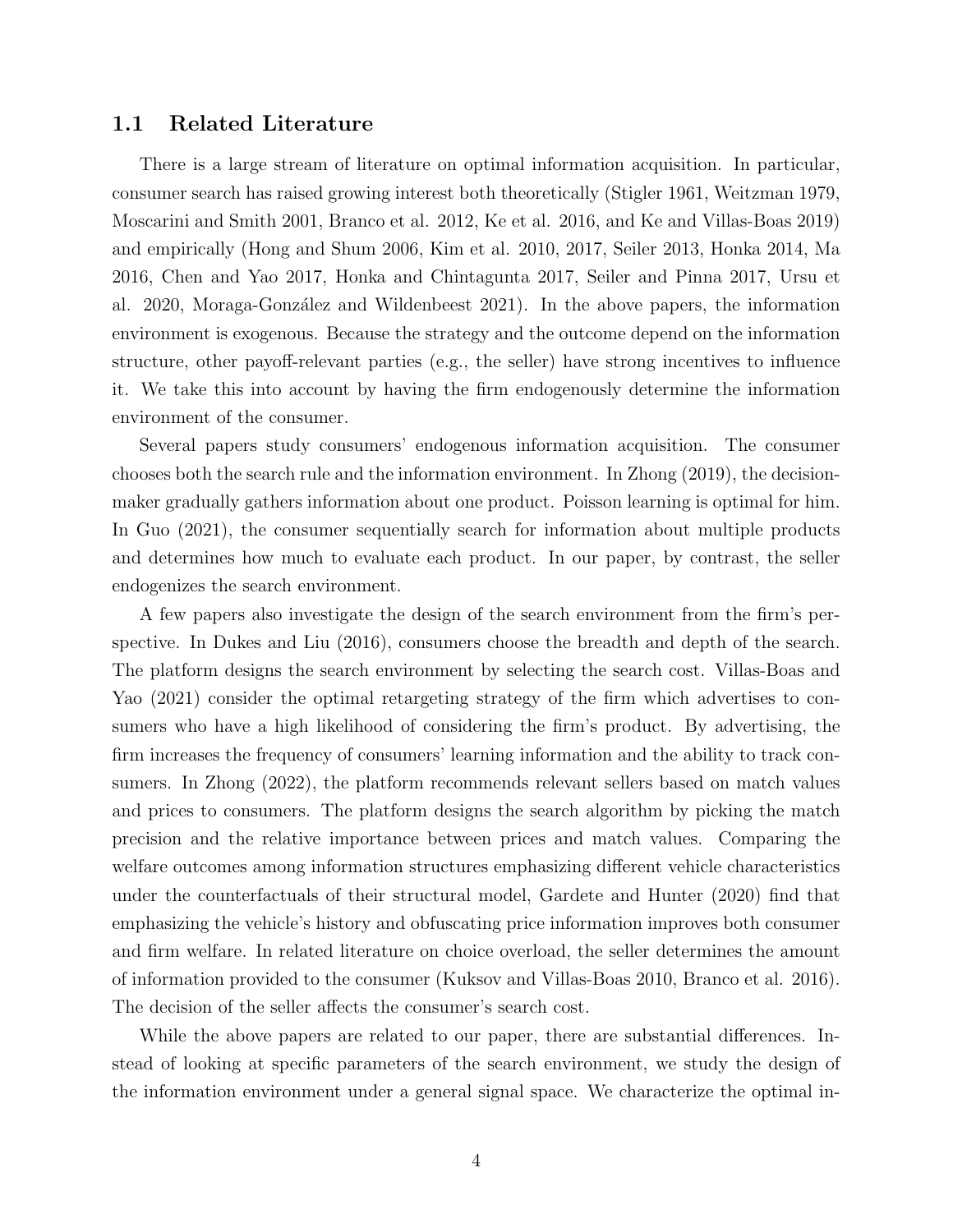### 1.1 Related Literature

There is a large stream of literature on optimal information acquisition. In particular, consumer search has raised growing interest both theoretically (Stigler 1961, Weitzman 1979, Moscarini and Smith 2001, Branco et al. 2012, Ke et al. 2016, and Ke and Villas-Boas 2019) and empirically (Hong and Shum 2006, Kim et al. 2010, 2017, Seiler 2013, Honka 2014, Ma 2016, Chen and Yao 2017, Honka and Chintagunta 2017, Seiler and Pinna 2017, Ursu et al. 2020, Moraga-González and Wildenbeest 2021). In the above papers, the information environment is exogenous. Because the strategy and the outcome depend on the information structure, other payoff-relevant parties (e.g., the seller) have strong incentives to influence it. We take this into account by having the firm endogenously determine the information environment of the consumer.

Several papers study consumers' endogenous information acquisition. The consumer chooses both the search rule and the information environment. In Zhong (2019), the decision-maker gradually gathers information about one product. Poisson learning is optimal for him. In Guo (2021), the consumer sequentially search for information about multiple products and determines how much to evaluate each product. In our paper, by contrast, the seller endogenizes the search environment.

A few papers also investigate the design of the search environment from the firm's perspective. In Dukes and Liu (2016), consumers choose the breadth and depth of the search. The platform designs the search environment by selecting the search cost. Villas-Boas and Yao (2021) consider the optimal retargeting strategy of the firm which advertises to consumers who have a high likelihood of considering the firm's product. By advertising, the firm increases the frequency of consumers' learning information and the ability to track consumers. In Zhong (2022), the platform recommends relevant sellers based on match values and prices to consumers. The platform designs the search algorithm by picking the match precision and the relative importance between prices and match values. Comparing the welfare outcomes among information structures emphasizing different vehicle characteristics under the counterfactuals of their structural model, Gardete and Hunter (2020) find that emphasizing the vehicle's history and obfuscating price information improves both consumer and firm welfare. In related literature on choice overload, the seller determines the amount of information provided to the consumer (Kuksov and Villas-Boas 2010, Branco et al. 2016). The decision of the seller affects the consumer's search cost.

While the above papers are related to our paper, there are substantial differences. Instead of looking at specific parameters of the search environment, we study the design of the information environment under a general signal space. We characterize the optimal in-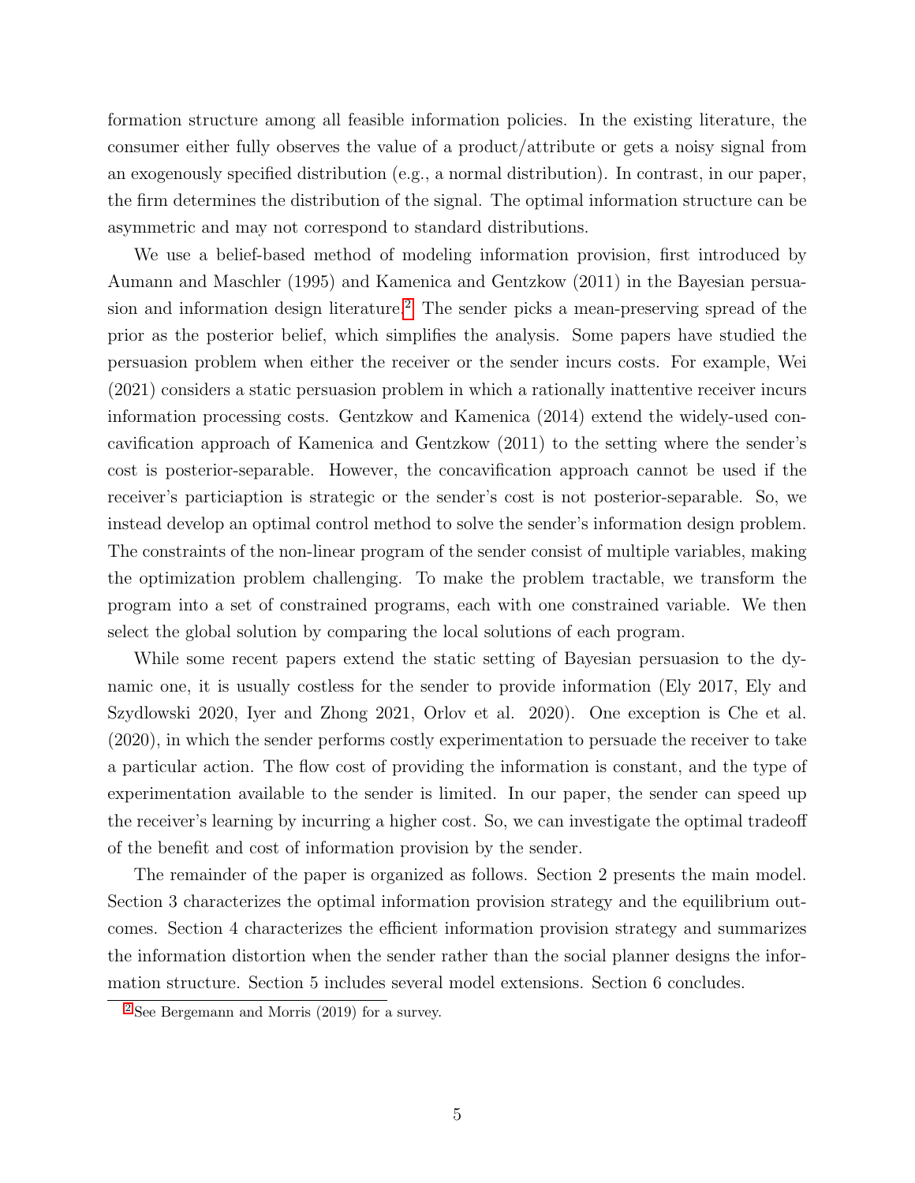formation structure among all feasible information policies. In the existing literature, the consumer either fully observes the value of a product/attribute or gets a noisy signal from an exogenously specified distribution (e.g., a normal distribution). In contrast, in our paper, the firm determines the distribution of the signal. The optimal information structure can be asymmetric and may not correspond to standard distributions.

We use a belief-based method of modeling information provision, first introduced by Aumann and Maschler (1995) and Kamenica and Gentzkow (2011) in the Bayesian persuasion and information design literature.[2] The sender picks a mean-preserving spread of the prior as the posterior belief, which simplifies the analysis. Some papers have studied the persuasion problem when either the receiver or the sender incurs costs. For example, Wei (2021) considers a static persuasion problem in which a rationally inattentive receiver incurs information processing costs. Gentzkow and Kamenica (2014) extend the widely-used concavification approach of Kamenica and Gentzkow (2011) to the setting where the sender's cost is posterior-separable. However, the concavification approach cannot be used if the receiver's particiaption is strategic or the sender's cost is not posterior-separable. So, we instead develop an optimal control method to solve the sender's information design problem. The constraints of the non-linear program of the sender consist of multiple variables, making the optimization problem challenging. To make the problem tractable, we transform the program into a set of constrained programs, each with one constrained variable. We then select the global solution by comparing the local solutions of each program.

While some recent papers extend the static setting of Bayesian persuasion to the dynamic one, it is usually costless for the sender to provide information (Ely 2017, Ely and Szydlowski 2020, Iyer and Zhong 2021, Orlov et al. 2020). One exception is Che et al. (2020), in which the sender performs costly experimentation to persuade the receiver to take a particular action. The flow cost of providing the information is constant, and the type of experimentation available to the sender is limited. In our paper, the sender can speed up the receiver's learning by incurring a higher cost. So, we can investigate the optimal tradeoff of the benefit and cost of information provision by the sender.

The remainder of the paper is organized as follows. Section 2 presents the main model. Section 3 characterizes the optimal information provision strategy and the equilibrium outcomes. Section 4 characterizes the efficient information provision strategy and summarizes the information distortion when the sender rather than the social planner designs the information structure. Section 5 includes several model extensions. Section 6 concludes.

[2] See Bergemann and Morris (2019) for a survey.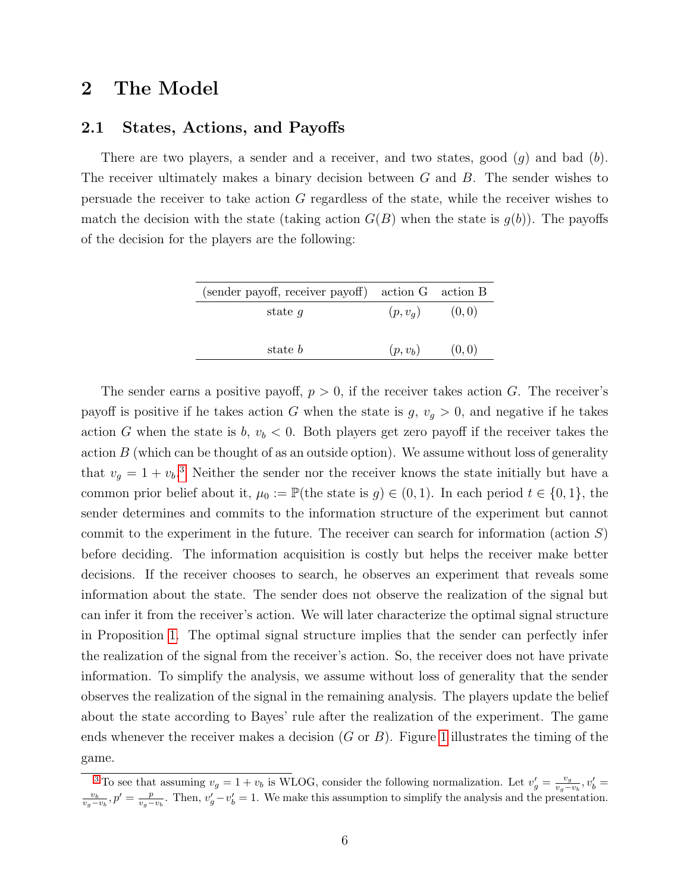## 2 The Model

### 2.1 States, Actions, and Payoffs

There are two players, a sender and a receiver, and two states, good ($g$) and bad ($b$). The receiver ultimately makes a binary decision between $G$ and $B$. The sender wishes to persuade the receiver to take action $G$ regardless of the state, while the receiver wishes to match the decision with the state (taking action $G(B)$ when the state is $g(b)$). The payoffs of the decision for the players are the following:

| (sender payoff, receiver payoff) | action G | action B |
|---|---|---|
| state $g$ | $(p, v_g)$ | $(0, 0)$ |
| state $b$ | $(p, v_b)$ | $(0, 0)$ |

The sender earns a positive payoff, $p > 0$, if the receiver takes action $G$. The receiver's payoff is positive if he takes action $G$ when the state is $g$, $v_g > 0$, and negative if he takes action $G$ when the state is $b$, $v_b < 0$. Both players get zero payoff if the receiver takes the action $B$ (which can be thought of as an outside option). We assume without loss of generality that $v_g = 1 + v_b$.[3] Neither the sender nor the receiver knows the state initially but have a common prior belief about it, $\mu_0 := \mathbb{P}(\text{the state is } g) \in (0, 1)$. In each period $t \in \{0, 1\}$, the sender determines and commits to the information structure of the experiment but cannot commit to the experiment in the future. The receiver can search for information (action $S$) before deciding. The information acquisition is costly but helps the receiver make better decisions. If the receiver chooses to search, he observes an experiment that reveals some information about the state. The sender does not observe the realization of the signal but can infer it from the receiver's action. We will later characterize the optimal signal structure in Proposition 1. The optimal signal structure implies that the sender can perfectly infer the realization of the signal from the receiver's action. So, the receiver does not have private information. To simplify the analysis, we assume without loss of generality that the sender observes the realization of the signal in the remaining analysis. The players update the belief about the state according to Bayes' rule after the realization of the experiment. The game ends whenever the receiver makes a decision ($G$ or $B$). Figure 1 illustrates the timing of the game.

[3] To see that assuming $v_g = 1 + v_b$ is WLOG, consider the following normalization. Let $v_g' = \frac{v_g}{v_g - v_b}, v_b' = \frac{v_b}{v_g - v_b}, p' = \frac{p}{v_g - v_b}$. Then, $v_g' - v_b' = 1$. We make this assumption to simplify the analysis and the presentation.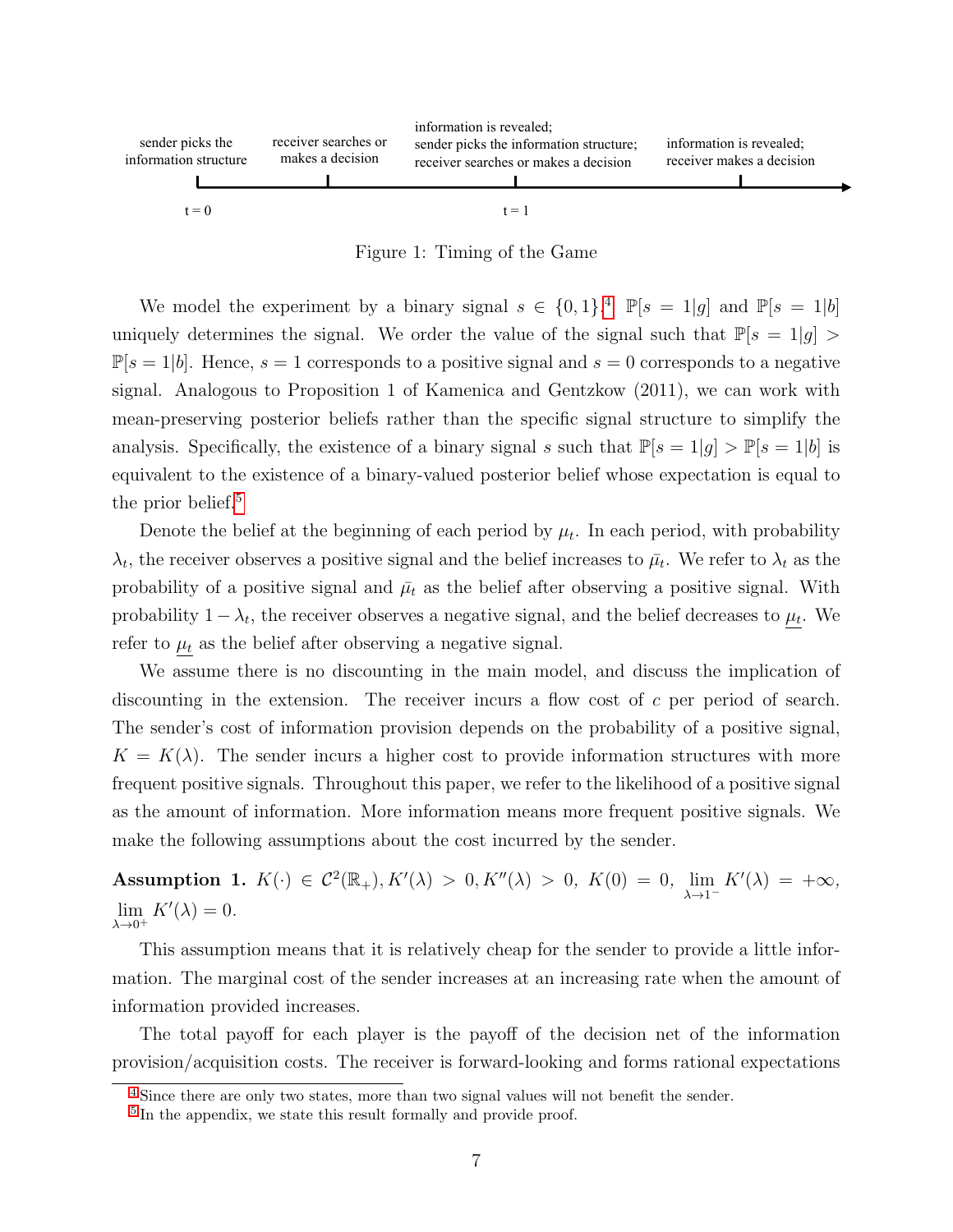sender picks the information structure | receiver searches or makes a decision | information is revealed; sender picks the information structure; receiver searches or makes a decision | information is revealed; receiver makes a decision

t = 0 | t = 1

Figure 1: Timing of the Game

We model the experiment by a binary signal $s \in \{0, 1\}$.[4] $\mathbb{P}[s = 1|g]$ and $\mathbb{P}[s = 1|b]$ uniquely determines the signal. We order the value of the signal such that $\mathbb{P}[s = 1|g] > \mathbb{P}[s = 1|b]$. Hence, $s = 1$ corresponds to a positive signal and $s = 0$ corresponds to a negative signal. Analogous to Proposition 1 of Kamenica and Gentzkow (2011), we can work with mean-preserving posterior beliefs rather than the specific signal structure to simplify the analysis. Specifically, the existence of a binary signal $s$ such that $\mathbb{P}[s = 1|g] > \mathbb{P}[s = 1|b]$ is equivalent to the existence of a binary-valued posterior belief whose expectation is equal to the prior belief.[5]

Denote the belief at the beginning of each period by $\mu_t$. In each period, with probability $\lambda_t$, the receiver observes a positive signal and the belief increases to $\bar{\mu}_t$. We refer to $\lambda_t$ as the probability of a positive signal and $\bar{\mu}_t$ as the belief after observing a positive signal. With probability $1 - \lambda_t$, the receiver observes a negative signal, and the belief decreases to $\underline{\mu_t}$. We refer to $\underline{\mu_t}$ as the belief after observing a negative signal.

We assume there is no discounting in the main model, and discuss the implication of discounting in the extension. The receiver incurs a flow cost of $c$ per period of search. The sender's cost of information provision depends on the probability of a positive signal, $K = K(\lambda)$. The sender incurs a higher cost to provide information structures with more frequent positive signals. Throughout this paper, we refer to the likelihood of a positive signal as the amount of information. More information means more frequent positive signals. We make the following assumptions about the cost incurred by the sender.

**Assumption 1.** $K(\cdot) \in \mathcal{C}^2(\mathbb{R}_+), K'(\lambda) > 0, K''(\lambda) > 0,\ K(0) = 0,\ \lim\limits_{\lambda \to 1^-} K'(\lambda) = +\infty,$ $\lim\limits_{\lambda \to 0^+} K'(\lambda) = 0.$

This assumption means that it is relatively cheap for the sender to provide a little information. The marginal cost of the sender increases at an increasing rate when the amount of information provided increases.

The total payoff for each player is the payoff of the decision net of the information provision/acquisition costs. The receiver is forward-looking and forms rational expectations

[4] Since there are only two states, more than two signal values will not benefit the sender.

[5] In the appendix, we state this result formally and provide proof.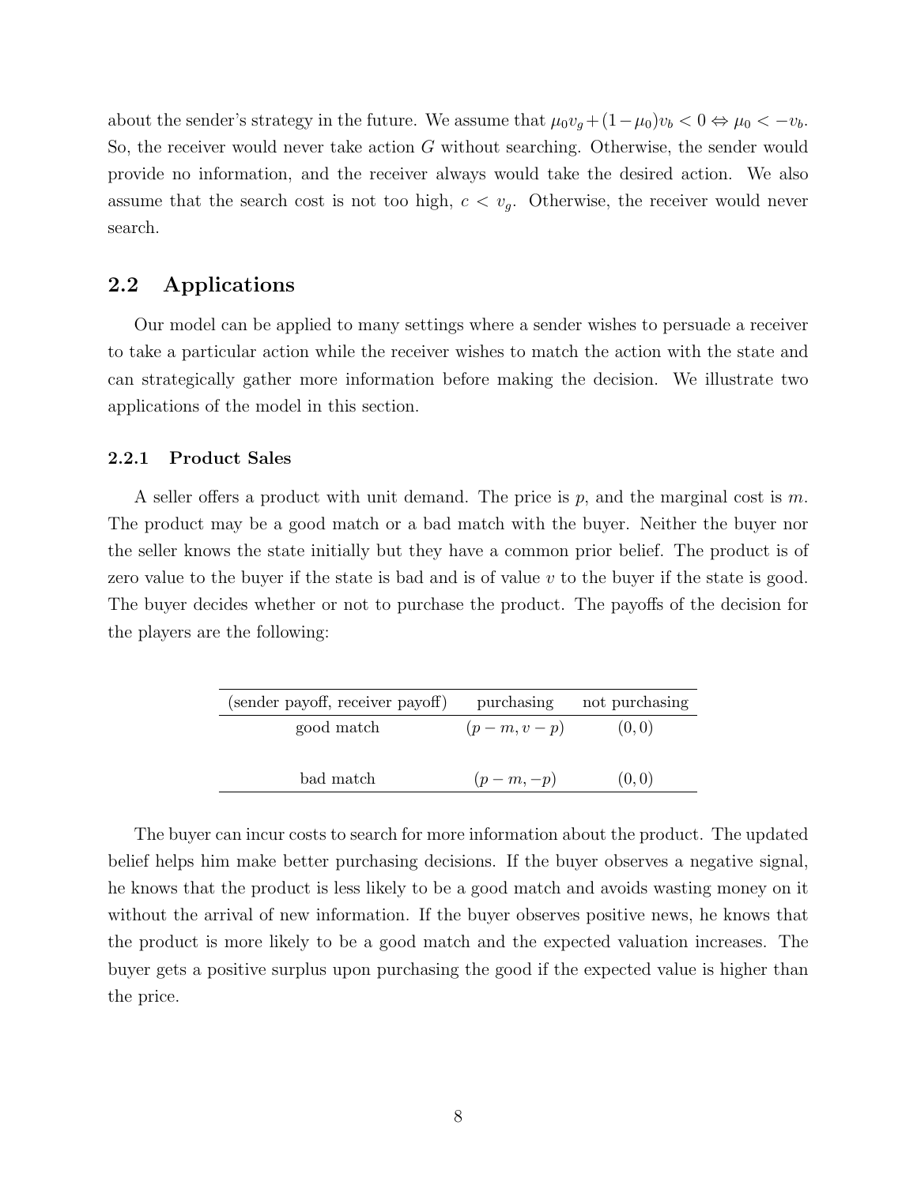about the sender's strategy in the future. We assume that $\mu_0 v_g + (1-\mu_0)v_b < 0 \Leftrightarrow \mu_0 < -v_b$. So, the receiver would never take action $G$ without searching. Otherwise, the sender would provide no information, and the receiver always would take the desired action. We also assume that the search cost is not too high, $c < v_g$. Otherwise, the receiver would never search.

## 2.2 Applications

Our model can be applied to many settings where a sender wishes to persuade a receiver to take a particular action while the receiver wishes to match the action with the state and can strategically gather more information before making the decision. We illustrate two applications of the model in this section.

### 2.2.1 Product Sales

A seller offers a product with unit demand. The price is $p$, and the marginal cost is $m$. The product may be a good match or a bad match with the buyer. Neither the buyer nor the seller knows the state initially but they have a common prior belief. The product is of zero value to the buyer if the state is bad and is of value $v$ to the buyer if the state is good. The buyer decides whether or not to purchase the product. The payoffs of the decision for the players are the following:

| (sender payoff, receiver payoff) | purchasing | not purchasing |
|---|---|---|
| good match | $(p-m, v-p)$ | $(0,0)$ |
| bad match | $(p-m, -p)$ | $(0,0)$ |

The buyer can incur costs to search for more information about the product. The updated belief helps him make better purchasing decisions. If the buyer observes a negative signal, he knows that the product is less likely to be a good match and avoids wasting money on it without the arrival of new information. If the buyer observes positive news, he knows that the product is more likely to be a good match and the expected valuation increases. The buyer gets a positive surplus upon purchasing the good if the expected value is higher than the price.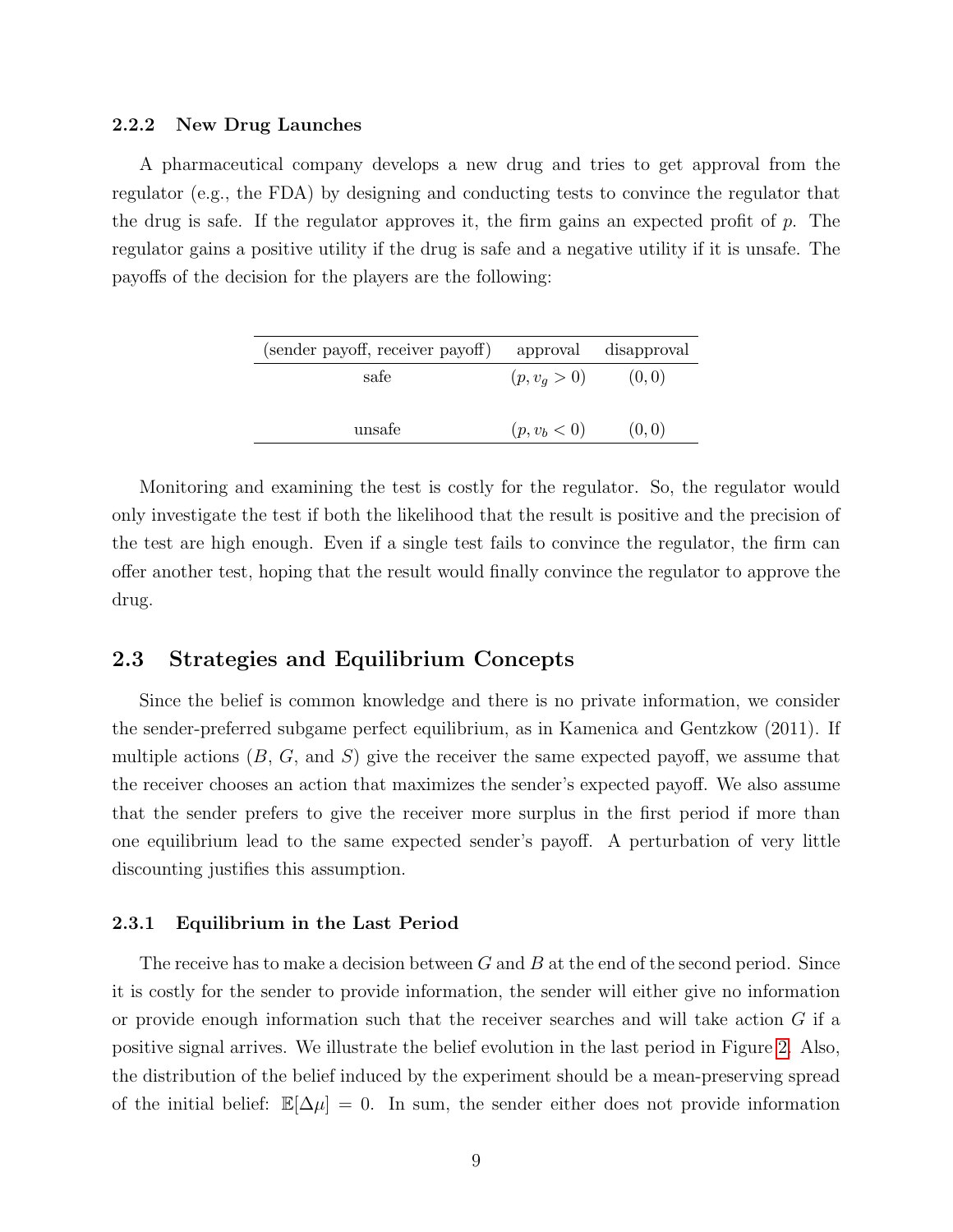#### 2.2.2 New Drug Launches

A pharmaceutical company develops a new drug and tries to get approval from the regulator (e.g., the FDA) by designing and conducting tests to convince the regulator that the drug is safe. If the regulator approves it, the firm gains an expected profit of $p$. The regulator gains a positive utility if the drug is safe and a negative utility if it is unsafe. The payoffs of the decision for the players are the following:

| (sender payoff, receiver payoff) | approval | disapproval |
|---|---|---|
| safe | $(p, v_g > 0)$ | $(0, 0)$ |
| unsafe | $(p, v_b < 0)$ | $(0, 0)$ |

Monitoring and examining the test is costly for the regulator. So, the regulator would only investigate the test if both the likelihood that the result is positive and the precision of the test are high enough. Even if a single test fails to convince the regulator, the firm can offer another test, hoping that the result would finally convince the regulator to approve the drug.

### 2.3 Strategies and Equilibrium Concepts

Since the belief is common knowledge and there is no private information, we consider the sender-preferred subgame perfect equilibrium, as in Kamenica and Gentzkow (2011). If multiple actions ($B$, $G$, and $S$) give the receiver the same expected payoff, we assume that the receiver chooses an action that maximizes the sender's expected payoff. We also assume that the sender prefers to give the receiver more surplus in the first period if more than one equilibrium lead to the same expected sender's payoff. A perturbation of very little discounting justifies this assumption.

#### 2.3.1 Equilibrium in the Last Period

The receive has to make a decision between $G$ and $B$ at the end of the second period. Since it is costly for the sender to provide information, the sender will either give no information or provide enough information such that the receiver searches and will take action $G$ if a positive signal arrives. We illustrate the belief evolution in the last period in Figure 2. Also, the distribution of the belief induced by the experiment should be a mean-preserving spread of the initial belief: $\mathbb{E}[\Delta\mu] = 0$. In sum, the sender either does not provide information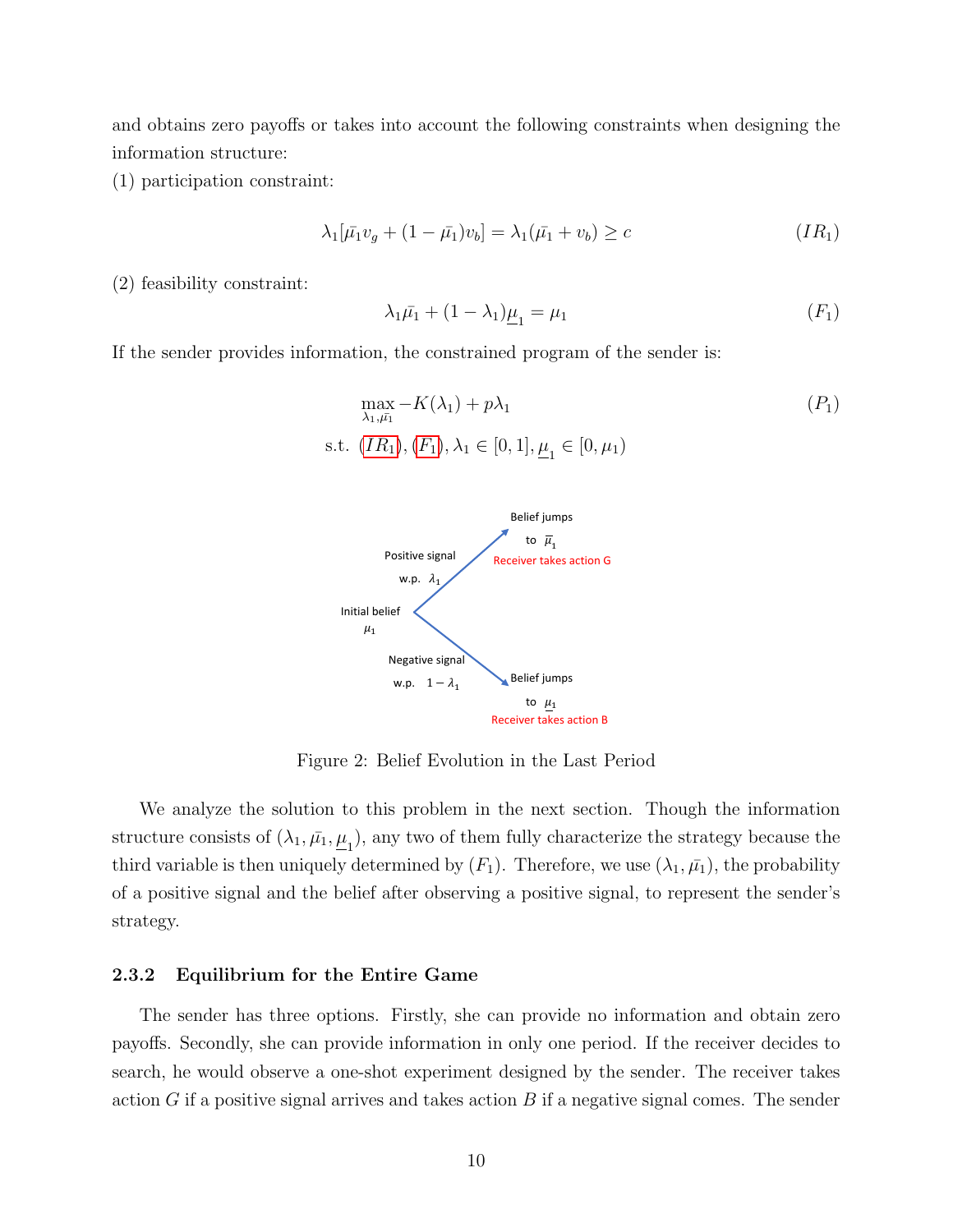and obtains zero payoffs or takes into account the following constraints when designing the information structure:

(1) participation constraint:

$$\lambda_1[\bar{\mu_1} v_g + (1-\bar{\mu_1})v_b] = \lambda_1(\bar{\mu_1} + v_b) \geq c \tag{$IR_1$}$$

(2) feasibility constraint:

$$\lambda_1 \bar{\mu_1} + (1-\lambda_1)\underline{\mu}_1 = \mu_1 \tag{$F_1$}$$

If the sender provides information, the constrained program of the sender is:

$$\max_{\lambda_1, \bar{\mu_1}} -K(\lambda_1) + p\lambda_1 \tag{$P_1$}$$

$$\text{s.t. } (IR_1), (F_1), \lambda_1 \in [0,1], \underline{\mu}_1 \in [0, \mu_1)$$

Figure 2: Belief Evolution in the Last Period

We analyze the solution to this problem in the next section. Though the information structure consists of $(\lambda_1, \bar{\mu_1}, \underline{\mu}_1)$, any two of them fully characterize the strategy because the third variable is then uniquely determined by $(F_1)$. Therefore, we use $(\lambda_1, \bar{\mu_1})$, the probability of a positive signal and the belief after observing a positive signal, to represent the sender's strategy.

### 2.3.2 Equilibrium for the Entire Game

The sender has three options. Firstly, she can provide no information and obtain zero payoffs. Secondly, she can provide information in only one period. If the receiver decides to search, he would observe a one-shot experiment designed by the sender. The receiver takes action $G$ if a positive signal arrives and takes action $B$ if a negative signal comes. The sender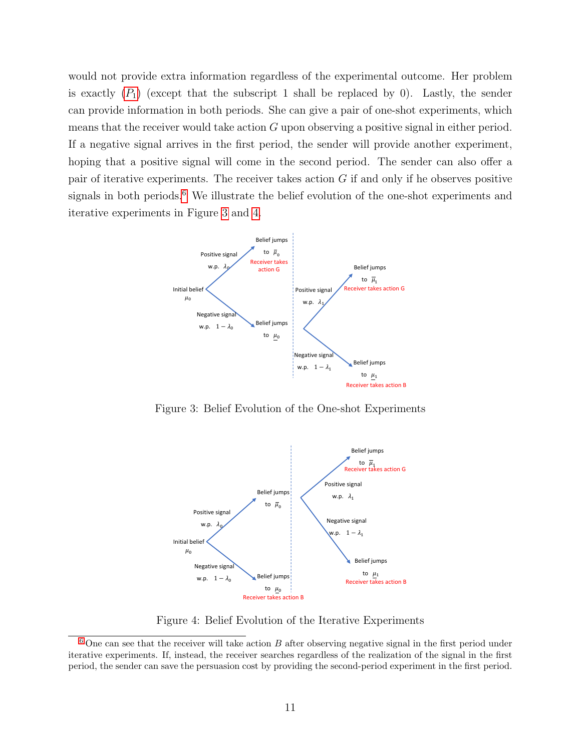would not provide extra information regardless of the experimental outcome. Her problem is exactly ($P_1$) (except that the subscript 1 shall be replaced by 0). Lastly, the sender can provide information in both periods. She can give a pair of one-shot experiments, which means that the receiver would take action $G$ upon observing a positive signal in either period. If a negative signal arrives in the first period, the sender will provide another experiment, hoping that a positive signal will come in the second period. The sender can also offer a pair of iterative experiments. The receiver takes action $G$ if and only if he observes positive signals in both periods.[6] We illustrate the belief evolution of the one-shot experiments and iterative experiments in Figure 3 and 4.

Figure 3: Belief Evolution of the One-shot Experiments

Figure 4: Belief Evolution of the Iterative Experiments

[6] One can see that the receiver will take action $B$ after observing negative signal in the first period under iterative experiments. If, instead, the receiver searches regardless of the realization of the signal in the first period, the sender can save the persuasion cost by providing the second-period experiment in the first period.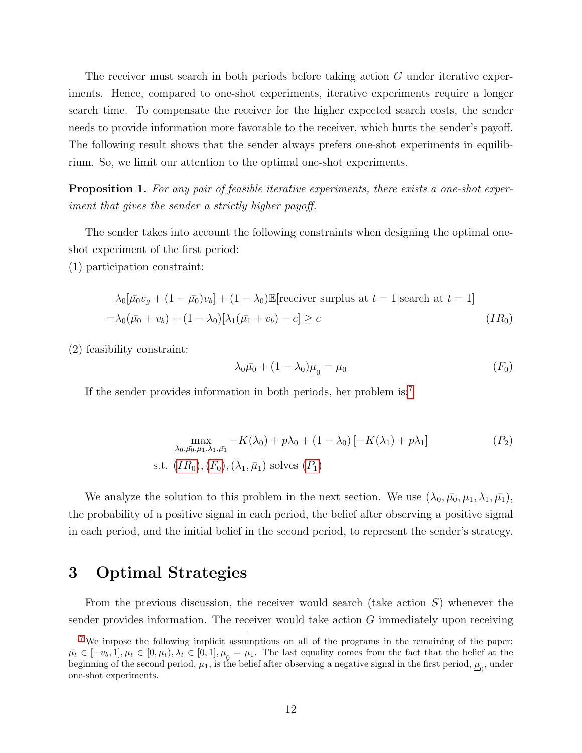The receiver must search in both periods before taking action $G$ under iterative experiments. Hence, compared to one-shot experiments, iterative experiments require a longer search time. To compensate the receiver for the higher expected search costs, the sender needs to provide information more favorable to the receiver, which hurts the sender's payoff. The following result shows that the sender always prefers one-shot experiments in equilibrium. So, we limit our attention to the optimal one-shot experiments.

**Proposition 1.** *For any pair of feasible iterative experiments, there exists a one-shot experiment that gives the sender a strictly higher payoff.*

The sender takes into account the following constraints when designing the optimal one-shot experiment of the first period:

(1) participation constraint:

$$
\begin{aligned}
&\lambda_0[\bar{\mu_0} v_g + (1-\bar{\mu_0})v_b] + (1-\lambda_0)\mathbb{E}[\text{receiver surplus at } t=1|\text{search at } t=1] \\
=&\lambda_0(\bar{\mu_0} + v_b) + (1-\lambda_0)[\lambda_1(\bar{\mu_1}+v_b) - c] \geq c \qquad (IR_0)
\end{aligned}
$$

(2) feasibility constraint:

$$
\lambda_0\bar{\mu_0} + (1-\lambda_0)\underline{\mu}_0 = \mu_0 \qquad (F_0)
$$

If the sender provides information in both periods, her problem is:[7]

$$
\begin{aligned}
\max_{\lambda_0,\bar{\mu_0},\mu_1,\lambda_1,\bar{\mu_1}} \; & -K(\lambda_0) + p\lambda_0 + (1-\lambda_0)\left[-K(\lambda_1) + p\lambda_1\right] \qquad (P_2) \\
\text{s.t. } & (IR_0), (F_0), (\lambda_1, \bar{\mu}_1) \text{ solves } (P_1)
\end{aligned}
$$

We analyze the solution to this problem in the next section. We use $(\lambda_0, \bar{\mu_0}, \mu_1, \lambda_1, \bar{\mu_1})$, the probability of a positive signal in each period, the belief after observing a positive signal in each period, and the initial belief in the second period, to represent the sender's strategy.

# 3 Optimal Strategies

From the previous discussion, the receiver would search (take action $S$) whenever the sender provides information. The receiver would take action $G$ immediately upon receiving

[7] We impose the following implicit assumptions on all of the programs in the remaining of the paper: $\bar{\mu_t} \in [-v_b, 1], \underline{\mu_t} \in [0, \mu_t), \lambda_t \in [0,1], \underline{\mu}_0 = \mu_1$. The last equality comes from the fact that the belief at the beginning of the second period, $\mu_1$, is the belief after observing a negative signal in the first period, $\underline{\mu}_0$, under one-shot experiments.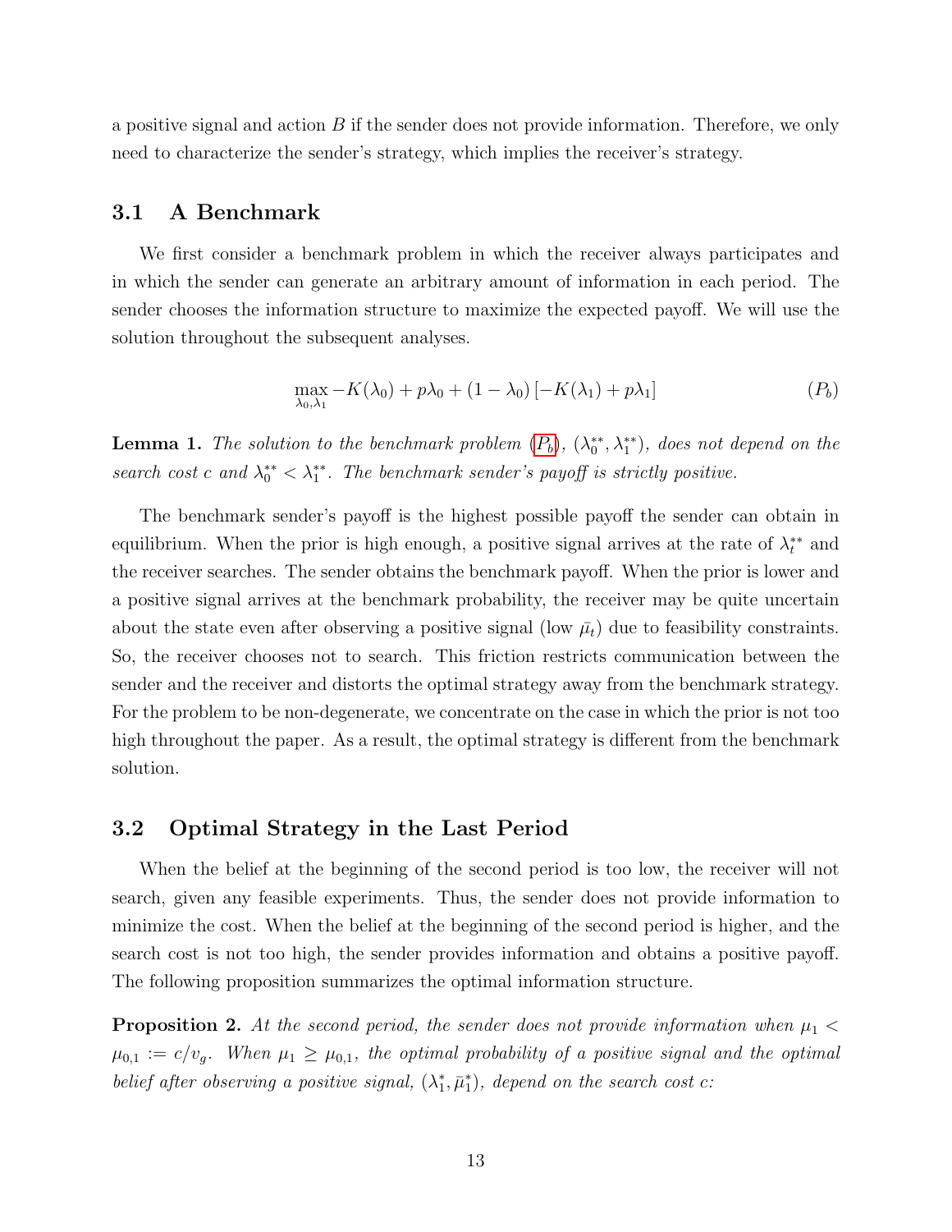a positive signal and action $B$ if the sender does not provide information. Therefore, we only need to characterize the sender's strategy, which implies the receiver's strategy.

## 3.1 A Benchmark

We first consider a benchmark problem in which the receiver always participates and in which the sender can generate an arbitrary amount of information in each period. The sender chooses the information structure to maximize the expected payoff. We will use the solution throughout the subsequent analyses.

$$\max_{\lambda_0,\lambda_1} -K(\lambda_0) + p\lambda_0 + (1-\lambda_0)\left[-K(\lambda_1) + p\lambda_1\right] \tag{$P_b$}$$

**Lemma 1.** *The solution to the benchmark problem ($P_b$), $(\lambda_0^{**}, \lambda_1^{**})$, does not depend on the search cost $c$ and $\lambda_0^{**} < \lambda_1^{**}$. The benchmark sender's payoff is strictly positive.*

The benchmark sender's payoff is the highest possible payoff the sender can obtain in equilibrium. When the prior is high enough, a positive signal arrives at the rate of $\lambda_t^{**}$ and the receiver searches. The sender obtains the benchmark payoff. When the prior is lower and a positive signal arrives at the benchmark probability, the receiver may be quite uncertain about the state even after observing a positive signal (low $\bar{\mu}_t$) due to feasibility constraints. So, the receiver chooses not to search. This friction restricts communication between the sender and the receiver and distorts the optimal strategy away from the benchmark strategy. For the problem to be non-degenerate, we concentrate on the case in which the prior is not too high throughout the paper. As a result, the optimal strategy is different from the benchmark solution.

## 3.2 Optimal Strategy in the Last Period

When the belief at the beginning of the second period is too low, the receiver will not search, given any feasible experiments. Thus, the sender does not provide information to minimize the cost. When the belief at the beginning of the second period is higher, and the search cost is not too high, the sender provides information and obtains a positive payoff. The following proposition summarizes the optimal information structure.

**Proposition 2.** *At the second period, the sender does not provide information when $\mu_1 < \mu_{0,1} := c/v_g$. When $\mu_1 \geq \mu_{0,1}$, the optimal probability of a positive signal and the optimal belief after observing a positive signal, $(\lambda_1^*, \bar{\mu}_1^*)$, depend on the search cost $c$:*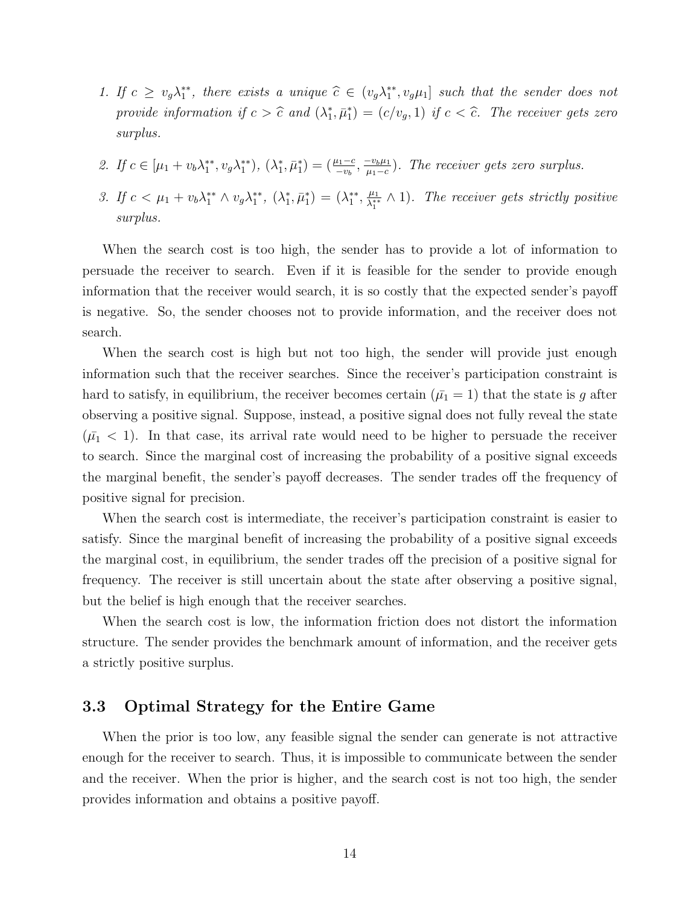1. *If $c \geq v_g \lambda_1^{**}$, there exists a unique $\widehat{c} \in (v_g \lambda_1^{**}, v_g \mu_1]$ such that the sender does not provide information if $c > \widehat{c}$ and $(\lambda_1^*, \bar{\mu}_1^*) = (c/v_g, 1)$ if $c < \widehat{c}$. The receiver gets zero surplus.*

2. *If $c \in [\mu_1 + v_b \lambda_1^{**}, v_g \lambda_1^{**})$, $(\lambda_1^*, \bar{\mu}_1^*) = (\frac{\mu_1 - c}{-v_b}, \frac{-v_b \mu_1}{\mu_1 - c})$. The receiver gets zero surplus.*

3. *If $c < \mu_1 + v_b \lambda_1^{**} \wedge v_g \lambda_1^{**}$, $(\lambda_1^*, \bar{\mu}_1^*) = (\lambda_1^{**}, \frac{\mu_1}{\lambda_1^{**}} \wedge 1)$. The receiver gets strictly positive surplus.*

When the search cost is too high, the sender has to provide a lot of information to persuade the receiver to search. Even if it is feasible for the sender to provide enough information that the receiver would search, it is so costly that the expected sender's payoff is negative. So, the sender chooses not to provide information, and the receiver does not search.

When the search cost is high but not too high, the sender will provide just enough information such that the receiver searches. Since the receiver's participation constraint is hard to satisfy, in equilibrium, the receiver becomes certain ($\bar{\mu_1} = 1$) that the state is $g$ after observing a positive signal. Suppose, instead, a positive signal does not fully reveal the state ($\bar{\mu_1} < 1$). In that case, its arrival rate would need to be higher to persuade the receiver to search. Since the marginal cost of increasing the probability of a positive signal exceeds the marginal benefit, the sender's payoff decreases. The sender trades off the frequency of positive signal for precision.

When the search cost is intermediate, the receiver's participation constraint is easier to satisfy. Since the marginal benefit of increasing the probability of a positive signal exceeds the marginal cost, in equilibrium, the sender trades off the precision of a positive signal for frequency. The receiver is still uncertain about the state after observing a positive signal, but the belief is high enough that the receiver searches.

When the search cost is low, the information friction does not distort the information structure. The sender provides the benchmark amount of information, and the receiver gets a strictly positive surplus.

### 3.3 Optimal Strategy for the Entire Game

When the prior is too low, any feasible signal the sender can generate is not attractive enough for the receiver to search. Thus, it is impossible to communicate between the sender and the receiver. When the prior is higher, and the search cost is not too high, the sender provides information and obtains a positive payoff.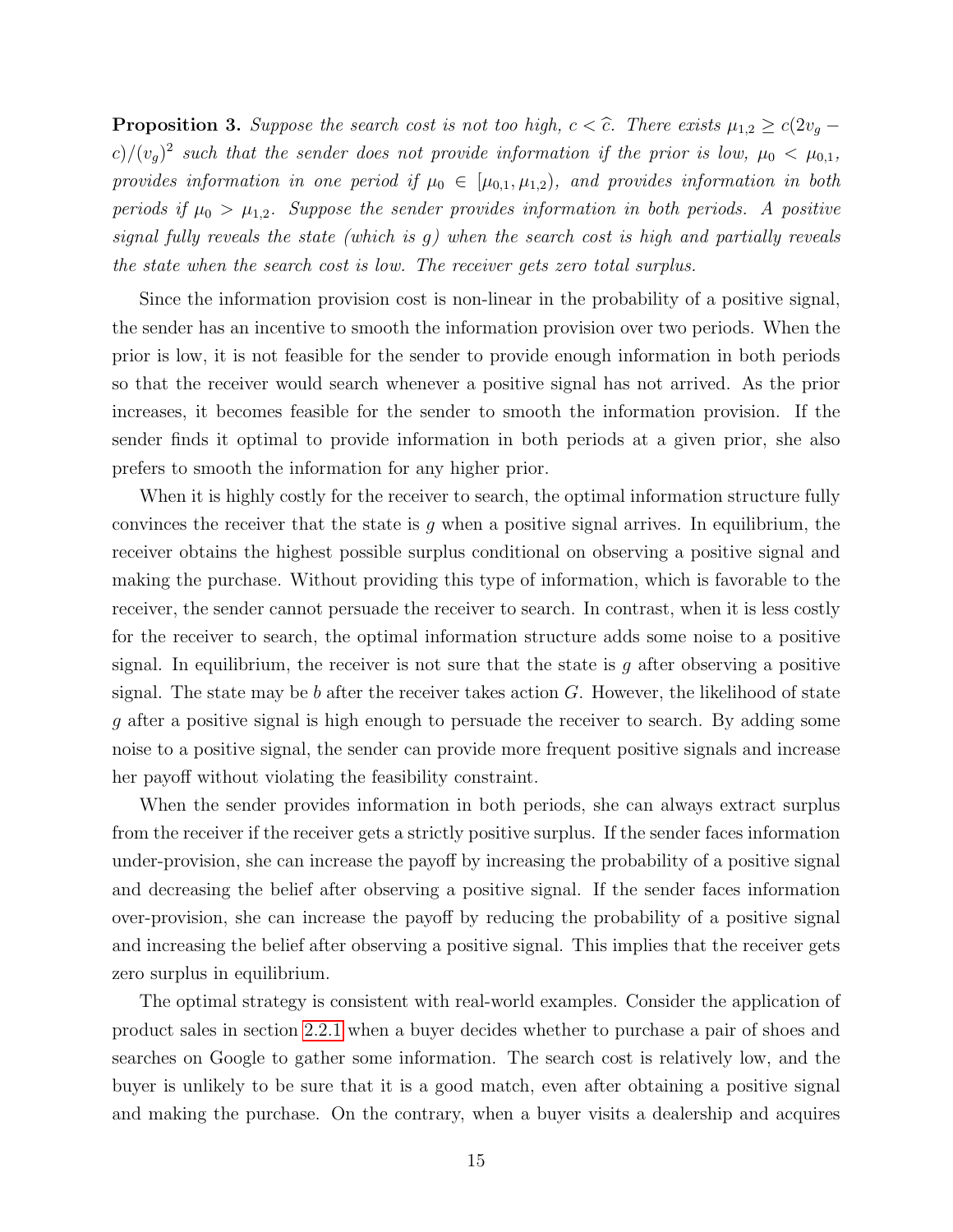**Proposition 3.** *Suppose the search cost is not too high, $c < \widehat{c}$. There exists $\mu_{1,2} \geq c(2v_g - c)/(v_g)^2$ such that the sender does not provide information if the prior is low, $\mu_0 < \mu_{0,1}$, provides information in one period if $\mu_0 \in [\mu_{0,1}, \mu_{1,2})$, and provides information in both periods if $\mu_0 > \mu_{1,2}$. Suppose the sender provides information in both periods. A positive signal fully reveals the state (which is $g$) when the search cost is high and partially reveals the state when the search cost is low. The receiver gets zero total surplus.*

Since the information provision cost is non-linear in the probability of a positive signal, the sender has an incentive to smooth the information provision over two periods. When the prior is low, it is not feasible for the sender to provide enough information in both periods so that the receiver would search whenever a positive signal has not arrived. As the prior increases, it becomes feasible for the sender to smooth the information provision. If the sender finds it optimal to provide information in both periods at a given prior, she also prefers to smooth the information for any higher prior.

When it is highly costly for the receiver to search, the optimal information structure fully convinces the receiver that the state is $g$ when a positive signal arrives. In equilibrium, the receiver obtains the highest possible surplus conditional on observing a positive signal and making the purchase. Without providing this type of information, which is favorable to the receiver, the sender cannot persuade the receiver to search. In contrast, when it is less costly for the receiver to search, the optimal information structure adds some noise to a positive signal. In equilibrium, the receiver is not sure that the state is $g$ after observing a positive signal. The state may be $b$ after the receiver takes action $G$. However, the likelihood of state $g$ after a positive signal is high enough to persuade the receiver to search. By adding some noise to a positive signal, the sender can provide more frequent positive signals and increase her payoff without violating the feasibility constraint.

When the sender provides information in both periods, she can always extract surplus from the receiver if the receiver gets a strictly positive surplus. If the sender faces information under-provision, she can increase the payoff by increasing the probability of a positive signal and decreasing the belief after observing a positive signal. If the sender faces information over-provision, she can increase the payoff by reducing the probability of a positive signal and increasing the belief after observing a positive signal. This implies that the receiver gets zero surplus in equilibrium.

The optimal strategy is consistent with real-world examples. Consider the application of product sales in section 2.2.1 when a buyer decides whether to purchase a pair of shoes and searches on Google to gather some information. The search cost is relatively low, and the buyer is unlikely to be sure that it is a good match, even after obtaining a positive signal and making the purchase. On the contrary, when a buyer visits a dealership and acquires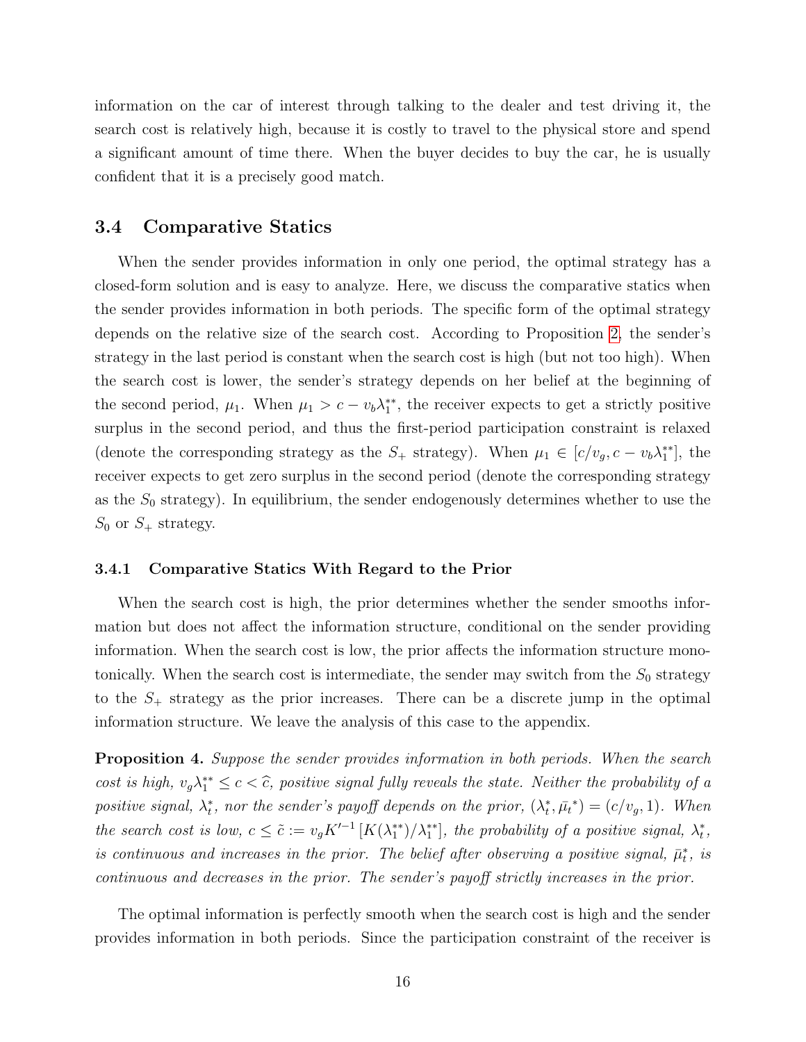information on the car of interest through talking to the dealer and test driving it, the search cost is relatively high, because it is costly to travel to the physical store and spend a significant amount of time there. When the buyer decides to buy the car, he is usually confident that it is a precisely good match.

### 3.4 Comparative Statics

When the sender provides information in only one period, the optimal strategy has a closed-form solution and is easy to analyze. Here, we discuss the comparative statics when the sender provides information in both periods. The specific form of the optimal strategy depends on the relative size of the search cost. According to Proposition 2, the sender's strategy in the last period is constant when the search cost is high (but not too high). When the search cost is lower, the sender's strategy depends on her belief at the beginning of the second period, $\mu_1$. When $\mu_1 > c - v_b\lambda_1^{**}$, the receiver expects to get a strictly positive surplus in the second period, and thus the first-period participation constraint is relaxed (denote the corresponding strategy as the $S_+$ strategy). When $\mu_1 \in [c/v_g, c - v_b\lambda_1^{**}]$, the receiver expects to get zero surplus in the second period (denote the corresponding strategy as the $S_0$ strategy). In equilibrium, the sender endogenously determines whether to use the $S_0$ or $S_+$ strategy.

#### 3.4.1 Comparative Statics With Regard to the Prior

When the search cost is high, the prior determines whether the sender smooths information but does not affect the information structure, conditional on the sender providing information. When the search cost is low, the prior affects the information structure monotonically. When the search cost is intermediate, the sender may switch from the $S_0$ strategy to the $S_+$ strategy as the prior increases. There can be a discrete jump in the optimal information structure. We leave the analysis of this case to the appendix.

**Proposition 4.** *Suppose the sender provides information in both periods. When the search cost is high, $v_g\lambda_1^{**} \le c < \widehat{c}$, positive signal fully reveals the state. Neither the probability of a positive signal, $\lambda_t^*$, nor the sender's payoff depends on the prior, $(\lambda_t^*, \bar{\mu}_t{}^*) = (c/v_g, 1)$. When the search cost is low, $c \le \tilde{c} := v_g K'^{-1}\left[K(\lambda_1^{**})/\lambda_1^{**}\right]$, the probability of a positive signal, $\lambda_t^*$, is continuous and increases in the prior. The belief after observing a positive signal, $\bar{\mu}_t^*$, is continuous and decreases in the prior. The sender's payoff strictly increases in the prior.*

The optimal information is perfectly smooth when the search cost is high and the sender provides information in both periods. Since the participation constraint of the receiver is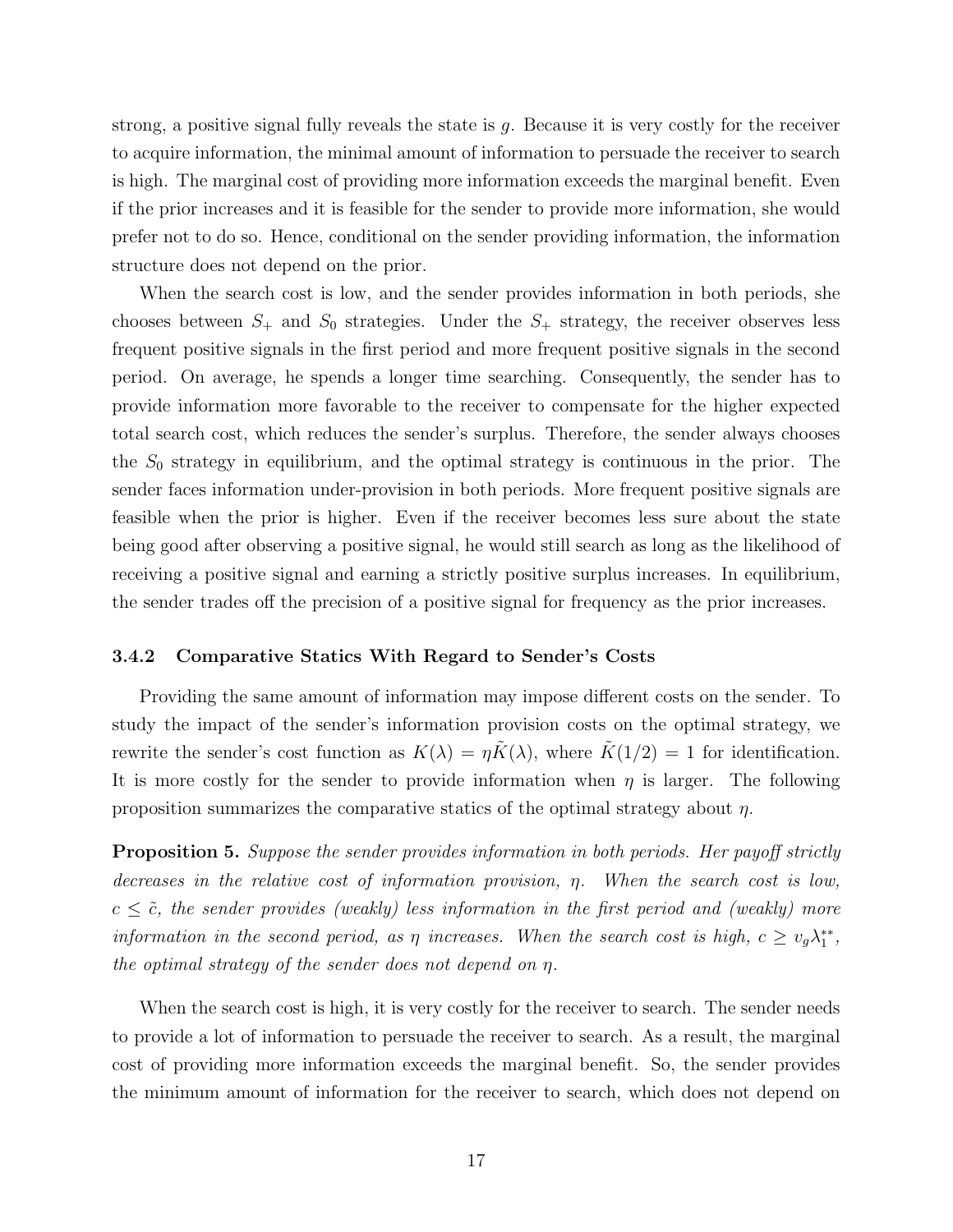strong, a positive signal fully reveals the state is $g$. Because it is very costly for the receiver to acquire information, the minimal amount of information to persuade the receiver to search is high. The marginal cost of providing more information exceeds the marginal benefit. Even if the prior increases and it is feasible for the sender to provide more information, she would prefer not to do so. Hence, conditional on the sender providing information, the information structure does not depend on the prior.

When the search cost is low, and the sender provides information in both periods, she chooses between $S_+$ and $S_0$ strategies. Under the $S_+$ strategy, the receiver observes less frequent positive signals in the first period and more frequent positive signals in the second period. On average, he spends a longer time searching. Consequently, the sender has to provide information more favorable to the receiver to compensate for the higher expected total search cost, which reduces the sender's surplus. Therefore, the sender always chooses the $S_0$ strategy in equilibrium, and the optimal strategy is continuous in the prior. The sender faces information under-provision in both periods. More frequent positive signals are feasible when the prior is higher. Even if the receiver becomes less sure about the state being good after observing a positive signal, he would still search as long as the likelihood of receiving a positive signal and earning a strictly positive surplus increases. In equilibrium, the sender trades off the precision of a positive signal for frequency as the prior increases.

### 3.4.2 Comparative Statics With Regard to Sender's Costs

Providing the same amount of information may impose different costs on the sender. To study the impact of the sender's information provision costs on the optimal strategy, we rewrite the sender's cost function as $K(\lambda) = \eta\tilde{K}(\lambda)$, where $\tilde{K}(1/2) = 1$ for identification. It is more costly for the sender to provide information when $\eta$ is larger. The following proposition summarizes the comparative statics of the optimal strategy about $\eta$.

**Proposition 5.** *Suppose the sender provides information in both periods. Her payoff strictly decreases in the relative cost of information provision, $\eta$. When the search cost is low, $c \leq \tilde{c}$, the sender provides (weakly) less information in the first period and (weakly) more information in the second period, as $\eta$ increases. When the search cost is high, $c \geq v_g\lambda_1^{**}$, the optimal strategy of the sender does not depend on $\eta$.*

When the search cost is high, it is very costly for the receiver to search. The sender needs to provide a lot of information to persuade the receiver to search. As a result, the marginal cost of providing more information exceeds the marginal benefit. So, the sender provides the minimum amount of information for the receiver to search, which does not depend on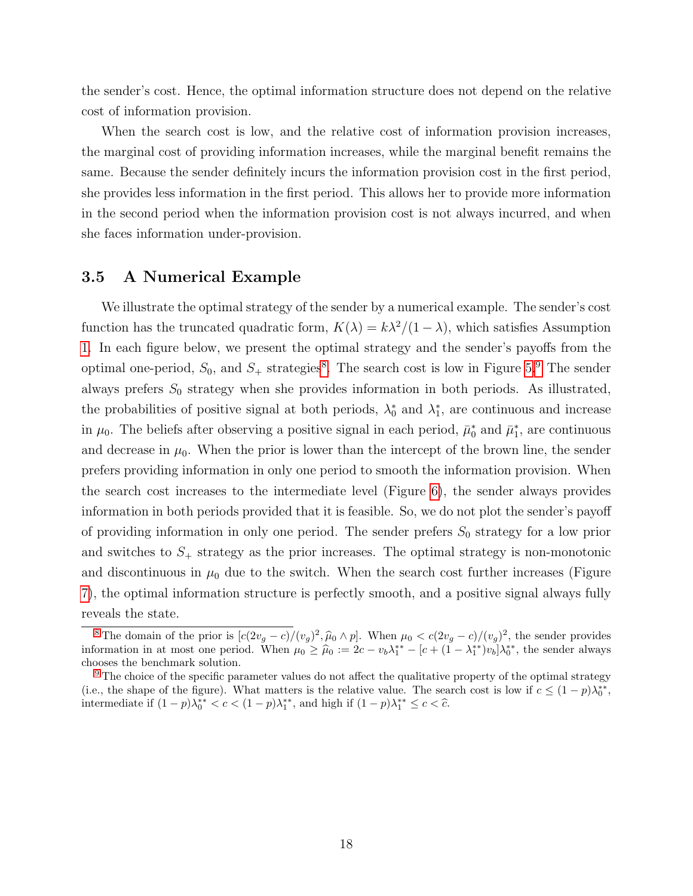the sender's cost. Hence, the optimal information structure does not depend on the relative cost of information provision.

When the search cost is low, and the relative cost of information provision increases, the marginal cost of providing information increases, while the marginal benefit remains the same. Because the sender definitely incurs the information provision cost in the first period, she provides less information in the first period. This allows her to provide more information in the second period when the information provision cost is not always incurred, and when she faces information under-provision.

### 3.5 A Numerical Example

We illustrate the optimal strategy of the sender by a numerical example. The sender's cost function has the truncated quadratic form, $K(\lambda) = k\lambda^2/(1-\lambda)$, which satisfies Assumption 1. In each figure below, we present the optimal strategy and the sender's payoffs from the optimal one-period, $S_0$, and $S_+$ strategies[8]. The search cost is low in Figure 5.[9] The sender always prefers $S_0$ strategy when she provides information in both periods. As illustrated, the probabilities of positive signal at both periods, $\lambda_0^*$ and $\lambda_1^*$, are continuous and increase in $\mu_0$. The beliefs after observing a positive signal in each period, $\bar{\mu}_0^*$ and $\bar{\mu}_1^*$, are continuous and decrease in $\mu_0$. When the prior is lower than the intercept of the brown line, the sender prefers providing information in only one period to smooth the information provision. When the search cost increases to the intermediate level (Figure 6), the sender always provides information in both periods provided that it is feasible. So, we do not plot the sender's payoff of providing information in only one period. The sender prefers $S_0$ strategy for a low prior and switches to $S_+$ strategy as the prior increases. The optimal strategy is non-monotonic and discontinuous in $\mu_0$ due to the switch. When the search cost further increases (Figure 7), the optimal information structure is perfectly smooth, and a positive signal always fully reveals the state.

[8] The domain of the prior is $[c(2v_g - c)/(v_g)^2, \widehat{\mu}_0 \wedge p]$. When $\mu_0 < c(2v_g - c)/(v_g)^2$, the sender provides information in at most one period. When $\mu_0 \geq \widehat{\mu}_0 := 2c - v_b\lambda_1^{**} - [c + (1-\lambda_1^{**})v_b]\lambda_0^{**}$, the sender always chooses the benchmark solution.

[9] The choice of the specific parameter values do not affect the qualitative property of the optimal strategy (i.e., the shape of the figure). What matters is the relative value. The search cost is low if $c \leq (1-p)\lambda_0^{**}$, intermediate if $(1-p)\lambda_0^{**} < c < (1-p)\lambda_1^{**}$, and high if $(1-p)\lambda_1^{**} \leq c < \widehat{c}$.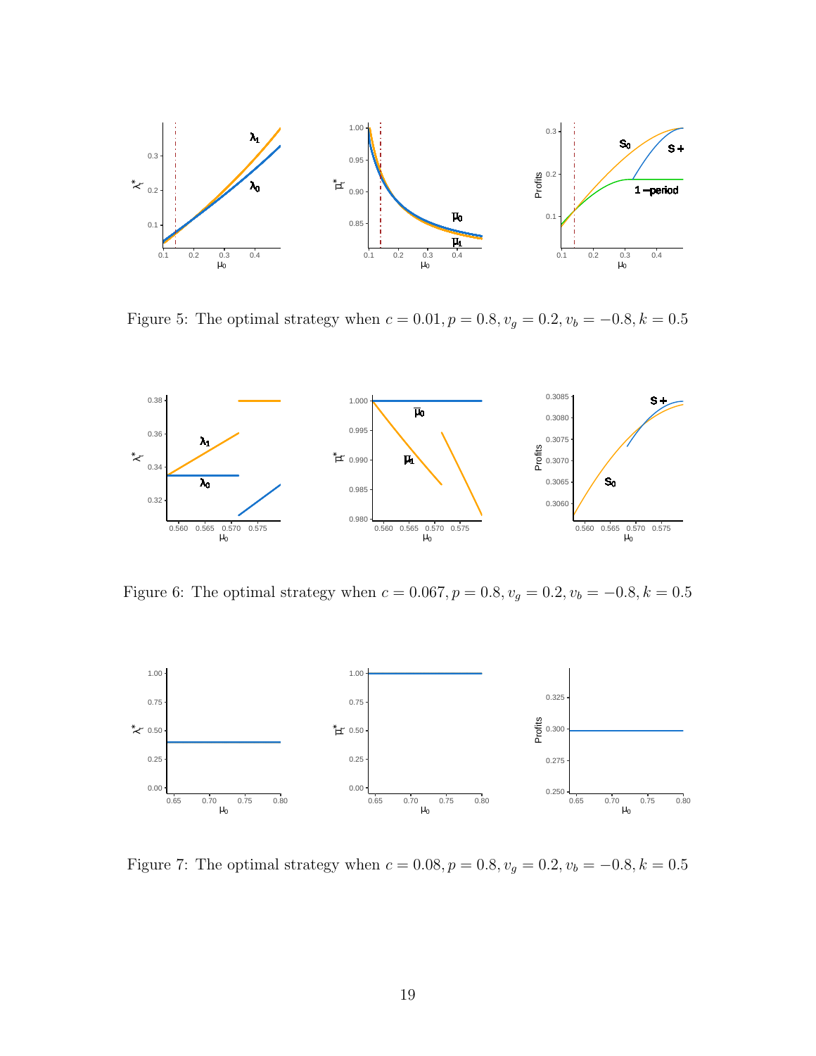Figure 5: The optimal strategy when $c = 0.01, p = 0.8, v_g = 0.2, v_b = -0.8, k = 0.5$

Figure 6: The optimal strategy when $c = 0.067, p = 0.8, v_g = 0.2, v_b = -0.8, k = 0.5$

Figure 7: The optimal strategy when $c = 0.08, p = 0.8, v_g = 0.2, v_b = -0.8, k = 0.5$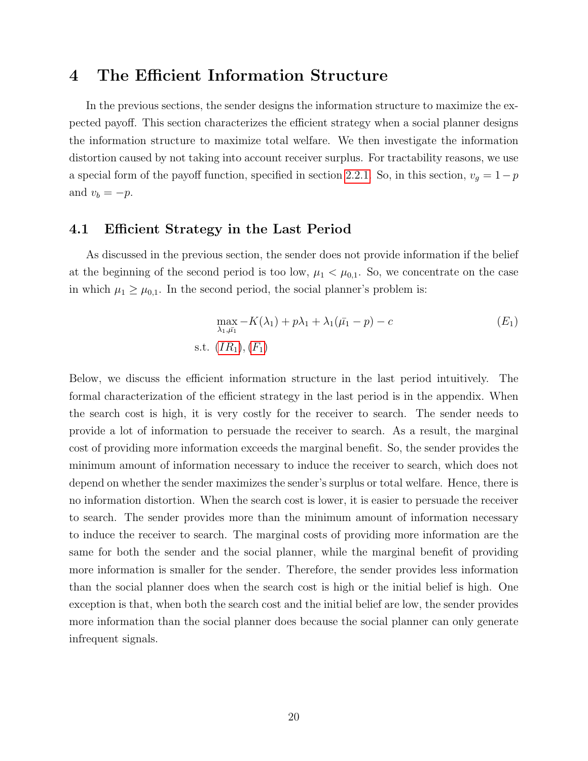# 4 The Efficient Information Structure

In the previous sections, the sender designs the information structure to maximize the expected payoff. This section characterizes the efficient strategy when a social planner designs the information structure to maximize total welfare. We then investigate the information distortion caused by not taking into account receiver surplus. For tractability reasons, we use a special form of the payoff function, specified in section 2.2.1. So, in this section, $v_g = 1-p$ and $v_b = -p$.

## 4.1 Efficient Strategy in the Last Period

As discussed in the previous section, the sender does not provide information if the belief at the beginning of the second period is too low, $\mu_1 < \mu_{0,1}$. So, we concentrate on the case in which $\mu_1 \geq \mu_{0,1}$. In the second period, the social planner's problem is:

$$\max_{\lambda_1, \bar{\mu_1}} -K(\lambda_1) + p\lambda_1 + \lambda_1(\bar{\mu_1} - p) - c \tag{$E_1$}$$

$$\text{s.t. } (IR_1), (F_1)$$

Below, we discuss the efficient information structure in the last period intuitively. The formal characterization of the efficient strategy in the last period is in the appendix. When the search cost is high, it is very costly for the receiver to search. The sender needs to provide a lot of information to persuade the receiver to search. As a result, the marginal cost of providing more information exceeds the marginal benefit. So, the sender provides the minimum amount of information necessary to induce the receiver to search, which does not depend on whether the sender maximizes the sender's surplus or total welfare. Hence, there is no information distortion. When the search cost is lower, it is easier to persuade the receiver to search. The sender provides more than the minimum amount of information necessary to induce the receiver to search. The marginal costs of providing more information are the same for both the sender and the social planner, while the marginal benefit of providing more information is smaller for the sender. Therefore, the sender provides less information than the social planner does when the search cost is high or the initial belief is high. One exception is that, when both the search cost and the initial belief are low, the sender provides more information than the social planner does because the social planner can only generate infrequent signals.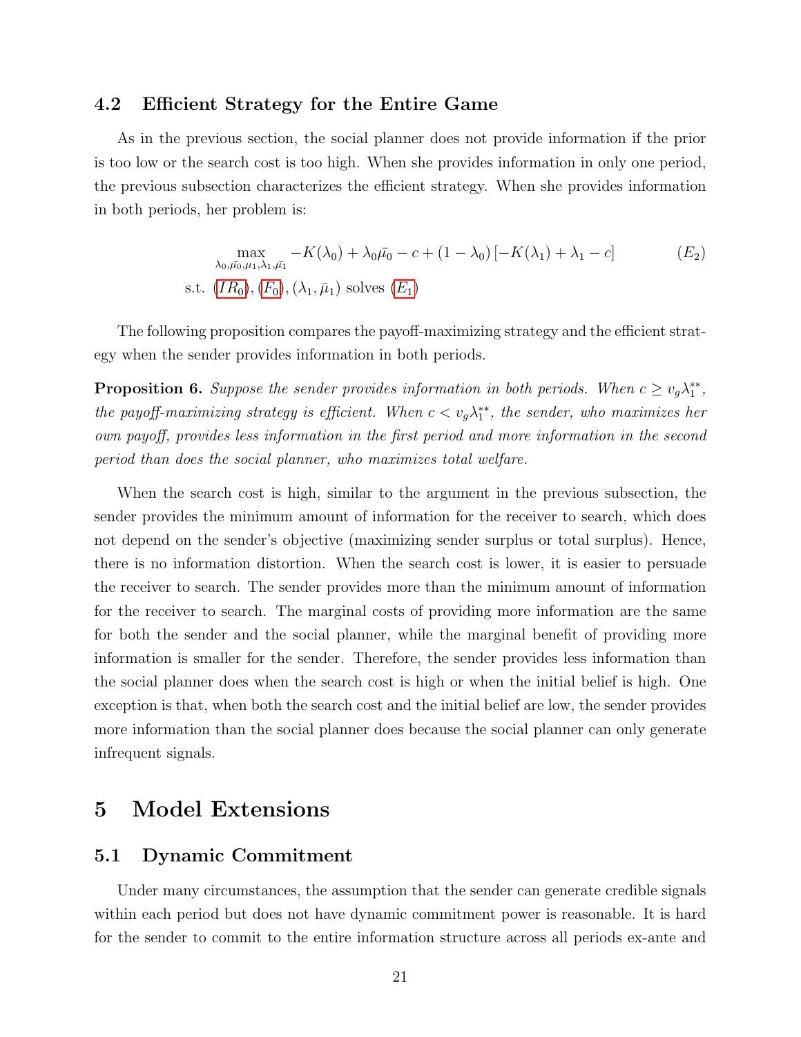### 4.2 Efficient Strategy for the Entire Game

As in the previous section, the social planner does not provide information if the prior is too low or the search cost is too high. When she provides information in only one period, the previous subsection characterizes the efficient strategy. When she provides information in both periods, her problem is:

$$\max_{\lambda_0,\bar{\mu_0},\mu_1,\lambda_1,\bar{\mu_1}} -K(\lambda_0) + \lambda_0\bar{\mu_0} - c + (1-\lambda_0)\left[-K(\lambda_1) + \lambda_1 - c\right] \tag{$E_2$}$$
$$\text{s.t. } (IR_0), (F_0), (\lambda_1, \bar{\mu}_1) \text{ solves } (E_1)$$

The following proposition compares the payoff-maximizing strategy and the efficient strategy when the sender provides information in both periods.

**Proposition 6.** *Suppose the sender provides information in both periods. When $c \geq v_g\lambda_1^{**}$, the payoff-maximizing strategy is efficient. When $c < v_g\lambda_1^{**}$, the sender, who maximizes her own payoff, provides less information in the first period and more information in the second period than does the social planner, who maximizes total welfare.*

When the search cost is high, similar to the argument in the previous subsection, the sender provides the minimum amount of information for the receiver to search, which does not depend on the sender's objective (maximizing sender surplus or total surplus). Hence, there is no information distortion. When the search cost is lower, it is easier to persuade the receiver to search. The sender provides more than the minimum amount of information for the receiver to search. The marginal costs of providing more information are the same for both the sender and the social planner, while the marginal benefit of providing more information is smaller for the sender. Therefore, the sender provides less information than the social planner does when the search cost is high or when the initial belief is high. One exception is that, when both the search cost and the initial belief are low, the sender provides more information than the social planner does because the social planner can only generate infrequent signals.

# 5 Model Extensions

## 5.1 Dynamic Commitment

Under many circumstances, the assumption that the sender can generate credible signals within each period but does not have dynamic commitment power is reasonable. It is hard for the sender to commit to the entire information structure across all periods ex-ante and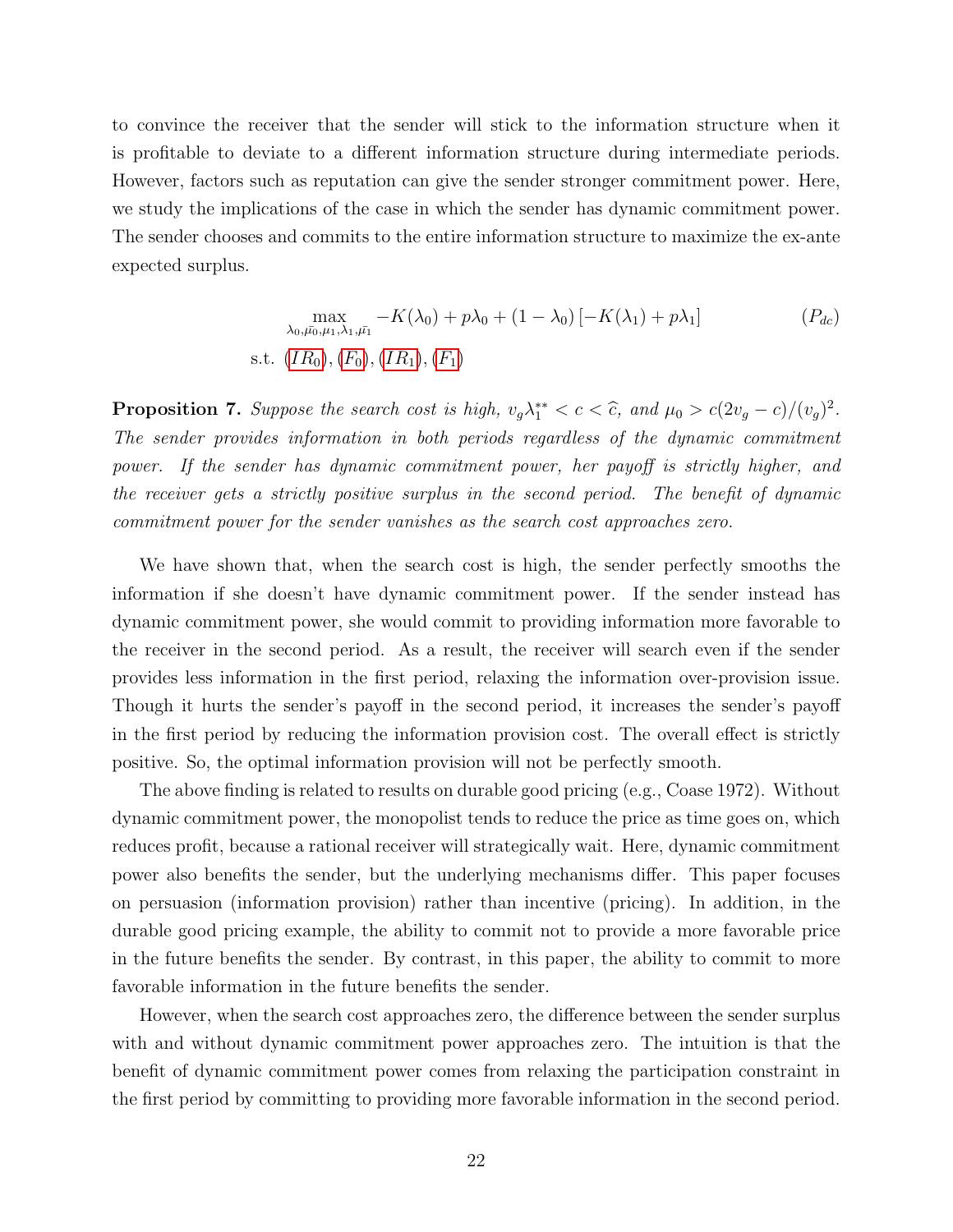to convince the receiver that the sender will stick to the information structure when it is profitable to deviate to a different information structure during intermediate periods. However, factors such as reputation can give the sender stronger commitment power. Here, we study the implications of the case in which the sender has dynamic commitment power. The sender chooses and commits to the entire information structure to maximize the ex-ante expected surplus.

$$\max_{\lambda_0,\bar{\mu_0},\mu_1,\lambda_1,\bar{\mu_1}} -K(\lambda_0) + p\lambda_0 + (1-\lambda_0)\left[-K(\lambda_1) + p\lambda_1\right] \qquad (P_{dc})$$
$$\text{s.t. } (IR_0), (F_0), (IR_1), (F_1)$$

**Proposition 7.** *Suppose the search cost is high, $v_g\lambda_1^{**} < c < \widehat{c}$, and $\mu_0 > c(2v_g - c)/(v_g)^2$. The sender provides information in both periods regardless of the dynamic commitment power. If the sender has dynamic commitment power, her payoff is strictly higher, and the receiver gets a strictly positive surplus in the second period. The benefit of dynamic commitment power for the sender vanishes as the search cost approaches zero.*

We have shown that, when the search cost is high, the sender perfectly smooths the information if she doesn't have dynamic commitment power. If the sender instead has dynamic commitment power, she would commit to providing information more favorable to the receiver in the second period. As a result, the receiver will search even if the sender provides less information in the first period, relaxing the information over-provision issue. Though it hurts the sender's payoff in the second period, it increases the sender's payoff in the first period by reducing the information provision cost. The overall effect is strictly positive. So, the optimal information provision will not be perfectly smooth.

The above finding is related to results on durable good pricing (e.g., Coase 1972). Without dynamic commitment power, the monopolist tends to reduce the price as time goes on, which reduces profit, because a rational receiver will strategically wait. Here, dynamic commitment power also benefits the sender, but the underlying mechanisms differ. This paper focuses on persuasion (information provision) rather than incentive (pricing). In addition, in the durable good pricing example, the ability to commit not to provide a more favorable price in the future benefits the sender. By contrast, in this paper, the ability to commit to more favorable information in the future benefits the sender.

However, when the search cost approaches zero, the difference between the sender surplus with and without dynamic commitment power approaches zero. The intuition is that the benefit of dynamic commitment power comes from relaxing the participation constraint in the first period by committing to providing more favorable information in the second period.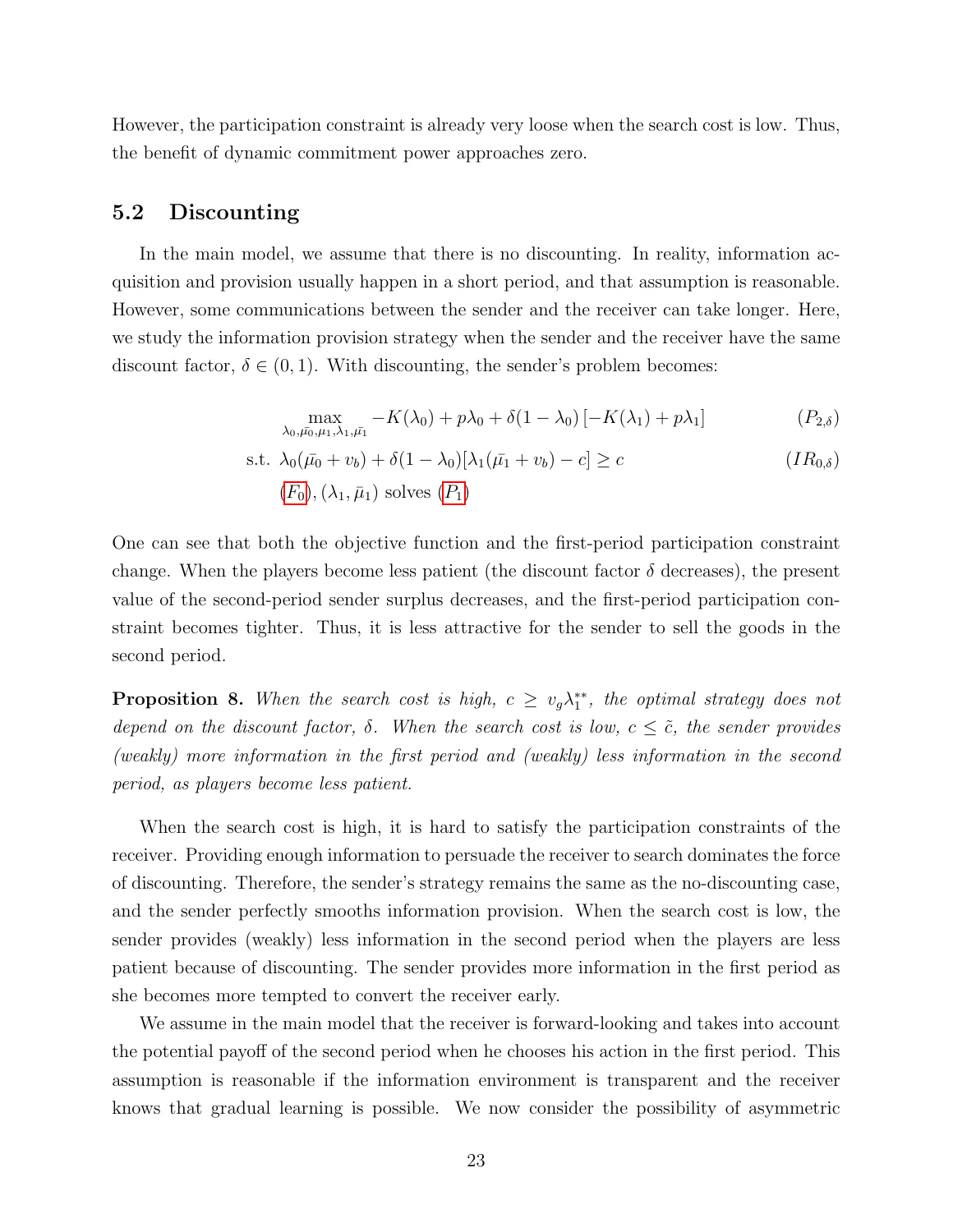However, the participation constraint is already very loose when the search cost is low. Thus, the benefit of dynamic commitment power approaches zero.

## 5.2 Discounting

In the main model, we assume that there is no discounting. In reality, information acquisition and provision usually happen in a short period, and that assumption is reasonable. However, some communications between the sender and the receiver can take longer. Here, we study the information provision strategy when the sender and the receiver have the same discount factor, $\delta \in (0, 1)$. With discounting, the sender's problem becomes:

$$\max_{\lambda_0, \bar{\mu_0}, \mu_1, \lambda_1, \bar{\mu_1}} -K(\lambda_0) + p\lambda_0 + \delta(1-\lambda_0)\left[-K(\lambda_1) + p\lambda_1\right] \tag{$P_{2,\delta}$}$$

$$\text{s.t. } \lambda_0(\bar{\mu_0} + v_b) + \delta(1-\lambda_0)[\lambda_1(\bar{\mu_1} + v_b) - c] \geq c \tag{$IR_{0,\delta}$}$$

$$(F_0), (\lambda_1, \bar{\mu}_1) \text{ solves } (P_1)$$

One can see that both the objective function and the first-period participation constraint change. When the players become less patient (the discount factor $\delta$ decreases), the present value of the second-period sender surplus decreases, and the first-period participation constraint becomes tighter. Thus, it is less attractive for the sender to sell the goods in the second period.

**Proposition 8.** *When the search cost is high, $c \geq v_g \lambda_1^{**}$, the optimal strategy does not depend on the discount factor, $\delta$. When the search cost is low, $c \leq \tilde{c}$, the sender provides (weakly) more information in the first period and (weakly) less information in the second period, as players become less patient.*

When the search cost is high, it is hard to satisfy the participation constraints of the receiver. Providing enough information to persuade the receiver to search dominates the force of discounting. Therefore, the sender's strategy remains the same as the no-discounting case, and the sender perfectly smooths information provision. When the search cost is low, the sender provides (weakly) less information in the second period when the players are less patient because of discounting. The sender provides more information in the first period as she becomes more tempted to convert the receiver early.

We assume in the main model that the receiver is forward-looking and takes into account the potential payoff of the second period when he chooses his action in the first period. This assumption is reasonable if the information environment is transparent and the receiver knows that gradual learning is possible. We now consider the possibility of asymmetric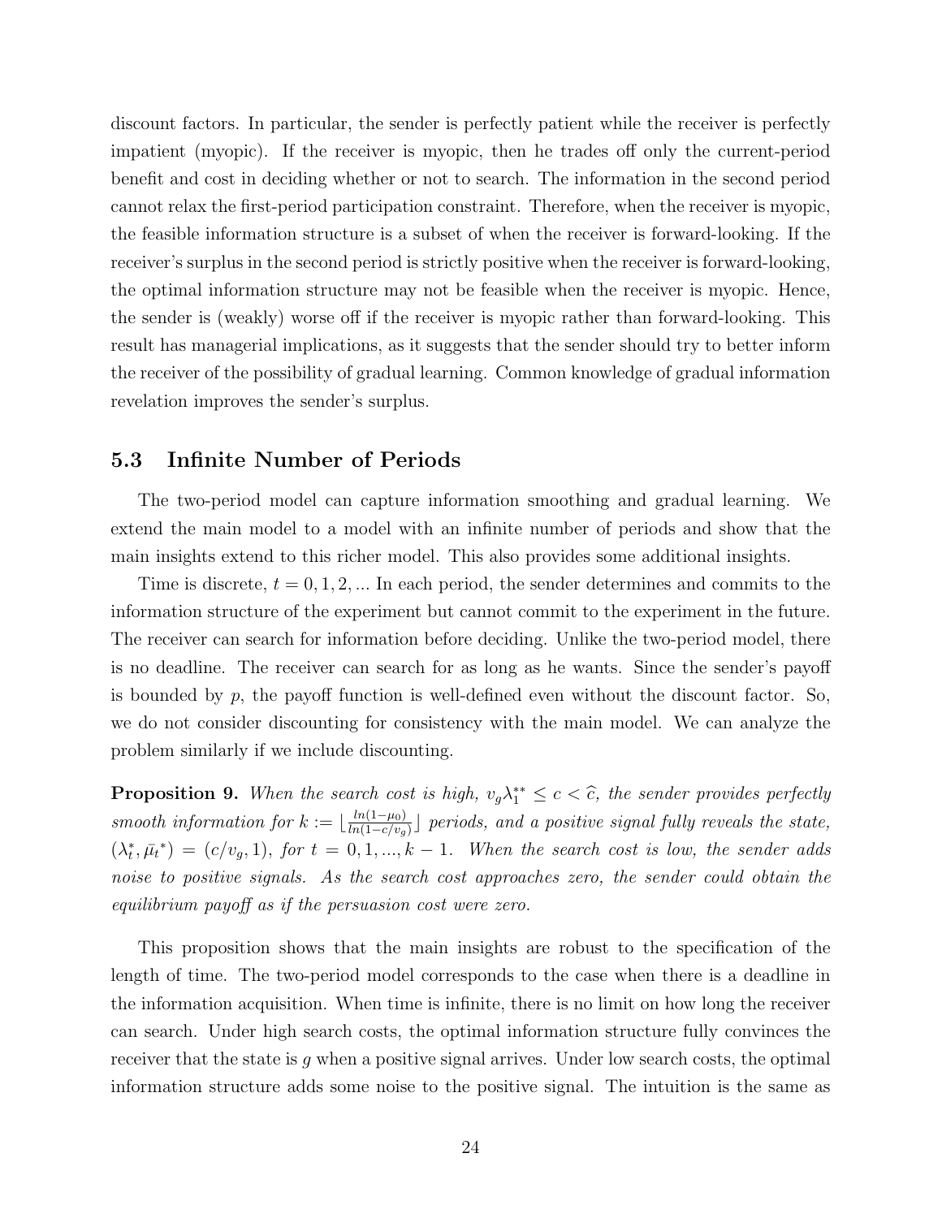discount factors. In particular, the sender is perfectly patient while the receiver is perfectly impatient (myopic). If the receiver is myopic, then he trades off only the current-period benefit and cost in deciding whether or not to search. The information in the second period cannot relax the first-period participation constraint. Therefore, when the receiver is myopic, the feasible information structure is a subset of when the receiver is forward-looking. If the receiver's surplus in the second period is strictly positive when the receiver is forward-looking, the optimal information structure may not be feasible when the receiver is myopic. Hence, the sender is (weakly) worse off if the receiver is myopic rather than forward-looking. This result has managerial implications, as it suggests that the sender should try to better inform the receiver of the possibility of gradual learning. Common knowledge of gradual information revelation improves the sender's surplus.

### 5.3 Infinite Number of Periods

The two-period model can capture information smoothing and gradual learning. We extend the main model to a model with an infinite number of periods and show that the main insights extend to this richer model. This also provides some additional insights.

Time is discrete, $t = 0, 1, 2, ...$ In each period, the sender determines and commits to the information structure of the experiment but cannot commit to the experiment in the future. The receiver can search for information before deciding. Unlike the two-period model, there is no deadline. The receiver can search for as long as he wants. Since the sender's payoff is bounded by $p$, the payoff function is well-defined even without the discount factor. So, we do not consider discounting for consistency with the main model. We can analyze the problem similarly if we include discounting.

**Proposition 9.** *When the search cost is high, $v_g\lambda_1^{**} \leq c < \widehat{c}$, the sender provides perfectly smooth information for $k := \lfloor \frac{ln(1-\mu_0)}{ln(1-c/v_g)} \rfloor$ periods, and a positive signal fully reveals the state, $(\lambda_t^*, \bar{\mu_t}^*) = (c/v_g, 1)$, for $t = 0, 1, ..., k-1$. When the search cost is low, the sender adds noise to positive signals. As the search cost approaches zero, the sender could obtain the equilibrium payoff as if the persuasion cost were zero.*

This proposition shows that the main insights are robust to the specification of the length of time. The two-period model corresponds to the case when there is a deadline in the information acquisition. When time is infinite, there is no limit on how long the receiver can search. Under high search costs, the optimal information structure fully convinces the receiver that the state is $g$ when a positive signal arrives. Under low search costs, the optimal information structure adds some noise to the positive signal. The intuition is the same as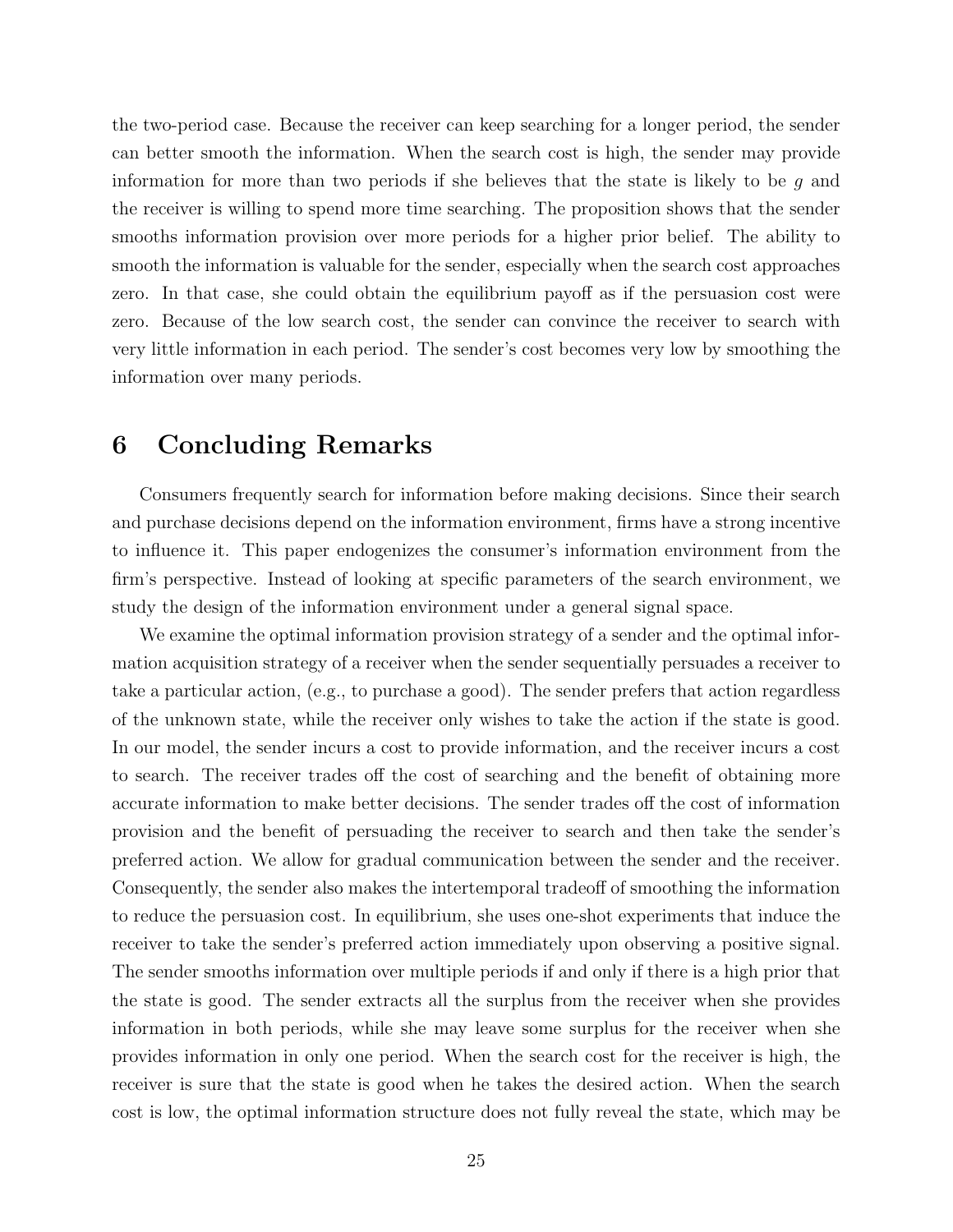the two-period case. Because the receiver can keep searching for a longer period, the sender can better smooth the information. When the search cost is high, the sender may provide information for more than two periods if she believes that the state is likely to be $g$ and the receiver is willing to spend more time searching. The proposition shows that the sender smooths information provision over more periods for a higher prior belief. The ability to smooth the information is valuable for the sender, especially when the search cost approaches zero. In that case, she could obtain the equilibrium payoff as if the persuasion cost were zero. Because of the low search cost, the sender can convince the receiver to search with very little information in each period. The sender's cost becomes very low by smoothing the information over many periods.

# 6 Concluding Remarks

Consumers frequently search for information before making decisions. Since their search and purchase decisions depend on the information environment, firms have a strong incentive to influence it. This paper endogenizes the consumer's information environment from the firm's perspective. Instead of looking at specific parameters of the search environment, we study the design of the information environment under a general signal space.

We examine the optimal information provision strategy of a sender and the optimal information acquisition strategy of a receiver when the sender sequentially persuades a receiver to take a particular action, (e.g., to purchase a good). The sender prefers that action regardless of the unknown state, while the receiver only wishes to take the action if the state is good. In our model, the sender incurs a cost to provide information, and the receiver incurs a cost to search. The receiver trades off the cost of searching and the benefit of obtaining more accurate information to make better decisions. The sender trades off the cost of information provision and the benefit of persuading the receiver to search and then take the sender's preferred action. We allow for gradual communication between the sender and the receiver. Consequently, the sender also makes the intertemporal tradeoff of smoothing the information to reduce the persuasion cost. In equilibrium, she uses one-shot experiments that induce the receiver to take the sender's preferred action immediately upon observing a positive signal. The sender smooths information over multiple periods if and only if there is a high prior that the state is good. The sender extracts all the surplus from the receiver when she provides information in both periods, while she may leave some surplus for the receiver when she provides information in only one period. When the search cost for the receiver is high, the receiver is sure that the state is good when he takes the desired action. When the search cost is low, the optimal information structure does not fully reveal the state, which may be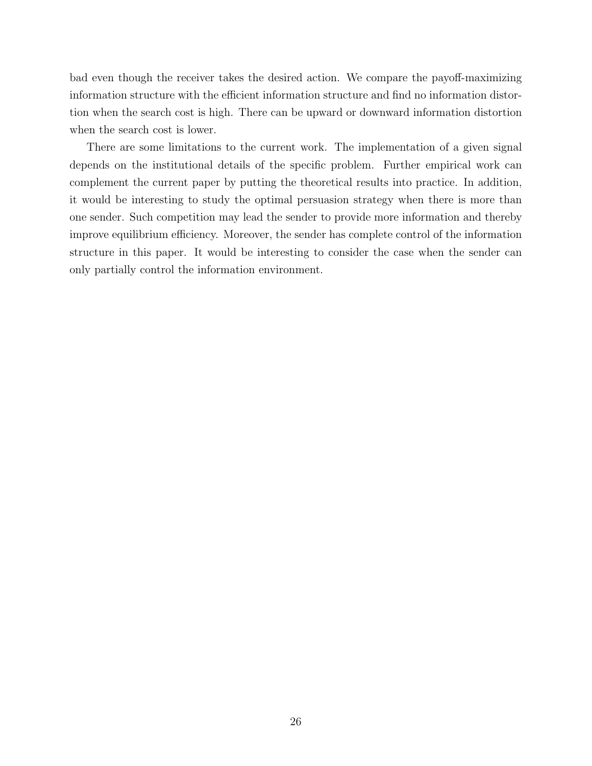bad even though the receiver takes the desired action. We compare the payoff-maximizing information structure with the efficient information structure and find no information distortion when the search cost is high. There can be upward or downward information distortion when the search cost is lower.

There are some limitations to the current work. The implementation of a given signal depends on the institutional details of the specific problem. Further empirical work can complement the current paper by putting the theoretical results into practice. In addition, it would be interesting to study the optimal persuasion strategy when there is more than one sender. Such competition may lead the sender to provide more information and thereby improve equilibrium efficiency. Moreover, the sender has complete control of the information structure in this paper. It would be interesting to consider the case when the sender can only partially control the information environment.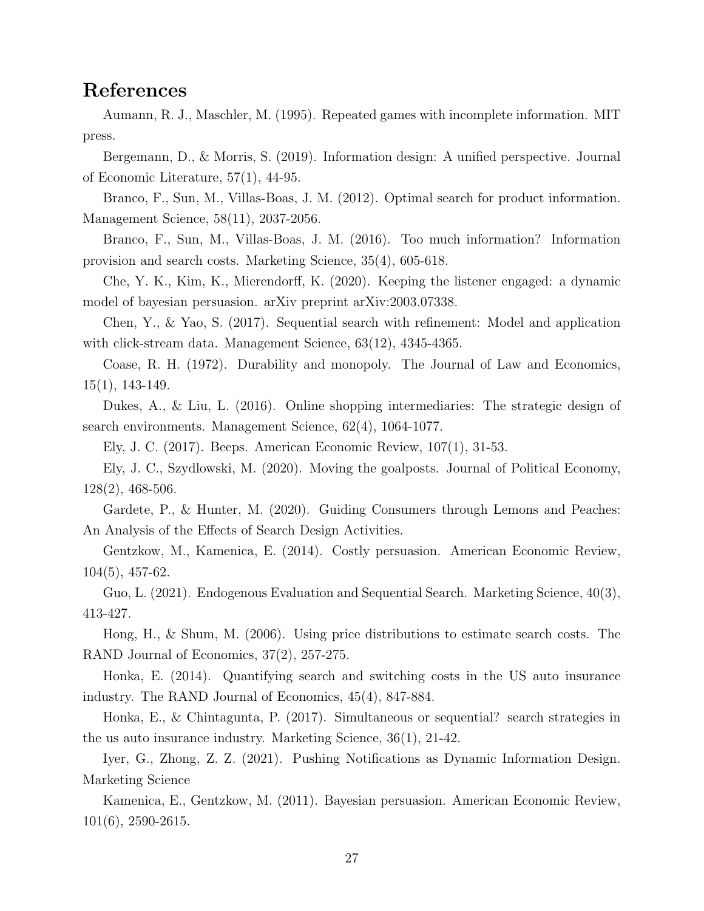# References

Aumann, R. J., Maschler, M. (1995). Repeated games with incomplete information. MIT press.

Bergemann, D., & Morris, S. (2019). Information design: A unified perspective. Journal of Economic Literature, 57(1), 44-95.

Branco, F., Sun, M., Villas-Boas, J. M. (2012). Optimal search for product information. Management Science, 58(11), 2037-2056.

Branco, F., Sun, M., Villas-Boas, J. M. (2016). Too much information? Information provision and search costs. Marketing Science, 35(4), 605-618.

Che, Y. K., Kim, K., Mierendorff, K. (2020). Keeping the listener engaged: a dynamic model of bayesian persuasion. arXiv preprint arXiv:2003.07338.

Chen, Y., & Yao, S. (2017). Sequential search with refinement: Model and application with click-stream data. Management Science, 63(12), 4345-4365.

Coase, R. H. (1972). Durability and monopoly. The Journal of Law and Economics, 15(1), 143-149.

Dukes, A., & Liu, L. (2016). Online shopping intermediaries: The strategic design of search environments. Management Science, 62(4), 1064-1077.

Ely, J. C. (2017). Beeps. American Economic Review, 107(1), 31-53.

Ely, J. C., Szydlowski, M. (2020). Moving the goalposts. Journal of Political Economy, 128(2), 468-506.

Gardete, P., & Hunter, M. (2020). Guiding Consumers through Lemons and Peaches: An Analysis of the Effects of Search Design Activities.

Gentzkow, M., Kamenica, E. (2014). Costly persuasion. American Economic Review, 104(5), 457-62.

Guo, L. (2021). Endogenous Evaluation and Sequential Search. Marketing Science, 40(3), 413-427.

Hong, H., & Shum, M. (2006). Using price distributions to estimate search costs. The RAND Journal of Economics, 37(2), 257-275.

Honka, E. (2014). Quantifying search and switching costs in the US auto insurance industry. The RAND Journal of Economics, 45(4), 847-884.

Honka, E., & Chintagunta, P. (2017). Simultaneous or sequential? search strategies in the us auto insurance industry. Marketing Science, 36(1), 21-42.

Iyer, G., Zhong, Z. Z. (2021). Pushing Notifications as Dynamic Information Design. Marketing Science

Kamenica, E., Gentzkow, M. (2011). Bayesian persuasion. American Economic Review, 101(6), 2590-2615.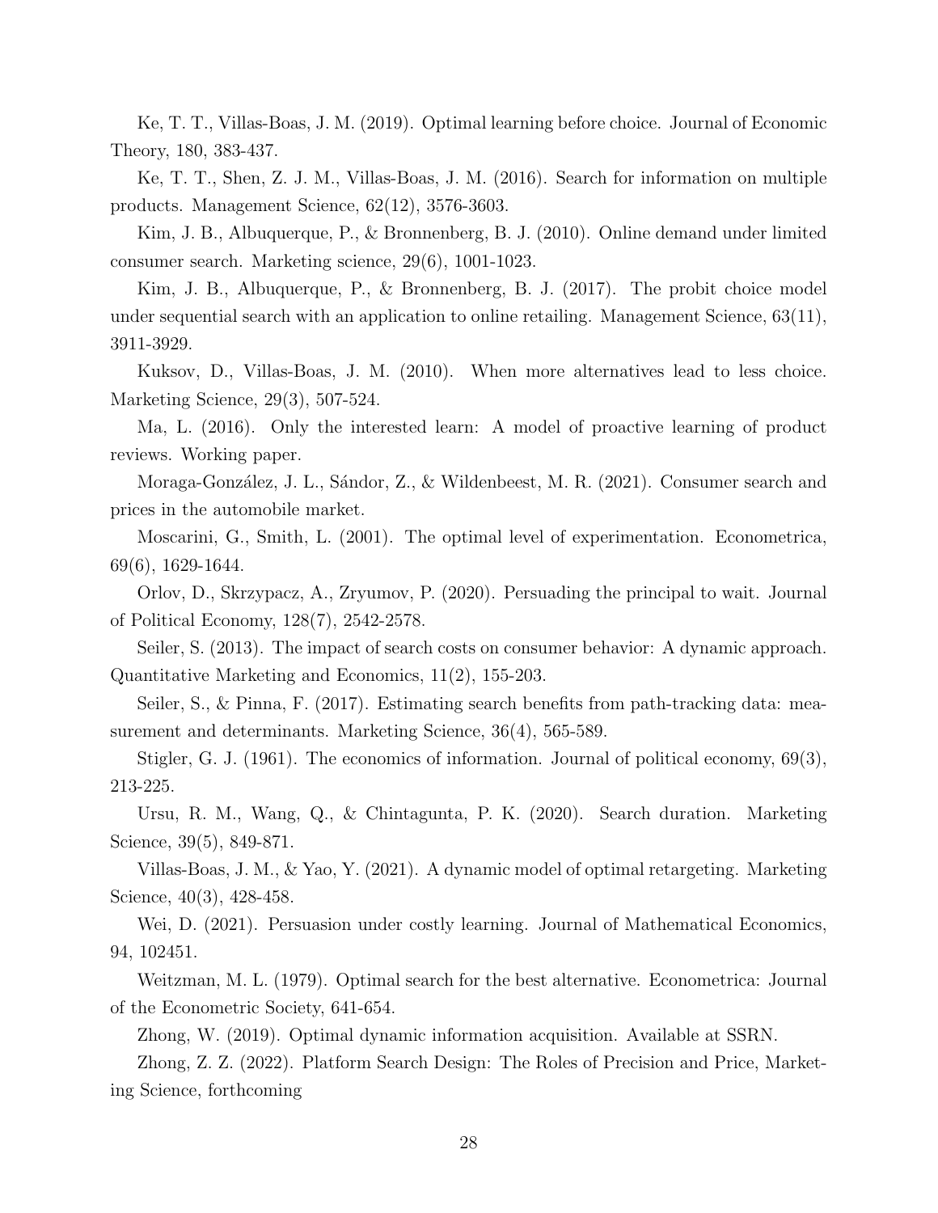Ke, T. T., Villas-Boas, J. M. (2019). Optimal learning before choice. Journal of Economic Theory, 180, 383-437.

Ke, T. T., Shen, Z. J. M., Villas-Boas, J. M. (2016). Search for information on multiple products. Management Science, 62(12), 3576-3603.

Kim, J. B., Albuquerque, P., & Bronnenberg, B. J. (2010). Online demand under limited consumer search. Marketing science, 29(6), 1001-1023.

Kim, J. B., Albuquerque, P., & Bronnenberg, B. J. (2017). The probit choice model under sequential search with an application to online retailing. Management Science, 63(11), 3911-3929.

Kuksov, D., Villas-Boas, J. M. (2010). When more alternatives lead to less choice. Marketing Science, 29(3), 507-524.

Ma, L. (2016). Only the interested learn: A model of proactive learning of product reviews. Working paper.

Moraga-González, J. L., Sándor, Z., & Wildenbeest, M. R. (2021). Consumer search and prices in the automobile market.

Moscarini, G., Smith, L. (2001). The optimal level of experimentation. Econometrica, 69(6), 1629-1644.

Orlov, D., Skrzypacz, A., Zryumov, P. (2020). Persuading the principal to wait. Journal of Political Economy, 128(7), 2542-2578.

Seiler, S. (2013). The impact of search costs on consumer behavior: A dynamic approach. Quantitative Marketing and Economics, 11(2), 155-203.

Seiler, S., & Pinna, F. (2017). Estimating search benefits from path-tracking data: measurement and determinants. Marketing Science, 36(4), 565-589.

Stigler, G. J. (1961). The economics of information. Journal of political economy, 69(3), 213-225.

Ursu, R. M., Wang, Q., & Chintagunta, P. K. (2020). Search duration. Marketing Science, 39(5), 849-871.

Villas-Boas, J. M., & Yao, Y. (2021). A dynamic model of optimal retargeting. Marketing Science, 40(3), 428-458.

Wei, D. (2021). Persuasion under costly learning. Journal of Mathematical Economics, 94, 102451.

Weitzman, M. L. (1979). Optimal search for the best alternative. Econometrica: Journal of the Econometric Society, 641-654.

Zhong, W. (2019). Optimal dynamic information acquisition. Available at SSRN.

Zhong, Z. Z. (2022). Platform Search Design: The Roles of Precision and Price, Marketing Science, forthcoming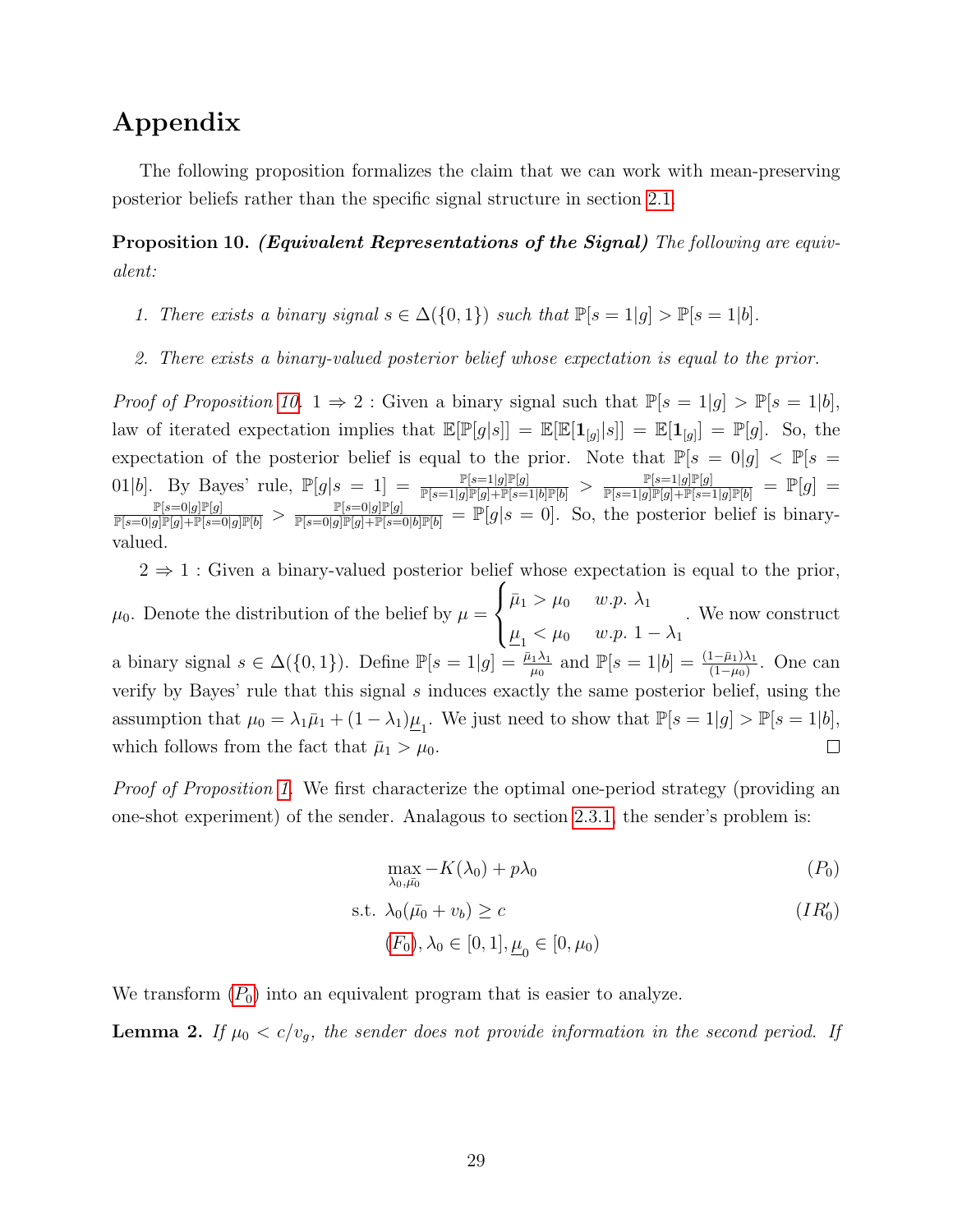# Appendix

The following proposition formalizes the claim that we can work with mean-preserving posterior beliefs rather than the specific signal structure in section 2.1.

**Proposition 10.** ***(Equivalent Representations of the Signal)*** *The following are equivalent:*

1. *There exists a binary signal $s \in \Delta(\{0,1\})$ such that $\mathbb{P}[s=1|g] > \mathbb{P}[s=1|b]$.*

2. *There exists a binary-valued posterior belief whose expectation is equal to the prior.*

*Proof of Proposition 10.* $1 \Rightarrow 2$ : Given a binary signal such that $\mathbb{P}[s=1|g] > \mathbb{P}[s=1|b]$, law of iterated expectation implies that $\mathbb{E}[\mathbb{P}[g|s]] = \mathbb{E}[\mathbb{E}[\mathbf{1}_{[g]}|s]] = \mathbb{E}[\mathbf{1}_{[g]}] = \mathbb{P}[g]$. So, the expectation of the posterior belief is equal to the prior. Note that $\mathbb{P}[s=0|g] < \mathbb{P}[s=01|b]$. By Bayes' rule, $\mathbb{P}[g|s=1] = \frac{\mathbb{P}[s=1|g]\mathbb{P}[g]}{\mathbb{P}[s=1|g]\mathbb{P}[g]+\mathbb{P}[s=1|b]\mathbb{P}[b]} > \frac{\mathbb{P}[s=1|g]\mathbb{P}[g]}{\mathbb{P}[s=1|g]\mathbb{P}[g]+\mathbb{P}[s=1|g]\mathbb{P}[b]} = \mathbb{P}[g] = \frac{\mathbb{P}[s=0|g]\mathbb{P}[g]}{\mathbb{P}[s=0|g]\mathbb{P}[g]+\mathbb{P}[s=0|g]\mathbb{P}[b]} > \frac{\mathbb{P}[s=0|g]\mathbb{P}[g]}{\mathbb{P}[s=0|g]\mathbb{P}[g]+\mathbb{P}[s=0|b]\mathbb{P}[b]} = \mathbb{P}[g|s=0]$. So, the posterior belief is binary-valued.

$2 \Rightarrow 1$ : Given a binary-valued posterior belief whose expectation is equal to the prior, $\mu_0$. Denote the distribution of the belief by $\mu = \begin{cases} \bar{\mu}_1 > \mu_0 & w.p.\ \lambda_1 \\ \underline{\mu}_1 < \mu_0 & w.p.\ 1-\lambda_1 \end{cases}$. We now construct a binary signal $s \in \Delta(\{0,1\})$. Define $\mathbb{P}[s=1|g] = \frac{\bar{\mu}_1\lambda_1}{\mu_0}$ and $\mathbb{P}[s=1|b] = \frac{(1-\bar{\mu}_1)\lambda_1}{(1-\mu_0)}$. One can verify by Bayes' rule that this signal $s$ induces exactly the same posterior belief, using the assumption that $\mu_0 = \lambda_1\bar{\mu}_1 + (1-\lambda_1)\underline{\mu}_1$. We just need to show that $\mathbb{P}[s=1|g] > \mathbb{P}[s=1|b]$, which follows from the fact that $\bar{\mu}_1 > \mu_0$. $\square$

*Proof of Proposition 1.* We first characterize the optimal one-period strategy (providing an one-shot experiment) of the sender. Analagous to section 2.3.1, the sender's problem is:

$$\max_{\lambda_0,\bar{\mu_0}} -K(\lambda_0) + p\lambda_0 \tag{$P_0$}$$

$$\text{s.t. } \lambda_0(\bar{\mu_0} + v_b) \geq c \tag{$IR_0'$}$$

$$(F_0), \lambda_0 \in [0,1], \underline{\mu}_0 \in [0,\mu_0)$$

We transform ($P_0$) into an equivalent program that is easier to analyze.

**Lemma 2.** *If $\mu_0 < c/v_g$, the sender does not provide information in the second period. If*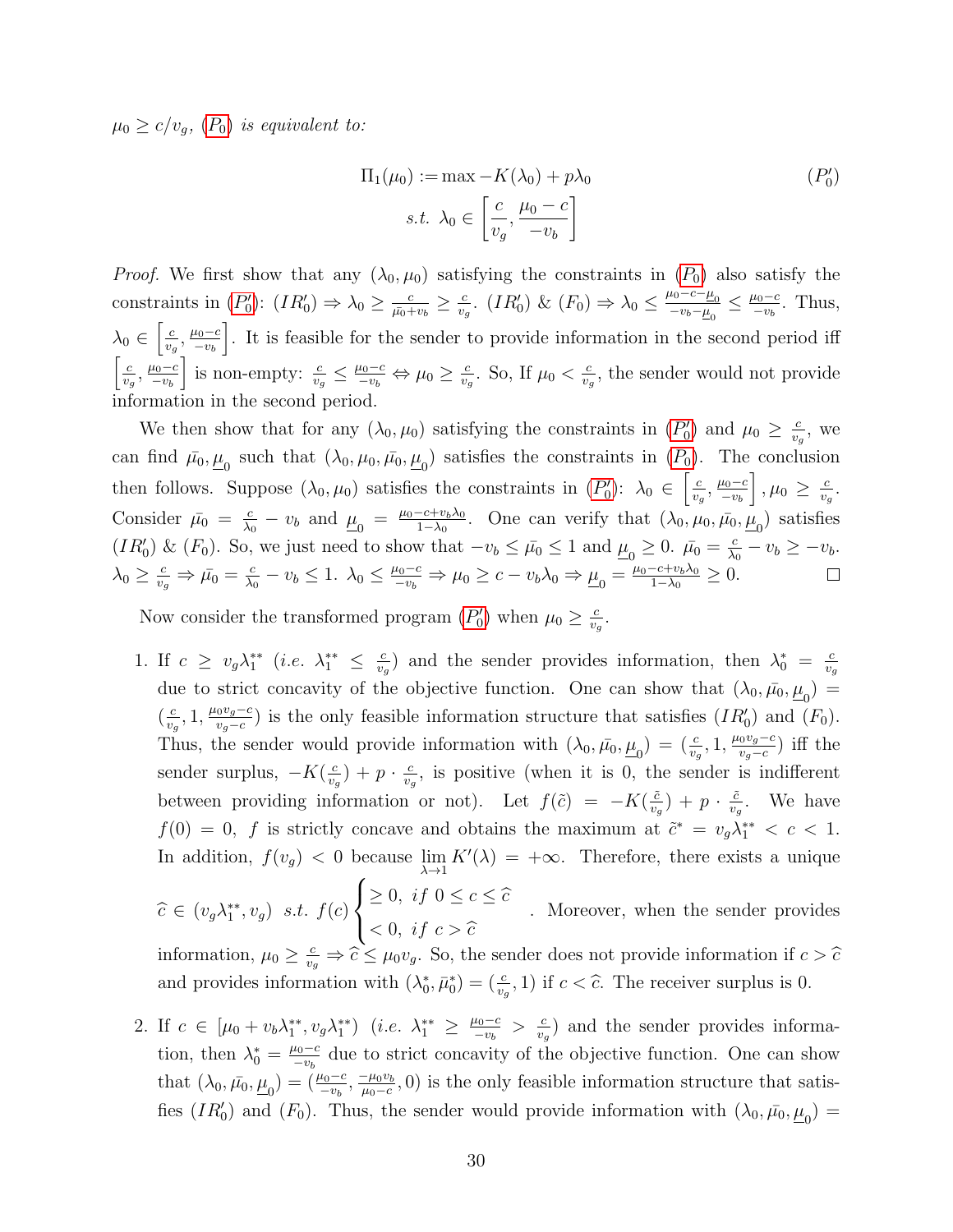$\mu_0 \geq c/v_g$, ($P_0$) *is equivalent to:*

$$\Pi_1(\mu_0) := \max -K(\lambda_0) + p\lambda_0 \qquad (P_0')$$
$$s.t.\ \lambda_0 \in \left[\frac{c}{v_g}, \frac{\mu_0 - c}{-v_b}\right]$$

*Proof.* We first show that any $(\lambda_0, \mu_0)$ satisfying the constraints in ($P_0$) also satisfy the constraints in ($P_0'$): $(IR_0') \Rightarrow \lambda_0 \geq \frac{c}{\bar{\mu_0}+v_b} \geq \frac{c}{v_g}$. $(IR_0')$ & $(F_0) \Rightarrow \lambda_0 \leq \frac{\mu_0 - c - \underline{\mu}_0}{-v_b - \underline{\mu}_0} \leq \frac{\mu_0 - c}{-v_b}$. Thus, $\lambda_0 \in \left[\frac{c}{v_g}, \frac{\mu_0-c}{-v_b}\right]$. It is feasible for the sender to provide information in the second period iff $\left[\frac{c}{v_g}, \frac{\mu_0-c}{-v_b}\right]$ is non-empty: $\frac{c}{v_g} \leq \frac{\mu_0-c}{-v_b} \Leftrightarrow \mu_0 \geq \frac{c}{v_g}$. So, If $\mu_0 < \frac{c}{v_g}$, the sender would not provide information in the second period.

We then show that for any $(\lambda_0, \mu_0)$ satisfying the constraints in ($P_0'$) and $\mu_0 \geq \frac{c}{v_g}$, we can find $\bar{\mu_0}, \underline{\mu}_0$ such that $(\lambda_0, \mu_0, \bar{\mu_0}, \underline{\mu}_0)$ satisfies the constraints in ($P_0$). The conclusion then follows. Suppose $(\lambda_0, \mu_0)$ satisfies the constraints in ($P_0'$): $\lambda_0 \in \left[\frac{c}{v_g}, \frac{\mu_0-c}{-v_b}\right], \mu_0 \geq \frac{c}{v_g}$. Consider $\bar{\mu_0} = \frac{c}{\lambda_0} - v_b$ and $\underline{\mu}_0 = \frac{\mu_0 - c + v_b\lambda_0}{1-\lambda_0}$. One can verify that $(\lambda_0, \mu_0, \bar{\mu_0}, \underline{\mu}_0)$ satisfies $(IR_0')$ & $(F_0)$. So, we just need to show that $-v_b \leq \bar{\mu_0} \leq 1$ and $\underline{\mu}_0 \geq 0$. $\bar{\mu_0} = \frac{c}{\lambda_0} - v_b \geq -v_b$. $\lambda_0 \geq \frac{c}{v_g} \Rightarrow \bar{\mu_0} = \frac{c}{\lambda_0} - v_b \leq 1$. $\lambda_0 \leq \frac{\mu_0-c}{-v_b} \Rightarrow \mu_0 \geq c - v_b\lambda_0 \Rightarrow \underline{\mu}_0 = \frac{\mu_0-c+v_b\lambda_0}{1-\lambda_0} \geq 0$. $\square$

Now consider the transformed program ($P_0'$) when $\mu_0 \geq \frac{c}{v_g}$.

1. If $c \geq v_g\lambda_1^{**}$ (*i.e.* $\lambda_1^{**} \leq \frac{c}{v_g}$) and the sender provides information, then $\lambda_0^* = \frac{c}{v_g}$ due to strict concavity of the objective function. One can show that $(\lambda_0, \bar{\mu_0}, \underline{\mu}_0) = (\frac{c}{v_g}, 1, \frac{\mu_0 v_g - c}{v_g - c})$ is the only feasible information structure that satisfies $(IR_0')$ and $(F_0)$. Thus, the sender would provide information with $(\lambda_0, \bar{\mu_0}, \underline{\mu}_0) = (\frac{c}{v_g}, 1, \frac{\mu_0 v_g - c}{v_g - c})$ iff the sender surplus, $-K(\frac{c}{v_g}) + p \cdot \frac{c}{v_g}$, is positive (when it is 0, the sender is indifferent between providing information or not). Let $f(\tilde{c}) = -K(\frac{\tilde{c}}{v_g}) + p \cdot \frac{\tilde{c}}{v_g}$. We have $f(0) = 0$, $f$ is strictly concave and obtains the maximum at $\tilde{c}^* = v_g\lambda_1^{**} < c < 1$. In addition, $f(v_g) < 0$ because $\lim_{\lambda \to 1} K'(\lambda) = +\infty$. Therefore, there exists a unique $\hat{c} \in (v_g\lambda_1^{**}, v_g)$ $s.t.$ $f(c) \begin{cases} \geq 0, \ if\ 0 \leq c \leq \hat{c} \\ < 0, \ if\ c > \hat{c} \end{cases}$. Moreover, when the sender provides information, $\mu_0 \geq \frac{c}{v_g} \Rightarrow \hat{c} \leq \mu_0 v_g$. So, the sender does not provide information if $c > \hat{c}$ and provides information with $(\lambda_0^*, \bar{\mu}_0^*) = (\frac{c}{v_g}, 1)$ if $c < \hat{c}$. The receiver surplus is 0.

2. If $c \in [\mu_0 + v_b\lambda_1^{**}, v_g\lambda_1^{**})$ (*i.e.* $\lambda_1^{**} \geq \frac{\mu_0 - c}{-v_b} > \frac{c}{v_g}$) and the sender provides information, then $\lambda_0^* = \frac{\mu_0 - c}{-v_b}$ due to strict concavity of the objective function. One can show that $(\lambda_0, \bar{\mu_0}, \underline{\mu}_0) = (\frac{\mu_0-c}{-v_b}, \frac{-\mu_0 v_b}{\mu_0 - c}, 0)$ is the only feasible information structure that satisfies $(IR_0')$ and $(F_0)$. Thus, the sender would provide information with $(\lambda_0, \bar{\mu_0}, \underline{\mu}_0) =$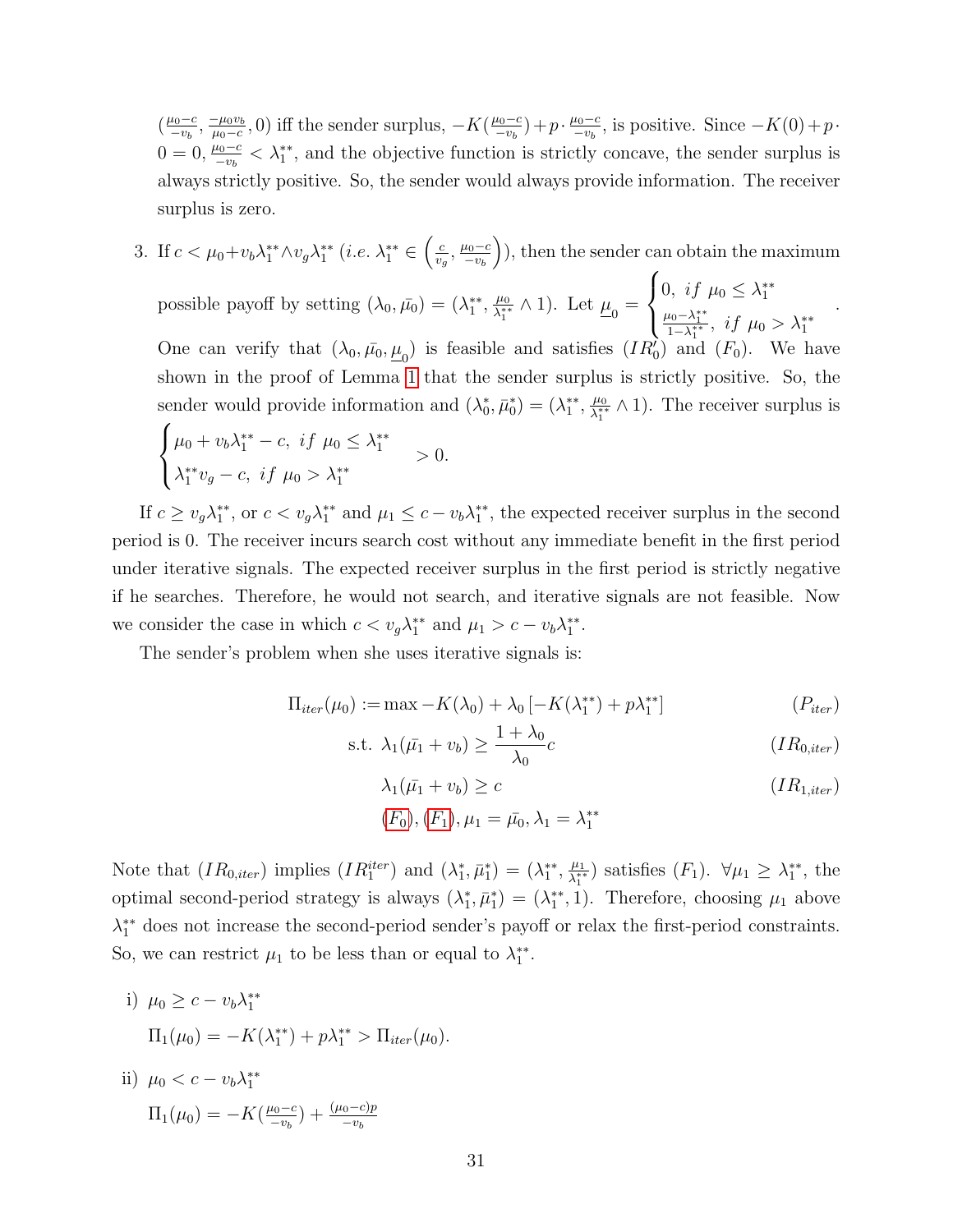$(\frac{\mu_0-c}{-v_b}, \frac{-\mu_0 v_b}{\mu_0-c}, 0)$ iff the sender surplus, $-K(\frac{\mu_0-c}{-v_b})+p\cdot\frac{\mu_0-c}{-v_b}$, is positive. Since $-K(0)+p\cdot 0=0$, $\frac{\mu_0-c}{-v_b}<\lambda_1^{**}$, and the objective function is strictly concave, the sender surplus is always strictly positive. So, the sender would always provide information. The receiver surplus is zero.

3. If $c<\mu_0+v_b\lambda_1^{**}\wedge v_g\lambda_1^{**}$ (*i.e.* $\lambda_1^{**}\in\left(\frac{c}{v_g}, \frac{\mu_0-c}{-v_b}\right)$), then the sender can obtain the maximum possible payoff by setting $(\lambda_0, \bar{\mu_0})=(\lambda_1^{**}, \frac{\mu_0}{\lambda_1^{**}}\wedge 1)$. Let $\underline{\mu}_0=\begin{cases}0, \ if \ \mu_0\le\lambda_1^{**}\\ \frac{\mu_0-\lambda_1^{**}}{1-\lambda_1^{**}}, \ if \ \mu_0>\lambda_1^{**}\end{cases}$.
   One can verify that $(\lambda_0, \bar{\mu_0}, \underline{\mu}_0)$ is feasible and satisfies $(IR_0')$ and $(F_0)$. We have shown in the proof of Lemma 1 that the sender surplus is strictly positive. So, the sender would provide information and $(\lambda_0^*, \bar{\mu}_0^*)=(\lambda_1^{**}, \frac{\mu_0}{\lambda_1^{**}}\wedge 1)$. The receiver surplus is $\begin{cases}\mu_0+v_b\lambda_1^{**}-c, \ if \ \mu_0\le\lambda_1^{**}\\ \lambda_1^{**}v_g-c, \ if \ \mu_0>\lambda_1^{**}\end{cases}>0.$

If $c\ge v_g\lambda_1^{**}$, or $c<v_g\lambda_1^{**}$ and $\mu_1\le c-v_b\lambda_1^{**}$, the expected receiver surplus in the second period is 0. The receiver incurs search cost without any immediate benefit in the first period under iterative signals. The expected receiver surplus in the first period is strictly negative if he searches. Therefore, he would not search, and iterative signals are not feasible. Now we consider the case in which $c<v_g\lambda_1^{**}$ and $\mu_1>c-v_b\lambda_1^{**}$.

The sender's problem when she uses iterative signals is:

$$\Pi_{iter}(\mu_0):=\max -K(\lambda_0)+\lambda_0\left[-K(\lambda_1^{**})+p\lambda_1^{**}\right] \qquad (P_{iter})$$

$$\text{s.t. } \lambda_1(\bar{\mu_1}+v_b)\ge\frac{1+\lambda_0}{\lambda_0}c \qquad (IR_{0,iter})$$

$$\lambda_1(\bar{\mu_1}+v_b)\ge c \qquad (IR_{1,iter})$$

$$(F_0), (F_1), \mu_1=\bar{\mu_0}, \lambda_1=\lambda_1^{**}$$

Note that $(IR_{0,iter})$ implies $(IR_1^{iter})$ and $(\lambda_1^*, \bar{\mu}_1^*)=(\lambda_1^{**}, \frac{\mu_1}{\lambda_1^{**}})$ satisfies $(F_1)$. $\forall\mu_1\ge\lambda_1^{**}$, the optimal second-period strategy is always $(\lambda_1^*, \bar{\mu}_1^*)=(\lambda_1^{**}, 1)$. Therefore, choosing $\mu_1$ above $\lambda_1^{**}$ does not increase the second-period sender's payoff or relax the first-period constraints. So, we can restrict $\mu_1$ to be less than or equal to $\lambda_1^{**}$.

i) $\mu_0\ge c-v_b\lambda_1^{**}$

   $\Pi_1(\mu_0)=-K(\lambda_1^{**})+p\lambda_1^{**}>\Pi_{iter}(\mu_0)$.

ii) $\mu_0<c-v_b\lambda_1^{**}$

   $\Pi_1(\mu_0)=-K(\frac{\mu_0-c}{-v_b})+\frac{(\mu_0-c)p}{-v_b}$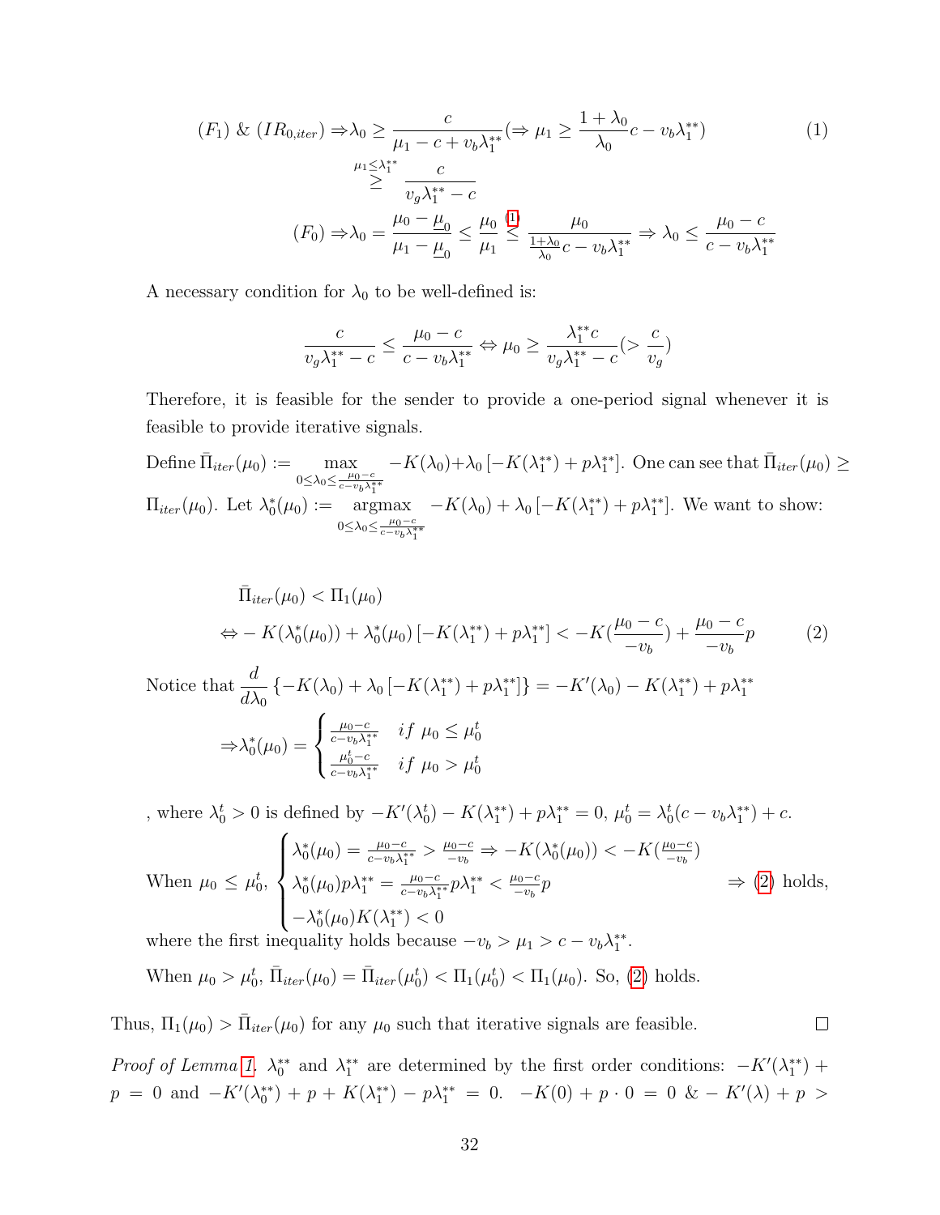$$
\begin{aligned}
(F_1) \ \& \ (IR_{0,iter}) \Rightarrow & \lambda_0 \geq \frac{c}{\mu_1 - c + v_b \lambda_1^{**}} (\Rightarrow \mu_1 \geq \frac{1+\lambda_0}{\lambda_0} c - v_b \lambda_1^{**}) \\
& \overset{\mu_1 \leq \lambda_1^{**}}{\geq} \frac{c}{v_g \lambda_1^{**} - c} \\
(F_0) \Rightarrow & \lambda_0 = \frac{\mu_0 - \underline{\mu}_0}{\mu_1 - \underline{\mu}_0} \leq \frac{\mu_0}{\mu_1} \overset{(1)}{\leq} \frac{\mu_0}{\frac{1+\lambda_0}{\lambda_0} c - v_b \lambda_1^{**}} \Rightarrow \lambda_0 \leq \frac{\mu_0 - c}{c - v_b \lambda_1^{**}}
\end{aligned}
\tag{1}
$$

A necessary condition for $\lambda_0$ to be well-defined is:

$$
\frac{c}{v_g \lambda_1^{**} - c} \leq \frac{\mu_0 - c}{c - v_b \lambda_1^{**}} \Leftrightarrow \mu_0 \geq \frac{\lambda_1^{**} c}{v_g \lambda_1^{**} - c} (> \frac{c}{v_g})
$$

Therefore, it is feasible for the sender to provide a one-period signal whenever it is feasible to provide iterative signals.

Define $\bar{\Pi}_{iter}(\mu_0) := \max_{0 \leq \lambda_0 \leq \frac{\mu_0 - c}{c - v_b \lambda_1^{**}}} -K(\lambda_0) + \lambda_0 \left[-K(\lambda_1^{**}) + p\lambda_1^{**}\right]$. One can see that $\bar{\Pi}_{iter}(\mu_0) \geq \Pi_{iter}(\mu_0)$. Let $\lambda_0^*(\mu_0) := \underset{0 \leq \lambda_0 \leq \frac{\mu_0 - c}{c - v_b \lambda_1^{**}}}{\operatorname{argmax}} -K(\lambda_0) + \lambda_0 \left[-K(\lambda_1^{**}) + p\lambda_1^{**}\right]$. We want to show:

$$
\begin{aligned}
& \bar{\Pi}_{iter}(\mu_0) < \Pi_1(\mu_0) \\
\Leftrightarrow & -K(\lambda_0^*(\mu_0)) + \lambda_0^*(\mu_0) \left[-K(\lambda_1^{**}) + p\lambda_1^{**}\right] < -K(\frac{\mu_0 - c}{-v_b}) + \frac{\mu_0 - c}{-v_b} p
\end{aligned}
\tag{2}
$$

Notice that $\frac{d}{d\lambda_0} \left\{-K(\lambda_0) + \lambda_0 \left[-K(\lambda_1^{**}) + p\lambda_1^{**}\right]\right\} = -K'(\lambda_0) - K(\lambda_1^{**}) + p\lambda_1^{**}$

$$
\Rightarrow \lambda_0^*(\mu_0) = \begin{cases} \frac{\mu_0 - c}{c - v_b \lambda_1^{**}} & if \ \mu_0 \leq \mu_0^t \\ \frac{\mu_0^t - c}{c - v_b \lambda_1^{**}} & if \ \mu_0 > \mu_0^t \end{cases}
$$

, where $\lambda_0^t > 0$ is defined by $-K'(\lambda_0^t) - K(\lambda_1^{**}) + p\lambda_1^{**} = 0$, $\mu_0^t = \lambda_0^t(c - v_b \lambda_1^{**}) + c$.

$$
\text{When } \mu_0 \leq \mu_0^t, \begin{cases} \lambda_0^*(\mu_0) = \frac{\mu_0 - c}{c - v_b \lambda_1^{**}} > \frac{\mu_0 - c}{-v_b} \Rightarrow -K(\lambda_0^*(\mu_0)) < -K(\frac{\mu_0 - c}{-v_b}) \\ \lambda_0^*(\mu_0) p\lambda_1^{**} = \frac{\mu_0 - c}{c - v_b \lambda_1^{**}} p\lambda_1^{**} < \frac{\mu_0 - c}{-v_b} p \\ -\lambda_0^*(\mu_0) K(\lambda_1^{**}) < 0 \end{cases} \Rightarrow (2) \text{ holds,}
$$

where the first inequality holds because $-v_b > \mu_1 > c - v_b \lambda_1^{**}$.

When $\mu_0 > \mu_0^t$, $\bar{\Pi}_{iter}(\mu_0) = \bar{\Pi}_{iter}(\mu_0^t) < \Pi_1(\mu_0^t) < \Pi_1(\mu_0)$. So, (2) holds.

Thus, $\Pi_1(\mu_0) > \bar{\Pi}_{iter}(\mu_0)$ for any $\mu_0$ such that iterative signals are feasible. □

*Proof of Lemma 1.* $\lambda_0^{**}$ and $\lambda_1^{**}$ are determined by the first order conditions: $-K'(\lambda_1^{**}) + p = 0$ and $-K'(\lambda_0^{**}) + p + K(\lambda_1^{**}) - p\lambda_1^{**} = 0$. $-K(0) + p \cdot 0 = 0 \ \& - K'(\lambda) + p >$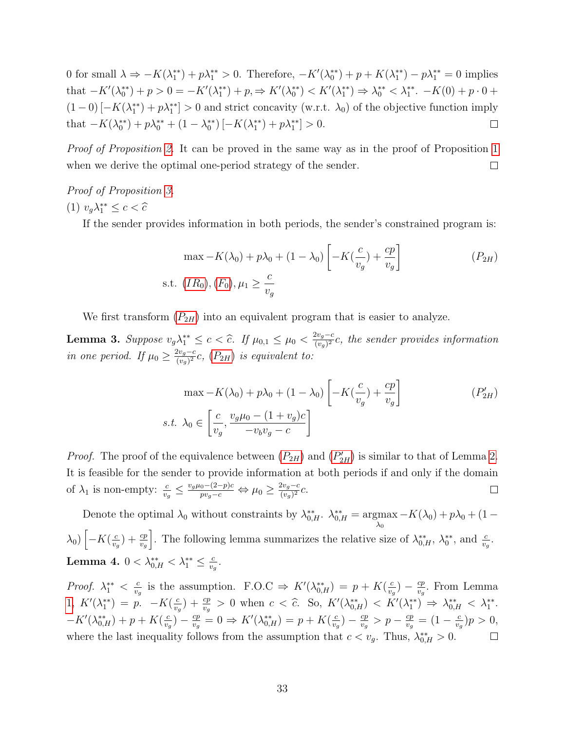0 for small $\lambda \Rightarrow -K(\lambda_1^{**}) + p\lambda_1^{**} > 0$. Therefore, $-K'(\lambda_0^{**}) + p + K(\lambda_1^{**}) - p\lambda_1^{**} = 0$ implies that $-K'(\lambda_0^{**}) + p > 0 = -K'(\lambda_1^{**}) + p, \Rightarrow K'(\lambda_0^{**}) < K'(\lambda_1^{**}) \Rightarrow \lambda_0^{**} < \lambda_1^{**}$. $-K(0) + p \cdot 0 + (1-0)\left[-K(\lambda_1^{**}) + p\lambda_1^{**}\right] > 0$ and strict concavity (w.r.t. $\lambda_0$) of the objective function imply that $-K(\lambda_0^{**}) + p\lambda_0^{**} + (1-\lambda_0^{**})\left[-K(\lambda_1^{**}) + p\lambda_1^{**}\right] > 0$. ◻

*Proof of Proposition 2.* It can be proved in the same way as in the proof of Proposition 1 when we derive the optimal one-period strategy of the sender. ◻

*Proof of Proposition 3.*

(1) $v_g\lambda_1^{**} \leq c < \widehat{c}$

If the sender provides information in both periods, the sender's constrained program is:

$$\max -K(\lambda_0) + p\lambda_0 + (1-\lambda_0)\left[-K(\frac{c}{v_g}) + \frac{cp}{v_g}\right] \qquad (P_{2H})$$
$$\text{s.t. } (IR_0), (F_0), \mu_1 \geq \frac{c}{v_g}$$

We first transform ($P_{2H}$) into an equivalent program that is easier to analyze.

**Lemma 3.** *Suppose $v_g\lambda_1^{**} \leq c < \widehat{c}$. If $\mu_{0,1} \leq \mu_0 < \frac{2v_g - c}{(v_g)^2}c$, the sender provides information in one period. If $\mu_0 \geq \frac{2v_g-c}{(v_g)^2}c$, ($P_{2H}$) is equivalent to:*

$$\max -K(\lambda_0) + p\lambda_0 + (1-\lambda_0)\left[-K(\frac{c}{v_g}) + \frac{cp}{v_g}\right] \qquad (P'_{2H})$$
$$s.t.\ \lambda_0 \in \left[\frac{c}{v_g}, \frac{v_g\mu_0 - (1+v_g)c}{-v_bv_g - c}\right]$$

*Proof.* The proof of the equivalence between ($P_{2H}$) and ($P'_{2H}$) is similar to that of Lemma 2. It is feasible for the sender to provide information at both periods if and only if the domain of $\lambda_1$ is non-empty: $\frac{c}{v_g} \leq \frac{v_g\mu_0 - (2-p)c}{pv_g - c} \Leftrightarrow \mu_0 \geq \frac{2v_g-c}{(v_g)^2}c$. ◻

Denote the optimal $\lambda_0$ without constraints by $\lambda_{0,H}^{**}$. $\lambda_{0,H}^{**} = \underset{\lambda_0}{\operatorname{argmax}} -K(\lambda_0) + p\lambda_0 + (1-\lambda_0)\left[-K(\frac{c}{v_g}) + \frac{cp}{v_g}\right]$. The following lemma summarizes the relative size of $\lambda_{0,H}^{**}$, $\lambda_0^{**}$, and $\frac{c}{v_g}$.

**Lemma 4.** $0 < \lambda_{0,H}^{**} < \lambda_1^{**} \leq \frac{c}{v_g}$.

*Proof.* $\lambda_1^{**} < \frac{c}{v_g}$ is the assumption. F.O.C $\Rightarrow K'(\lambda_{0,H}^{**}) = p + K(\frac{c}{v_g}) - \frac{cp}{v_g}$. From Lemma 1, $K'(\lambda_1^{**}) = p$. $-K(\frac{c}{v_g}) + \frac{cp}{v_g} > 0$ when $c < \widehat{c}$. So, $K'(\lambda_{0,H}^{**}) < K'(\lambda_1^{**}) \Rightarrow \lambda_{0,H}^{**} < \lambda_1^{**}$. $-K'(\lambda_{0,H}^{**}) + p + K(\frac{c}{v_g}) - \frac{cp}{v_g} = 0 \Rightarrow K'(\lambda_{0,H}^{**}) = p + K(\frac{c}{v_g}) - \frac{cp}{v_g} > p - \frac{cp}{v_g} = (1 - \frac{c}{v_g})p > 0$, where the last inequality follows from the assumption that $c < v_g$. Thus, $\lambda_{0,H}^{**} > 0$. ◻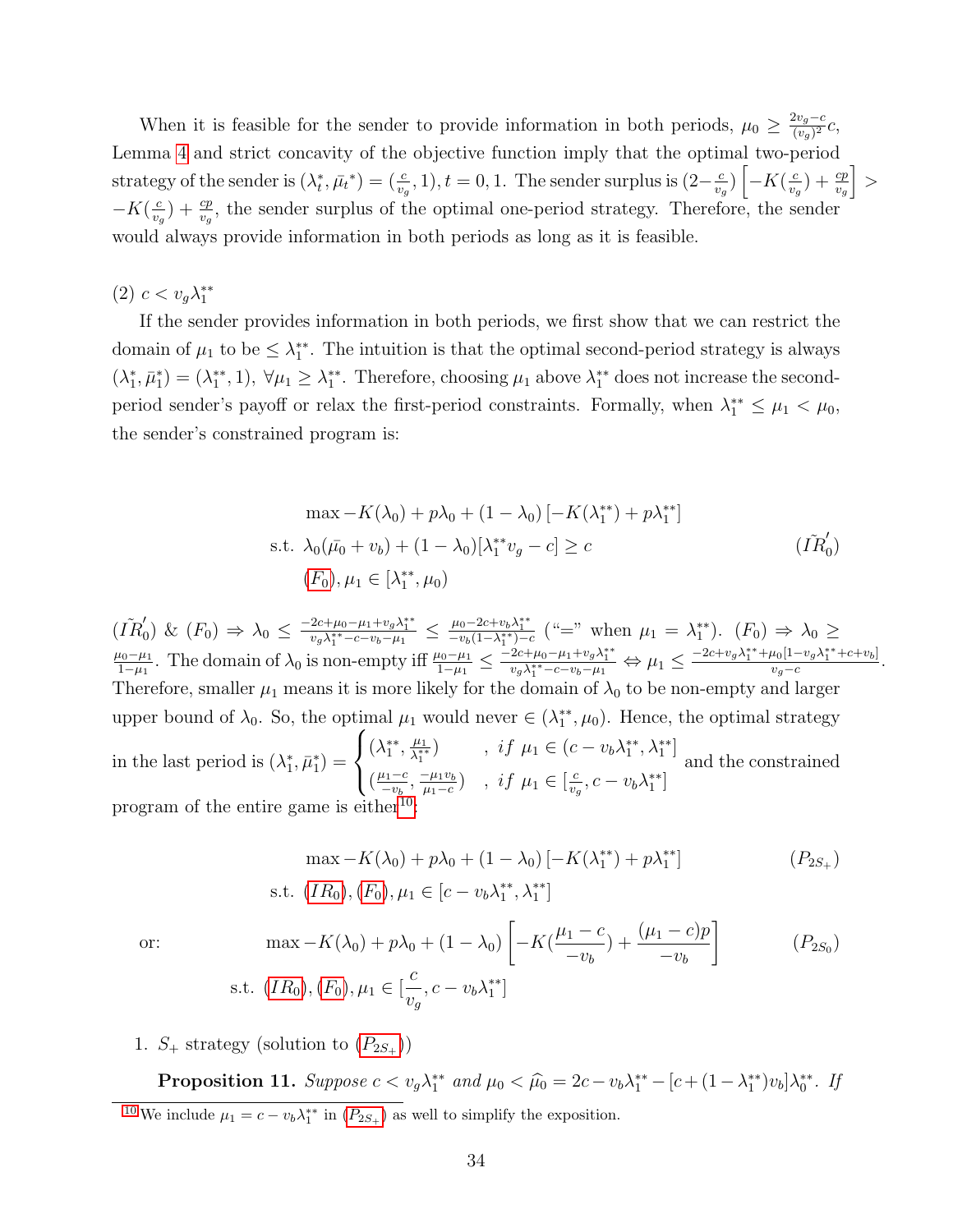When it is feasible for the sender to provide information in both periods, $\mu_0 \geq \frac{2v_g - c}{(v_g)^2}c$, Lemma 4 and strict concavity of the objective function imply that the optimal two-period strategy of the sender is $(\lambda_t^*, \bar{\mu}_t^*) = (\frac{c}{v_g}, 1), t = 0, 1$. The sender surplus is $(2 - \frac{c}{v_g})\left[-K(\frac{c}{v_g}) + \frac{cp}{v_g}\right] > -K(\frac{c}{v_g}) + \frac{cp}{v_g}$, the sender surplus of the optimal one-period strategy. Therefore, the sender would always provide information in both periods as long as it is feasible.

(2) $c < v_g\lambda_1^{**}$

If the sender provides information in both periods, we first show that we can restrict the domain of $\mu_1$ to be $\leq \lambda_1^{**}$. The intuition is that the optimal second-period strategy is always $(\lambda_1^*, \bar{\mu}_1^*) = (\lambda_1^{**}, 1)$, $\forall \mu_1 \geq \lambda_1^{**}$. Therefore, choosing $\mu_1$ above $\lambda_1^{**}$ does not increase the second-period sender's payoff or relax the first-period constraints. Formally, when $\lambda_1^{**} \leq \mu_1 < \mu_0$, the sender's constrained program is:

$$
\begin{aligned}
&\max -K(\lambda_0) + p\lambda_0 + (1-\lambda_0)\left[-K(\lambda_1^{**}) + p\lambda_1^{**}\right] \\
&\text{s.t. } \lambda_0(\bar{\mu}_0 + v_b) + (1-\lambda_0)[\lambda_1^{**}v_g - c] \geq c \qquad (\tilde{IR}_0') \\
&(F_0), \mu_1 \in [\lambda_1^{**}, \mu_0)
\end{aligned}
$$

$(\tilde{IR}_0')$ & $(F_0) \Rightarrow \lambda_0 \leq \frac{-2c+\mu_0-\mu_1+v_g\lambda_1^{**}}{v_g\lambda_1^{**}-c-v_b-\mu_1} \leq \frac{\mu_0-2c+v_b\lambda_1^{**}}{-v_b(1-\lambda_1^{**})-c}$ ("=" when $\mu_1 = \lambda_1^{**}$). $(F_0) \Rightarrow \lambda_0 \geq \frac{\mu_0-\mu_1}{1-\mu_1}$. The domain of $\lambda_0$ is non-empty iff $\frac{\mu_0-\mu_1}{1-\mu_1} \leq \frac{-2c+\mu_0-\mu_1+v_g\lambda_1^{**}}{v_g\lambda_1^{**}-c-v_b-\mu_1} \Leftrightarrow \mu_1 \leq \frac{-2c+v_g\lambda_1^{**}+\mu_0[1-v_g\lambda_1^{**}+c+v_b]}{v_g-c}$. Therefore, smaller $\mu_1$ means it is more likely for the domain of $\lambda_0$ to be non-empty and larger upper bound of $\lambda_0$. So, the optimal $\mu_1$ would never $\in (\lambda_1^{**}, \mu_0)$. Hence, the optimal strategy in the last period is $(\lambda_1^*, \bar{\mu}_1^*) = \begin{cases} (\lambda_1^{**}, \frac{\mu_1}{\lambda_1^{**}}) & , \ if \ \mu_1 \in (c - v_b\lambda_1^{**}, \lambda_1^{**}] \\ (\frac{\mu_1 - c}{-v_b}, \frac{-\mu_1 v_b}{\mu_1 - c}) & , \ if \ \mu_1 \in [\frac{c}{v_g}, c - v_b\lambda_1^{**}] \end{cases}$ and the constrained program of the entire game is either[10]:

$$
\begin{aligned}
&\max -K(\lambda_0) + p\lambda_0 + (1-\lambda_0)\left[-K(\lambda_1^{**}) + p\lambda_1^{**}\right] \qquad (P_{2S_+}) \\
&\text{s.t. } (IR_0), (F_0), \mu_1 \in [c - v_b\lambda_1^{**}, \lambda_1^{**}]
\end{aligned}
$$

or:

$$
\begin{aligned}
&\max -K(\lambda_0) + p\lambda_0 + (1-\lambda_0)\left[-K(\frac{\mu_1 - c}{-v_b}) + \frac{(\mu_1 - c)p}{-v_b}\right] \qquad (P_{2S_0}) \\
&\text{s.t. } (IR_0), (F_0), \mu_1 \in [\frac{c}{v_g}, c - v_b\lambda_1^{**}]
\end{aligned}
$$

1. $S_+$ strategy (solution to $(P_{2S_+})$)

**Proposition 11.** *Suppose $c < v_g\lambda_1^{**}$ and $\mu_0 < \widehat{\mu_0} = 2c - v_b\lambda_1^{**} - [c + (1 - \lambda_1^{**})v_b]\lambda_0^{**}$. If*

[10] We include $\mu_1 = c - v_b\lambda_1^{**}$ in $(P_{2S_+})$ as well to simplify the exposition.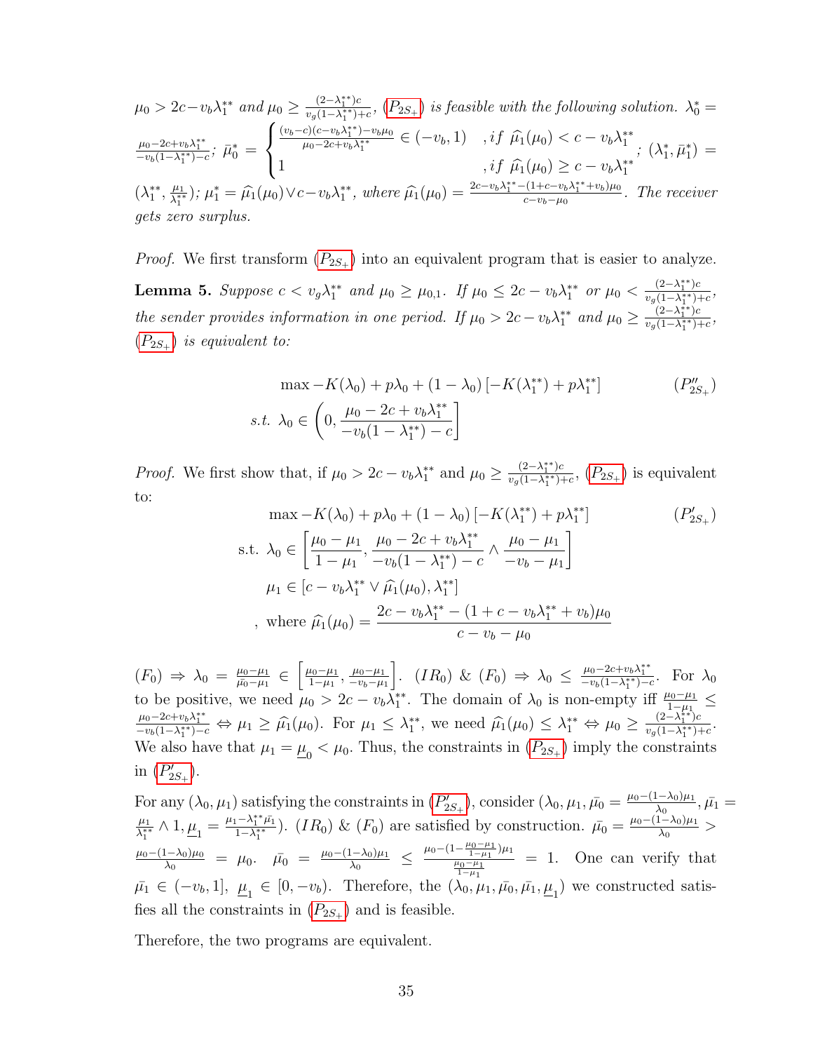$\mu_0 > 2c - v_b\lambda_1^{**}$ *and* $\mu_0 \geq \frac{(2-\lambda_1^{**})c}{v_g(1-\lambda_1^{**})+c}$, ($P_{2S_+}$) *is feasible with the following solution.* $\lambda_0^* = \frac{\mu_0 - 2c + v_b\lambda_1^{**}}{-v_b(1-\lambda_1^{**})-c}$; $\bar{\mu}_0^* = \begin{cases} \frac{(v_b - c)(c - v_b\lambda_1^{**}) - v_b\mu_0}{\mu_0 - 2c + v_b\lambda_1^{**}} \in (-v_b, 1) & , if\ \widehat{\mu}_1(\mu_0) < c - v_b\lambda_1^{**} \\ 1 & , if\ \widehat{\mu}_1(\mu_0) \geq c - v_b\lambda_1^{**} \end{cases}$; $(\lambda_1^*, \bar{\mu}_1^*) = (\lambda_1^{**}, \frac{\mu_1}{\lambda_1^{**}})$; $\mu_1^* = \widehat{\mu}_1(\mu_0) \vee c - v_b\lambda_1^{**}$, *where* $\widehat{\mu}_1(\mu_0) = \frac{2c - v_b\lambda_1^{**} - (1 + c - v_b\lambda_1^{**} + v_b)\mu_0}{c - v_b - \mu_0}$. *The receiver gets zero surplus.*

*Proof.* We first transform ($P_{2S_+}$) into an equivalent program that is easier to analyze.

**Lemma 5.** *Suppose* $c < v_g\lambda_1^{**}$ *and* $\mu_0 \geq \mu_{0,1}$. *If* $\mu_0 \leq 2c - v_b\lambda_1^{**}$ *or* $\mu_0 < \frac{(2-\lambda_1^{**})c}{v_g(1-\lambda_1^{**})+c}$, *the sender provides information in one period. If* $\mu_0 > 2c - v_b\lambda_1^{**}$ *and* $\mu_0 \geq \frac{(2-\lambda_1^{**})c}{v_g(1-\lambda_1^{**})+c}$, ($P_{2S_+}$) *is equivalent to:*

$$\max -K(\lambda_0) + p\lambda_0 + (1-\lambda_0)\left[-K(\lambda_1^{**}) + p\lambda_1^{**}\right] \qquad (P''_{2S_+})$$
$$s.t.\ \lambda_0 \in \left(0, \frac{\mu_0 - 2c + v_b\lambda_1^{**}}{-v_b(1-\lambda_1^{**}) - c}\right]$$

*Proof.* We first show that, if $\mu_0 > 2c - v_b\lambda_1^{**}$ and $\mu_0 \geq \frac{(2-\lambda_1^{**})c}{v_g(1-\lambda_1^{**})+c}$, ($P_{2S_+}$) is equivalent to:

$$\max -K(\lambda_0) + p\lambda_0 + (1-\lambda_0)\left[-K(\lambda_1^{**}) + p\lambda_1^{**}\right] \qquad (P'_{2S_+})$$
$$\text{s.t. } \lambda_0 \in \left[\frac{\mu_0 - \mu_1}{1-\mu_1}, \frac{\mu_0 - 2c + v_b\lambda_1^{**}}{-v_b(1-\lambda_1^{**}) - c} \wedge \frac{\mu_0 - \mu_1}{-v_b - \mu_1}\right]$$
$$\mu_1 \in \left[c - v_b\lambda_1^{**} \vee \widehat{\mu}_1(\mu_0), \lambda_1^{**}\right]$$
$$\text{, where } \widehat{\mu}_1(\mu_0) = \frac{2c - v_b\lambda_1^{**} - (1 + c - v_b\lambda_1^{**} + v_b)\mu_0}{c - v_b - \mu_0}$$

$(F_0) \Rightarrow \lambda_0 = \frac{\mu_0 - \mu_1}{\bar{\mu}_0 - \mu_1} \in \left[\frac{\mu_0 - \mu_1}{1-\mu_1}, \frac{\mu_0 - \mu_1}{-v_b - \mu_1}\right]$. $(IR_0)$ & $(F_0) \Rightarrow \lambda_0 \leq \frac{\mu_0 - 2c + v_b\lambda_1^{**}}{-v_b(1-\lambda_1^{**}) - c}$. For $\lambda_0$ to be positive, we need $\mu_0 > 2c - v_b\lambda_1^{**}$. The domain of $\lambda_0$ is non-empty iff $\frac{\mu_0 - \mu_1}{1-\mu_1} \leq \frac{\mu_0 - 2c + v_b\lambda_1^{**}}{-v_b(1-\lambda_1^{**}) - c} \Leftrightarrow \mu_1 \geq \widehat{\mu}_1(\mu_0)$. For $\mu_1 \leq \lambda_1^{**}$, we need $\widehat{\mu}_1(\mu_0) \leq \lambda_1^{**} \Leftrightarrow \mu_0 \geq \frac{(2-\lambda_1^{**})c}{v_g(1-\lambda_1^{**})+c}$. We also have that $\mu_1 = \underline{\mu}_0 < \mu_0$. Thus, the constraints in ($P_{2S_+}$) imply the constraints in ($P'_{2S_+}$).

For any $(\lambda_0, \mu_1)$ satisfying the constraints in ($P'_{2S_+}$), consider $(\lambda_0, \mu_1, \bar{\mu}_0 = \frac{\mu_0 - (1-\lambda_0)\mu_1}{\lambda_0}, \bar{\mu}_1 = \frac{\mu_1}{\lambda_1^{**}} \wedge 1, \underline{\mu}_1 = \frac{\mu_1 - \lambda_1^{**}\bar{\mu}_1}{1-\lambda_1^{**}})$. $(IR_0)$ & $(F_0)$ are satisfied by construction. $\bar{\mu}_0 = \frac{\mu_0 - (1-\lambda_0)\mu_1}{\lambda_0} > \frac{\mu_0 - (1-\lambda_0)\mu_0}{\lambda_0} = \mu_0$. $\bar{\mu}_0 = \frac{\mu_0 - (1-\lambda_0)\mu_1}{\lambda_0} \leq \frac{\mu_0 - (1 - \frac{\mu_0 - \mu_1}{1-\mu_1})\mu_1}{\frac{\mu_0 - \mu_1}{1-\mu_1}} = 1$. One can verify that $\bar{\mu}_1 \in (-v_b, 1]$, $\underline{\mu}_1 \in [0, -v_b)$. Therefore, the $(\lambda_0, \mu_1, \bar{\mu}_0, \bar{\mu}_1, \underline{\mu}_1)$ we constructed satisfies all the constraints in ($P_{2S_+}$) and is feasible.

Therefore, the two programs are equivalent.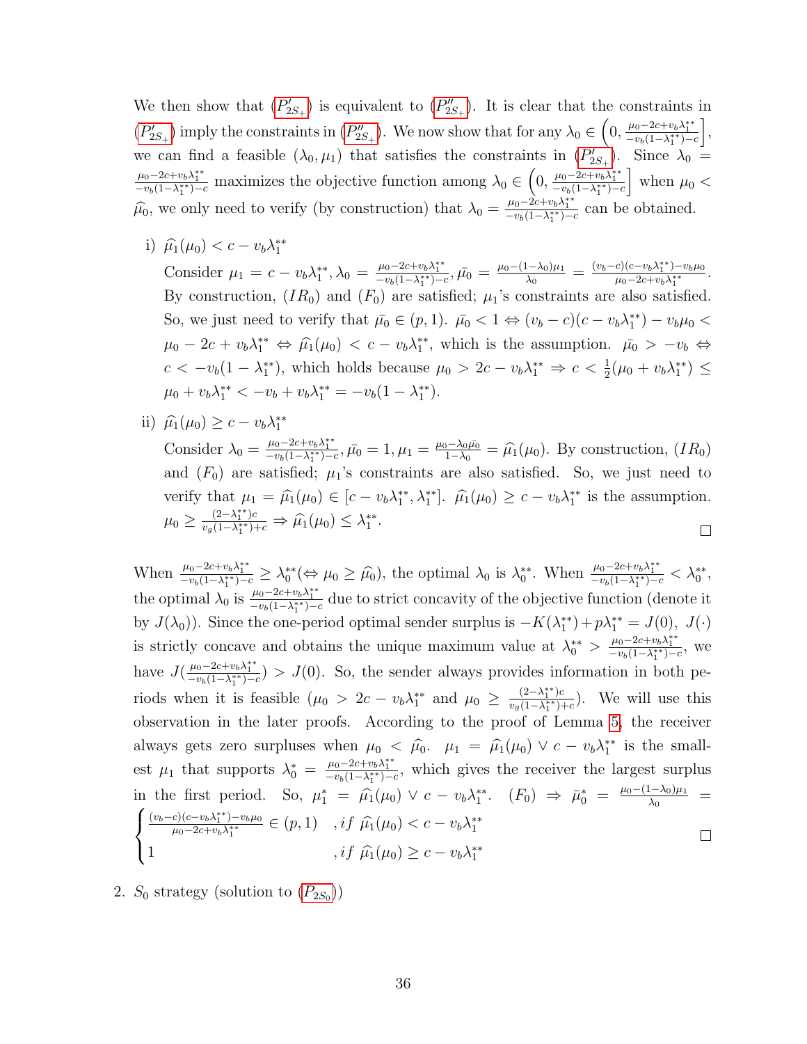We then show that ($P'_{2S_+}$) is equivalent to ($P''_{2S_+}$). It is clear that the constraints in ($P'_{2S_+}$) imply the constraints in ($P''_{2S_+}$). We now show that for any $\lambda_0 \in \left(0, \frac{\mu_0 - 2c + v_b\lambda_1^{**}}{-v_b(1-\lambda_1^{**})-c}\right]$, we can find a feasible $(\lambda_0, \mu_1)$ that satisfies the constraints in ($P'_{2S_+}$). Since $\lambda_0 = \frac{\mu_0 - 2c + v_b\lambda_1^{**}}{-v_b(1-\lambda_1^{**})-c}$ maximizes the objective function among $\lambda_0 \in \left(0, \frac{\mu_0 - 2c + v_b\lambda_1^{**}}{-v_b(1-\lambda_1^{**})-c}\right]$ when $\mu_0 < \widehat{\mu}_0$, we only need to verify (by construction) that $\lambda_0 = \frac{\mu_0 - 2c + v_b\lambda_1^{**}}{-v_b(1-\lambda_1^{**})-c}$ can be obtained.

i) $\widehat{\mu}_1(\mu_0) < c - v_b\lambda_1^{**}$

Consider $\mu_1 = c - v_b\lambda_1^{**}, \lambda_0 = \frac{\mu_0 - 2c + v_b\lambda_1^{**}}{-v_b(1-\lambda_1^{**})-c}, \bar{\mu_0} = \frac{\mu_0 - (1-\lambda_0)\mu_1}{\lambda_0} = \frac{(v_b - c)(c - v_b\lambda_1^{**}) - v_b\mu_0}{\mu_0 - 2c + v_b\lambda_1^{**}}$. By construction, $(IR_0)$ and $(F_0)$ are satisfied; $\mu_1$'s constraints are also satisfied. So, we just need to verify that $\bar{\mu_0} \in (p, 1)$. $\bar{\mu_0} < 1 \Leftrightarrow (v_b - c)(c - v_b\lambda_1^{**}) - v_b\mu_0 < \mu_0 - 2c + v_b\lambda_1^{**} \Leftrightarrow \widehat{\mu}_1(\mu_0) < c - v_b\lambda_1^{**}$, which is the assumption. $\bar{\mu_0} > -v_b \Leftrightarrow c < -v_b(1-\lambda_1^{**})$, which holds because $\mu_0 > 2c - v_b\lambda_1^{**} \Rightarrow c < \frac{1}{2}(\mu_0 + v_b\lambda_1^{**}) \leq \mu_0 + v_b\lambda_1^{**} < -v_b + v_b\lambda_1^{**} = -v_b(1-\lambda_1^{**})$.

ii) $\widehat{\mu}_1(\mu_0) \geq c - v_b\lambda_1^{**}$

Consider $\lambda_0 = \frac{\mu_0 - 2c + v_b\lambda_1^{**}}{-v_b(1-\lambda_1^{**})-c}, \bar{\mu_0} = 1, \mu_1 = \frac{\mu_0 - \lambda_0\bar{\mu_0}}{1-\lambda_0} = \widehat{\mu}_1(\mu_0)$. By construction, $(IR_0)$ and $(F_0)$ are satisfied; $\mu_1$'s constraints are also satisfied. So, we just need to verify that $\mu_1 = \widehat{\mu}_1(\mu_0) \in [c - v_b\lambda_1^{**}, \lambda_1^{**}]$. $\widehat{\mu}_1(\mu_0) \geq c - v_b\lambda_1^{**}$ is the assumption. $\mu_0 \geq \frac{(2-\lambda_1^{**})c}{v_g(1-\lambda_1^{**})+c} \Rightarrow \widehat{\mu}_1(\mu_0) \leq \lambda_1^{**}$. $\square$

When $\frac{\mu_0 - 2c + v_b\lambda_1^{**}}{-v_b(1-\lambda_1^{**})-c} \geq \lambda_0^{**} (\Leftrightarrow \mu_0 \geq \widehat{\mu}_0)$, the optimal $\lambda_0$ is $\lambda_0^{**}$. When $\frac{\mu_0 - 2c + v_b\lambda_1^{**}}{-v_b(1-\lambda_1^{**})-c} < \lambda_0^{**}$, the optimal $\lambda_0$ is $\frac{\mu_0 - 2c + v_b\lambda_1^{**}}{-v_b(1-\lambda_1^{**})-c}$ due to strict concavity of the objective function (denote it by $J(\lambda_0)$). Since the one-period optimal sender surplus is $-K(\lambda_1^{**}) + p\lambda_1^{**} = J(0)$, $J(\cdot)$ is strictly concave and obtains the unique maximum value at $\lambda_0^{**} > \frac{\mu_0 - 2c + v_b\lambda_1^{**}}{-v_b(1-\lambda_1^{**})-c}$, we have $J(\frac{\mu_0 - 2c + v_b\lambda_1^{**}}{-v_b(1-\lambda_1^{**})-c}) > J(0)$. So, the sender always provides information in both periods when it is feasible ($\mu_0 > 2c - v_b\lambda_1^{**}$ and $\mu_0 \geq \frac{(2-\lambda_1^{**})c}{v_g(1-\lambda_1^{**})+c}$). We will use this observation in the later proofs. According to the proof of Lemma 5, the receiver always gets zero surpluses when $\mu_0 < \widehat{\mu}_0$. $\mu_1 = \widehat{\mu}_1(\mu_0) \vee c - v_b\lambda_1^{**}$ is the smallest $\mu_1$ that supports $\lambda_0^* = \frac{\mu_0 - 2c + v_b\lambda_1^{**}}{-v_b(1-\lambda_1^{**})-c}$, which gives the receiver the largest surplus in the first period. So, $\mu_1^* = \widehat{\mu}_1(\mu_0) \vee c - v_b\lambda_1^{**}$. $(F_0) \Rightarrow \bar{\mu}_0^* = \frac{\mu_0 - (1-\lambda_0)\mu_1}{\lambda_0} =$

$$\begin{cases} \frac{(v_b - c)(c - v_b\lambda_1^{**}) - v_b\mu_0}{\mu_0 - 2c + v_b\lambda_1^{**}} \in (p, 1) & , if\ \widehat{\mu}_1(\mu_0) < c - v_b\lambda_1^{**} \\ 1 & , if\ \widehat{\mu}_1(\mu_0) \geq c - v_b\lambda_1^{**} \end{cases}$$

$\square$

2. $S_0$ strategy (solution to ($P_{2S_0}$))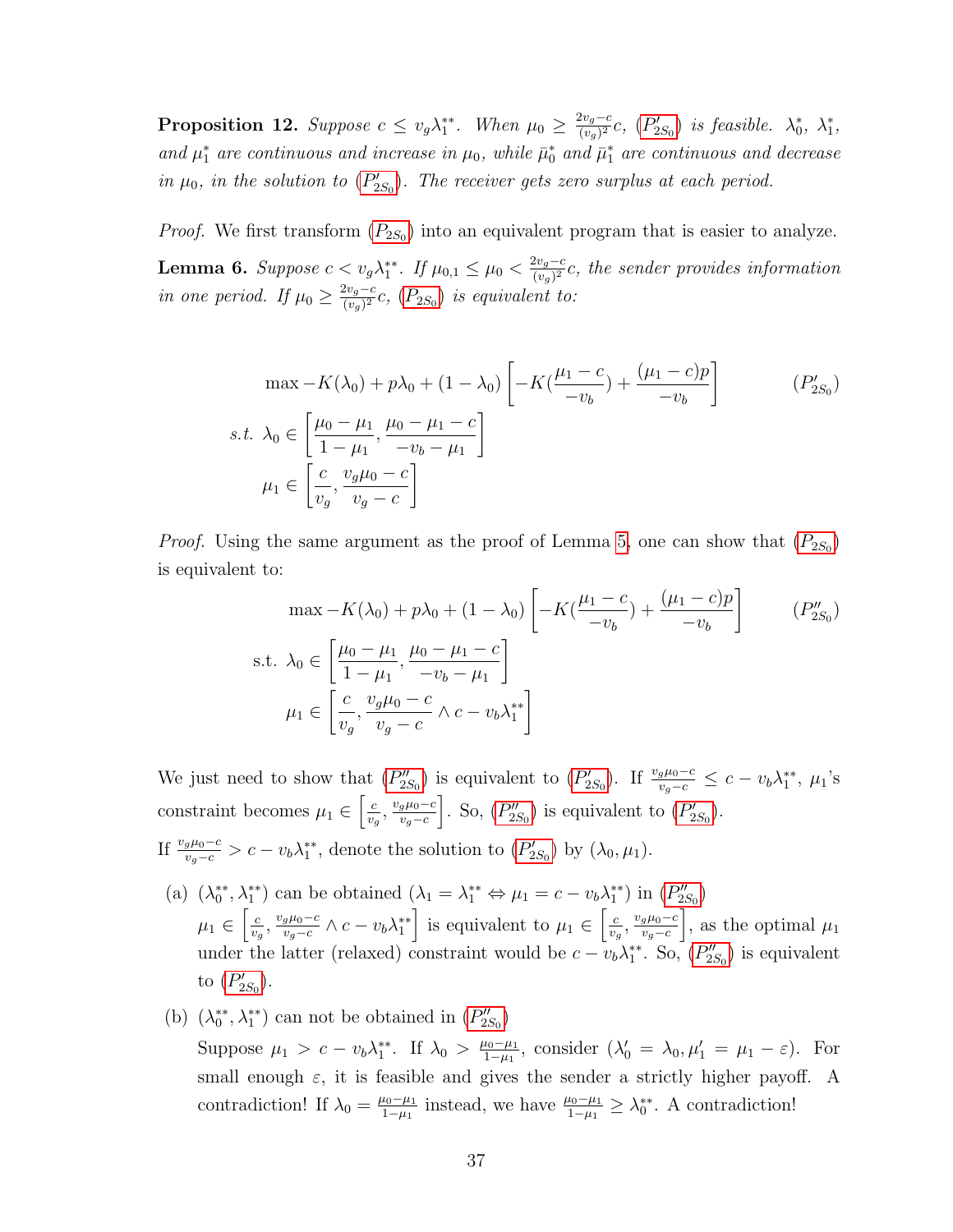**Proposition 12.** *Suppose $c \leq v_g\lambda_1^{**}$. When $\mu_0 \geq \frac{2v_g - c}{(v_g)^2}c$, ($P'_{2S_0}$) is feasible. $\lambda_0^*$, $\lambda_1^*$, and $\mu_1^*$ are continuous and increase in $\mu_0$, while $\bar{\mu}_0^*$ and $\bar{\mu}_1^*$ are continuous and decrease in $\mu_0$, in the solution to ($P'_{2S_0}$). The receiver gets zero surplus at each period.*

*Proof.* We first transform ($P_{2S_0}$) into an equivalent program that is easier to analyze.

**Lemma 6.** *Suppose $c < v_g\lambda_1^{**}$. If $\mu_{0,1} \leq \mu_0 < \frac{2v_g - c}{(v_g)^2}c$, the sender provides information in one period. If $\mu_0 \geq \frac{2v_g - c}{(v_g)^2}c$, ($P_{2S_0}$) is equivalent to:*

$$
\begin{aligned}
\max -K(\lambda_0) + p\lambda_0 + (1-\lambda_0)\left[-K(\frac{\mu_1 - c}{-v_b}) + \frac{(\mu_1 - c)p}{-v_b}\right] \qquad (P'_{2S_0}) \\
s.t.\ \lambda_0 \in \left[\frac{\mu_0 - \mu_1}{1 - \mu_1}, \frac{\mu_0 - \mu_1 - c}{-v_b - \mu_1}\right] \\
\mu_1 \in \left[\frac{c}{v_g}, \frac{v_g\mu_0 - c}{v_g - c}\right]
\end{aligned}
$$

*Proof.* Using the same argument as the proof of Lemma 5, one can show that ($P_{2S_0}$) is equivalent to:

$$
\begin{aligned}
\max -K(\lambda_0) + p\lambda_0 + (1-\lambda_0)\left[-K(\frac{\mu_1 - c}{-v_b}) + \frac{(\mu_1 - c)p}{-v_b}\right] \qquad (P''_{2S_0}) \\
\text{s.t. } \lambda_0 \in \left[\frac{\mu_0 - \mu_1}{1 - \mu_1}, \frac{\mu_0 - \mu_1 - c}{-v_b - \mu_1}\right] \\
\mu_1 \in \left[\frac{c}{v_g}, \frac{v_g\mu_0 - c}{v_g - c} \wedge c - v_b\lambda_1^{**}\right]
\end{aligned}
$$

We just need to show that ($P''_{2S_0}$) is equivalent to ($P'_{2S_0}$). If $\frac{v_g\mu_0 - c}{v_g - c} \leq c - v_b\lambda_1^{**}$, $\mu_1$'s constraint becomes $\mu_1 \in \left[\frac{c}{v_g}, \frac{v_g\mu_0 - c}{v_g - c}\right]$. So, ($P''_{2S_0}$) is equivalent to ($P'_{2S_0}$).

If $\frac{v_g\mu_0 - c}{v_g - c} > c - v_b\lambda_1^{**}$, denote the solution to ($P'_{2S_0}$) by $(\lambda_0, \mu_1)$.

(a) $(\lambda_0^{**}, \lambda_1^{**})$ can be obtained ($\lambda_1 = \lambda_1^{**} \Leftrightarrow \mu_1 = c - v_b\lambda_1^{**}$) in ($P''_{2S_0}$)
$\mu_1 \in \left[\frac{c}{v_g}, \frac{v_g\mu_0 - c}{v_g - c} \wedge c - v_b\lambda_1^{**}\right]$ is equivalent to $\mu_1 \in \left[\frac{c}{v_g}, \frac{v_g\mu_0 - c}{v_g - c}\right]$, as the optimal $\mu_1$ under the latter (relaxed) constraint would be $c - v_b\lambda_1^{**}$. So, ($P''_{2S_0}$) is equivalent to ($P'_{2S_0}$).

(b) $(\lambda_0^{**}, \lambda_1^{**})$ can not be obtained in ($P''_{2S_0}$)
Suppose $\mu_1 > c - v_b\lambda_1^{**}$. If $\lambda_0 > \frac{\mu_0 - \mu_1}{1 - \mu_1}$, consider ($\lambda_0' = \lambda_0, \mu_1' = \mu_1 - \varepsilon$). For small enough $\varepsilon$, it is feasible and gives the sender a strictly higher payoff. A contradiction! If $\lambda_0 = \frac{\mu_0 - \mu_1}{1 - \mu_1}$ instead, we have $\frac{\mu_0 - \mu_1}{1 - \mu_1} \geq \lambda_0^{**}$. A contradiction!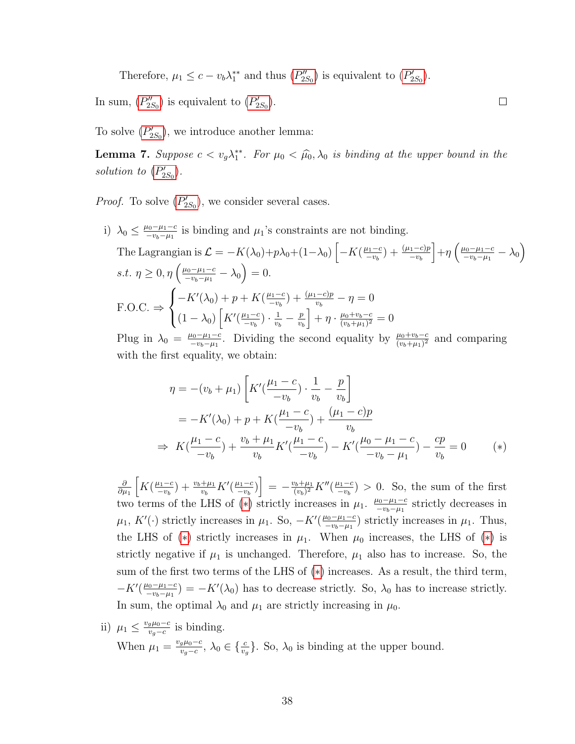Therefore, $\mu_1 \le c - v_b\lambda_1^{**}$ and thus ($P''_{2S_0}$) is equivalent to ($P'_{2S_0}$).

In sum, ($P''_{2S_0}$) is equivalent to ($P'_{2S_0}$). □

To solve ($P'_{2S_0}$), we introduce another lemma:

**Lemma 7.** *Suppose $c < v_g\lambda_1^{**}$. For $\mu_0 < \widehat{\mu}_0, \lambda_0$ is binding at the upper bound in the solution to ($P'_{2S_0}$).*

*Proof.* To solve ($P'_{2S_0}$), we consider several cases.

i) $\lambda_0 \le \frac{\mu_0-\mu_1-c}{-v_b-\mu_1}$ is binding and $\mu_1$'s constraints are not binding.

   The Lagrangian is $\mathcal{L} = -K(\lambda_0)+p\lambda_0+(1-\lambda_0)\left[-K(\frac{\mu_1-c}{-v_b}) + \frac{(\mu_1-c)p}{-v_b}\right]+\eta\left(\frac{\mu_0-\mu_1-c}{-v_b-\mu_1} - \lambda_0\right)$ $s.t.\ \eta \ge 0, \eta\left(\frac{\mu_0-\mu_1-c}{-v_b-\mu_1} - \lambda_0\right) = 0.$

   F.O.C. $\Rightarrow \begin{cases} -K'(\lambda_0) + p + K(\frac{\mu_1-c}{-v_b}) + \frac{(\mu_1-c)p}{v_b} - \eta = 0 \\ (1-\lambda_0)\left[K'(\frac{\mu_1-c}{-v_b})\cdot\frac{1}{v_b} - \frac{p}{v_b}\right] + \eta\cdot\frac{\mu_0+v_b-c}{(v_b+\mu_1)^2} = 0 \end{cases}$

   Plug in $\lambda_0 = \frac{\mu_0-\mu_1-c}{-v_b-\mu_1}$. Dividing the second equality by $\frac{\mu_0+v_b-c}{(v_b+\mu_1)^2}$ and comparing with the first equality, we obtain:

$$
\begin{aligned}
\eta &= -(v_b+\mu_1)\left[K'(\frac{\mu_1-c}{-v_b})\cdot\frac{1}{v_b} - \frac{p}{v_b}\right] \\
&= -K'(\lambda_0) + p + K(\frac{\mu_1-c}{-v_b}) + \frac{(\mu_1-c)p}{v_b} \\
\Rightarrow\ & K(\frac{\mu_1-c}{-v_b}) + \frac{v_b+\mu_1}{v_b}K'(\frac{\mu_1-c}{-v_b}) - K'(\frac{\mu_0-\mu_1-c}{-v_b-\mu_1}) - \frac{cp}{v_b} = 0 \qquad (*)
\end{aligned}
$$

   $\frac{\partial}{\partial\mu_1}\left[K(\frac{\mu_1-c}{-v_b}) + \frac{v_b+\mu_1}{v_b}K'(\frac{\mu_1-c}{-v_b})\right] = -\frac{v_b+\mu_1}{(v_b)^2}K''(\frac{\mu_1-c}{-v_b}) > 0$. So, the sum of the first two terms of the LHS of (*) strictly increases in $\mu_1$. $\frac{\mu_0-\mu_1-c}{-v_b-\mu_1}$ strictly decreases in $\mu_1$, $K'(\cdot)$ strictly increases in $\mu_1$. So, $-K'(\frac{\mu_0-\mu_1-c}{-v_b-\mu_1})$ strictly increases in $\mu_1$. Thus, the LHS of (*) strictly increases in $\mu_1$. When $\mu_0$ increases, the LHS of (*) is strictly negative if $\mu_1$ is unchanged. Therefore, $\mu_1$ also has to increase. So, the sum of the first two terms of the LHS of (*) increases. As a result, the third term, $-K'(\frac{\mu_0-\mu_1-c}{-v_b-\mu_1}) = -K'(\lambda_0)$ has to decrease strictly. So, $\lambda_0$ has to increase strictly. In sum, the optimal $\lambda_0$ and $\mu_1$ are strictly increasing in $\mu_0$.

ii) $\mu_1 \le \frac{v_g\mu_0-c}{v_g-c}$ is binding.

   When $\mu_1 = \frac{v_g\mu_0-c}{v_g-c}$, $\lambda_0 \in \{\frac{c}{v_g}\}$. So, $\lambda_0$ is binding at the upper bound.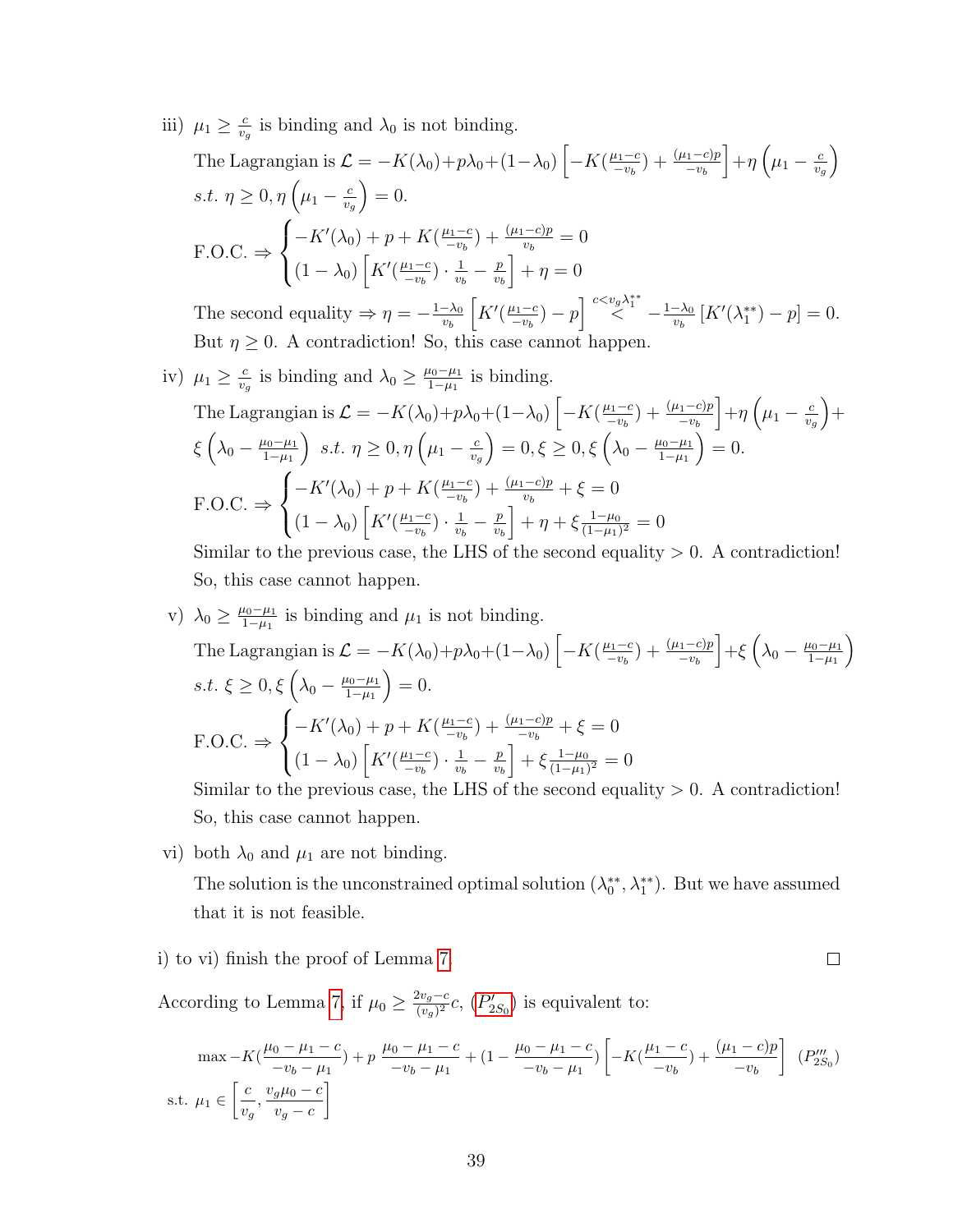iii) $\mu_1 \geq \frac{c}{v_g}$ is binding and $\lambda_0$ is not binding.

The Lagrangian is $\mathcal{L} = -K(\lambda_0) + p\lambda_0 + (1-\lambda_0)\left[-K(\frac{\mu_1 - c}{-v_b}) + \frac{(\mu_1 - c)p}{-v_b}\right] + \eta\left(\mu_1 - \frac{c}{v_g}\right)$

$s.t.\ \eta \geq 0, \eta\left(\mu_1 - \frac{c}{v_g}\right) = 0.$

$$\text{F.O.C.} \Rightarrow \begin{cases} -K'(\lambda_0) + p + K(\frac{\mu_1 - c}{-v_b}) + \frac{(\mu_1 - c)p}{v_b} = 0 \\ (1-\lambda_0)\left[K'(\frac{\mu_1 - c}{-v_b}) \cdot \frac{1}{v_b} - \frac{p}{v_b}\right] + \eta = 0 \end{cases}$$

The second equality $\Rightarrow \eta = -\frac{1-\lambda_0}{v_b}\left[K'(\frac{\mu_1 - c}{-v_b}) - p\right] \overset{c < v_g \lambda_1^{**}}{<} -\frac{1-\lambda_0}{v_b}\left[K'(\lambda_1^{**}) - p\right] = 0.$

But $\eta \geq 0$. A contradiction! So, this case cannot happen.

iv) $\mu_1 \geq \frac{c}{v_g}$ is binding and $\lambda_0 \geq \frac{\mu_0 - \mu_1}{1 - \mu_1}$ is binding.

The Lagrangian is $\mathcal{L} = -K(\lambda_0) + p\lambda_0 + (1-\lambda_0)\left[-K(\frac{\mu_1 - c}{-v_b}) + \frac{(\mu_1 - c)p}{-v_b}\right] + \eta\left(\mu_1 - \frac{c}{v_g}\right) + \xi\left(\lambda_0 - \frac{\mu_0 - \mu_1}{1 - \mu_1}\right)$ $s.t.\ \eta \geq 0, \eta\left(\mu_1 - \frac{c}{v_g}\right) = 0, \xi \geq 0, \xi\left(\lambda_0 - \frac{\mu_0 - \mu_1}{1 - \mu_1}\right) = 0.$

$$\text{F.O.C.} \Rightarrow \begin{cases} -K'(\lambda_0) + p + K(\frac{\mu_1 - c}{-v_b}) + \frac{(\mu_1 - c)p}{v_b} + \xi = 0 \\ (1-\lambda_0)\left[K'(\frac{\mu_1 - c}{-v_b}) \cdot \frac{1}{v_b} - \frac{p}{v_b}\right] + \eta + \xi\frac{1-\mu_0}{(1-\mu_1)^2} = 0 \end{cases}$$

Similar to the previous case, the LHS of the second equality $> 0$. A contradiction! So, this case cannot happen.

v) $\lambda_0 \geq \frac{\mu_0 - \mu_1}{1 - \mu_1}$ is binding and $\mu_1$ is not binding.

The Lagrangian is $\mathcal{L} = -K(\lambda_0) + p\lambda_0 + (1-\lambda_0)\left[-K(\frac{\mu_1 - c}{-v_b}) + \frac{(\mu_1 - c)p}{-v_b}\right] + \xi\left(\lambda_0 - \frac{\mu_0 - \mu_1}{1 - \mu_1}\right)$

$s.t.\ \xi \geq 0, \xi\left(\lambda_0 - \frac{\mu_0 - \mu_1}{1 - \mu_1}\right) = 0.$

$$\text{F.O.C.} \Rightarrow \begin{cases} -K'(\lambda_0) + p + K(\frac{\mu_1 - c}{-v_b}) + \frac{(\mu_1 - c)p}{-v_b} + \xi = 0 \\ (1-\lambda_0)\left[K'(\frac{\mu_1 - c}{-v_b}) \cdot \frac{1}{v_b} - \frac{p}{v_b}\right] + \xi\frac{1-\mu_0}{(1-\mu_1)^2} = 0 \end{cases}$$

Similar to the previous case, the LHS of the second equality $> 0$. A contradiction! So, this case cannot happen.

vi) both $\lambda_0$ and $\mu_1$ are not binding.

The solution is the unconstrained optimal solution $(\lambda_0^{**}, \lambda_1^{**})$. But we have assumed that it is not feasible.

i) to vi) finish the proof of Lemma 7. □

According to Lemma 7, if $\mu_0 \geq \frac{2v_g - c}{(v_g)^2}c$, ($P'_{2S_0}$) is equivalent to:

$$\max -K(\frac{\mu_0 - \mu_1 - c}{-v_b - \mu_1}) + p\ \frac{\mu_0 - \mu_1 - c}{-v_b - \mu_1} + (1 - \frac{\mu_0 - \mu_1 - c}{-v_b - \mu_1})\left[-K(\frac{\mu_1 - c}{-v_b}) + \frac{(\mu_1 - c)p}{-v_b}\right] \quad (P'''_{2S_0})$$

$$\text{s.t. } \mu_1 \in \left[\frac{c}{v_g}, \frac{v_g\mu_0 - c}{v_g - c}\right]$$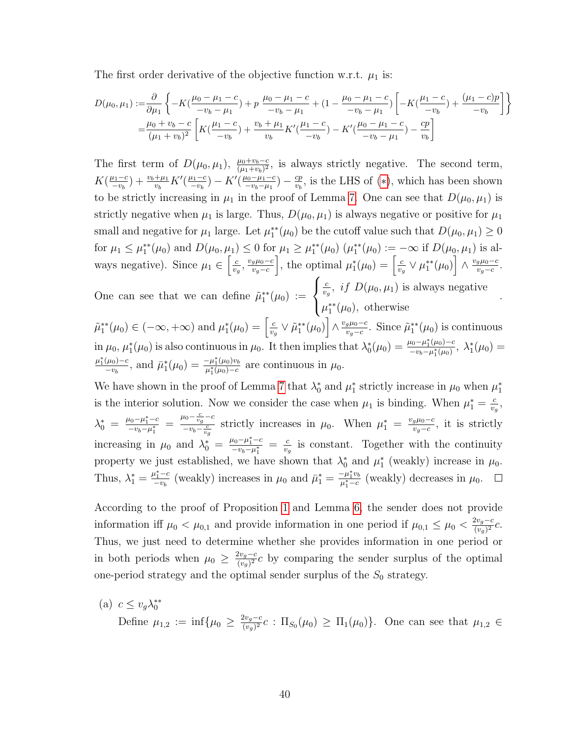The first order derivative of the objective function w.r.t. $\mu_1$ is:

$$
\begin{aligned}
D(\mu_0,\mu_1) :=& \frac{\partial}{\partial \mu_1}\left\{-K(\frac{\mu_0-\mu_1-c}{-v_b-\mu_1}) + p\ \frac{\mu_0-\mu_1-c}{-v_b-\mu_1} + (1-\frac{\mu_0-\mu_1-c}{-v_b-\mu_1})\left[-K(\frac{\mu_1-c}{-v_b}) + \frac{(\mu_1-c)p}{-v_b}\right]\right\} \\
=& \frac{\mu_0+v_b-c}{(\mu_1+v_b)^2}\left[K(\frac{\mu_1-c}{-v_b}) + \frac{v_b+\mu_1}{v_b}K'(\frac{\mu_1-c}{-v_b}) - K'(\frac{\mu_0-\mu_1-c}{-v_b-\mu_1}) - \frac{cp}{v_b}\right]
\end{aligned}
$$

The first term of $D(\mu_0,\mu_1)$, $\frac{\mu_0+v_b-c}{(\mu_1+v_b)^2}$, is always strictly negative. The second term, $K(\frac{\mu_1-c}{-v_b}) + \frac{v_b+\mu_1}{v_b}K'(\frac{\mu_1-c}{-v_b}) - K'(\frac{\mu_0-\mu_1-c}{-v_b-\mu_1}) - \frac{cp}{v_b}$, is the LHS of (*), which has been shown to be strictly increasing in $\mu_1$ in the proof of Lemma 7. One can see that $D(\mu_0,\mu_1)$ is strictly negative when $\mu_1$ is large. Thus, $D(\mu_0,\mu_1)$ is always negative or positive for $\mu_1$ small and negative for $\mu_1$ large. Let $\mu_1^{**}(\mu_0)$ be the cutoff value such that $D(\mu_0,\mu_1)\geq 0$ for $\mu_1 \leq \mu_1^{**}(\mu_0)$ and $D(\mu_0,\mu_1)\leq 0$ for $\mu_1 \geq \mu_1^{**}(\mu_0)$ ($\mu_1^{**}(\mu_0) := -\infty$ if $D(\mu_0,\mu_1)$ is always negative). Since $\mu_1 \in \left[\frac{c}{v_g}, \frac{v_g\mu_0-c}{v_g-c}\right]$, the optimal $\mu_1^*(\mu_0) = \left[\frac{c}{v_g} \vee \mu_1^{**}(\mu_0)\right] \wedge \frac{v_g\mu_0-c}{v_g-c}$. One can see that we can define $\tilde{\mu}_1^{**}(\mu_0) := \begin{cases} \frac{c}{v_g},\ if\ D(\mu_0,\mu_1) \text{ is always negative} \\ \mu_1^{**}(\mu_0),\ \text{otherwise}\end{cases}$.
$\tilde{\mu}_1^{**}(\mu_0) \in (-\infty,+\infty)$ and $\mu_1^*(\mu_0) = \left[\frac{c}{v_g} \vee \tilde{\mu}_1^{**}(\mu_0)\right] \wedge \frac{v_g\mu_0-c}{v_g-c}$. Since $\tilde{\mu}_1^{**}(\mu_0)$ is continuous in $\mu_0$, $\mu_1^*(\mu_0)$ is also continuous in $\mu_0$. It then implies that $\lambda_0^*(\mu_0) = \frac{\mu_0-\mu_1^*(\mu_0)-c}{-v_b-\mu_1^*(\mu_0)}$, $\lambda_1^*(\mu_0) = \frac{\mu_1^*(\mu_0)-c}{-v_b}$, and $\bar{\mu}_1^*(\mu_0) = \frac{-\mu_1^*(\mu_0)v_b}{\mu_1^*(\mu_0)-c}$ are continuous in $\mu_0$.

We have shown in the proof of Lemma 7 that $\lambda_0^*$ and $\mu_1^*$ strictly increase in $\mu_0$ when $\mu_1^*$ is the interior solution. Now we consider the case when $\mu_1$ is binding. When $\mu_1^* = \frac{c}{v_g}$, $\lambda_0^* = \frac{\mu_0-\mu_1^*-c}{-v_b-\mu_1^*} = \frac{\mu_0-\frac{c}{v_g}-c}{-v_b-\frac{c}{v_g}}$ strictly increases in $\mu_0$. When $\mu_1^* = \frac{v_g\mu_0-c}{v_g-c}$, it is strictly increasing in $\mu_0$ and $\lambda_0^* = \frac{\mu_0-\mu_1^*-c}{-v_b-\mu_1^*} = \frac{c}{v_g}$ is constant. Together with the continuity property we just established, we have shown that $\lambda_0^*$ and $\mu_1^*$ (weakly) increase in $\mu_0$. Thus, $\lambda_1^* = \frac{\mu_1^*-c}{-v_b}$ (weakly) increases in $\mu_0$ and $\bar{\mu}_1^* = \frac{-\mu_1^* v_b}{\mu_1^*-c}$ (weakly) decreases in $\mu_0$. $\square$

According to the proof of Proposition 1 and Lemma 6, the sender does not provide information iff $\mu_0 < \mu_{0,1}$ and provide information in one period if $\mu_{0,1} \leq \mu_0 < \frac{2v_g-c}{(v_g)^2}c$. Thus, we just need to determine whether she provides information in one period or in both periods when $\mu_0 \geq \frac{2v_g-c}{(v_g)^2}c$ by comparing the sender surplus of the optimal one-period strategy and the optimal sender surplus of the $S_0$ strategy.

(a) $c \leq v_g\lambda_0^{**}$

Define $\mu_{1,2} := \inf\{\mu_0 \geq \frac{2v_g-c}{(v_g)^2}c : \Pi_{S_0}(\mu_0) \geq \Pi_1(\mu_0)\}$. One can see that $\mu_{1,2} \in$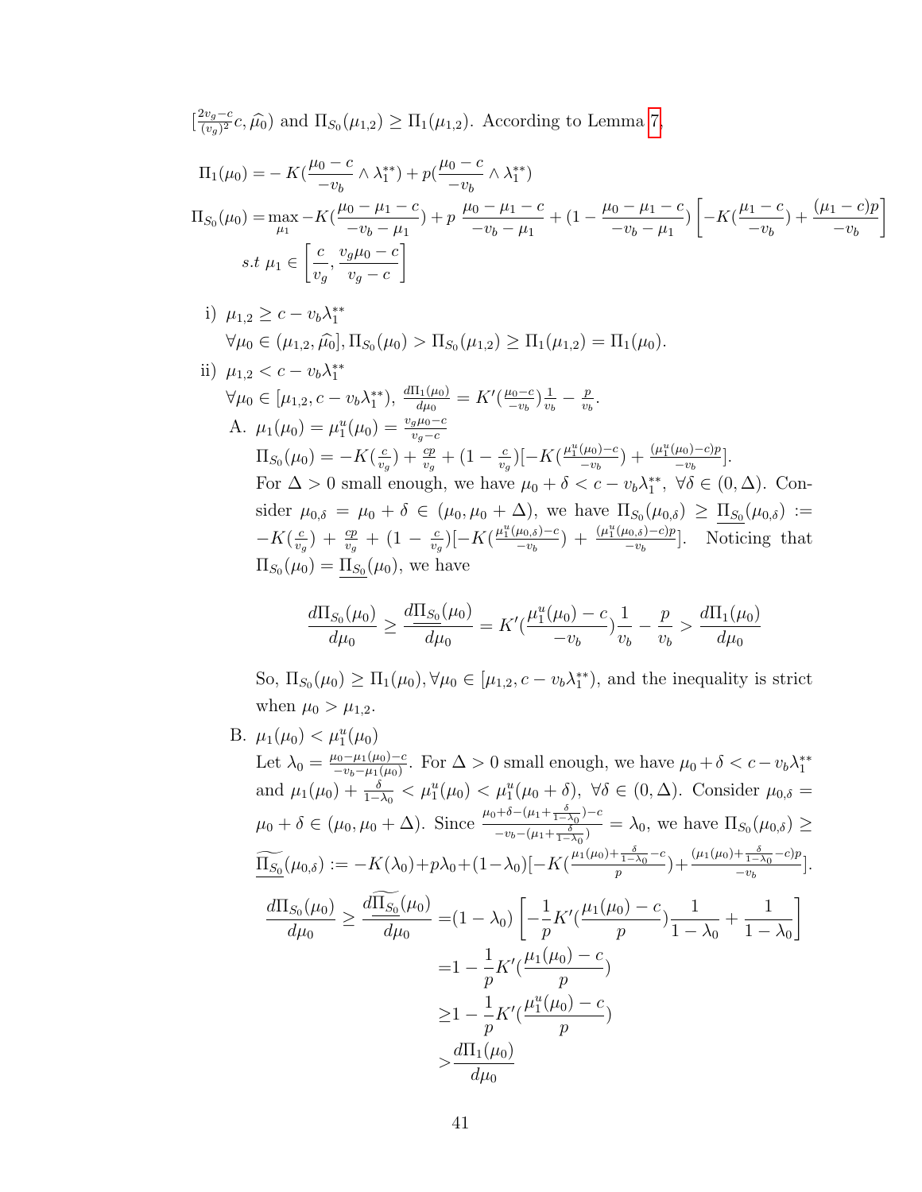$[\frac{2v_g - c}{(v_g)^2}c, \widehat{\mu_0})$ and $\Pi_{S_0}(\mu_{1,2}) \geq \Pi_1(\mu_{1,2})$. According to Lemma 7,

$$
\begin{aligned}
\Pi_1(\mu_0) =& -K(\frac{\mu_0 - c}{-v_b} \wedge \lambda_1^{**}) + p(\frac{\mu_0 - c}{-v_b} \wedge \lambda_1^{**}) \\
\Pi_{S_0}(\mu_0) =& \max_{\mu_1} -K(\frac{\mu_0 - \mu_1 - c}{-v_b - \mu_1}) + p\ \frac{\mu_0 - \mu_1 - c}{-v_b - \mu_1} + (1 - \frac{\mu_0 - \mu_1 - c}{-v_b - \mu_1})\left[-K(\frac{\mu_1 - c}{-v_b}) + \frac{(\mu_1 - c)p}{-v_b}\right] \\
& s.t\ \mu_1 \in \left[\frac{c}{v_g}, \frac{v_g \mu_0 - c}{v_g - c}\right]
\end{aligned}
$$

i) $\mu_{1,2} \geq c - v_b \lambda_1^{**}$

$\forall \mu_0 \in (\mu_{1,2}, \widehat{\mu_0}], \Pi_{S_0}(\mu_0) > \Pi_{S_0}(\mu_{1,2}) \geq \Pi_1(\mu_{1,2}) = \Pi_1(\mu_0)$.

ii) $\mu_{1,2} < c - v_b \lambda_1^{**}$

$\forall \mu_0 \in [\mu_{1,2}, c - v_b\lambda_1^{**})$, $\frac{d\Pi_1(\mu_0)}{d\mu_0} = K'(\frac{\mu_0 - c}{-v_b})\frac{1}{v_b} - \frac{p}{v_b}$.

A. $\mu_1(\mu_0) = \mu_1^u(\mu_0) = \frac{v_g \mu_0 - c}{v_g - c}$

$\Pi_{S_0}(\mu_0) = -K(\frac{c}{v_g}) + \frac{cp}{v_g} + (1 - \frac{c}{v_g})[-K(\frac{\mu_1^u(\mu_0) - c}{-v_b}) + \frac{(\mu_1^u(\mu_0) - c)p}{-v_b}]$.

For $\Delta > 0$ small enough, we have $\mu_0 + \delta < c - v_b\lambda_1^{**},\ \forall \delta \in (0, \Delta)$. Consider $\mu_{0,\delta} = \mu_0 + \delta \in (\mu_0, \mu_0 + \Delta)$, we have $\Pi_{S_0}(\mu_{0,\delta}) \geq \underline{\Pi_{S_0}}(\mu_{0,\delta}) := -K(\frac{c}{v_g}) + \frac{cp}{v_g} + (1 - \frac{c}{v_g})[-K(\frac{\mu_1^u(\mu_{0,\delta}) - c}{-v_b}) + \frac{(\mu_1^u(\mu_{0,\delta}) - c)p}{-v_b}]$. Noticing that $\Pi_{S_0}(\mu_0) = \underline{\Pi_{S_0}}(\mu_0)$, we have

$$
\frac{d\Pi_{S_0}(\mu_0)}{d\mu_0} \geq \frac{d\underline{\Pi_{S_0}}(\mu_0)}{d\mu_0} = K'(\frac{\mu_1^u(\mu_0) - c}{-v_b})\frac{1}{v_b} - \frac{p}{v_b} > \frac{d\Pi_1(\mu_0)}{d\mu_0}
$$

So, $\Pi_{S_0}(\mu_0) \geq \Pi_1(\mu_0), \forall \mu_0 \in [\mu_{1,2}, c - v_b\lambda_1^{**})$, and the inequality is strict when $\mu_0 > \mu_{1,2}$.

B. $\mu_1(\mu_0) < \mu_1^u(\mu_0)$

Let $\lambda_0 = \frac{\mu_0 - \mu_1(\mu_0) - c}{-v_b - \mu_1(\mu_0)}$. For $\Delta > 0$ small enough, we have $\mu_0 + \delta < c - v_b\lambda_1^{**}$ and $\mu_1(\mu_0) + \frac{\delta}{1-\lambda_0} < \mu_1^u(\mu_0) < \mu_1^u(\mu_0 + \delta),\ \forall \delta \in (0, \Delta)$. Consider $\mu_{0,\delta} = \mu_0 + \delta \in (\mu_0, \mu_0 + \Delta)$. Since $\frac{\mu_0 + \delta - (\mu_1 + \frac{\delta}{1-\lambda_0}) - c}{-v_b - (\mu_1 + \frac{\delta}{1-\lambda_0})} = \lambda_0$, we have $\Pi_{S_0}(\mu_{0,\delta}) \geq \widetilde{\underline{\Pi_{S_0}}}(\mu_{0,\delta}) := -K(\lambda_0) + p\lambda_0 + (1-\lambda_0)[-K(\frac{\mu_1(\mu_0) + \frac{\delta}{1-\lambda_0} - c}{p}) + \frac{(\mu_1(\mu_0) + \frac{\delta}{1-\lambda_0} - c)p}{-v_b}]$.

$$
\begin{aligned}
\frac{d\Pi_{S_0}(\mu_0)}{d\mu_0} \geq \frac{d\widetilde{\underline{\Pi_{S_0}}}(\mu_0)}{d\mu_0} =& (1-\lambda_0)\left[-\frac{1}{p}K'(\frac{\mu_1(\mu_0) - c}{p})\frac{1}{1-\lambda_0} + \frac{1}{1-\lambda_0}\right] \\
=& 1 - \frac{1}{p}K'(\frac{\mu_1(\mu_0) - c}{p}) \\
\geq& 1 - \frac{1}{p}K'(\frac{\mu_1^u(\mu_0) - c}{p}) \\
>& \frac{d\Pi_1(\mu_0)}{d\mu_0}
\end{aligned}
$$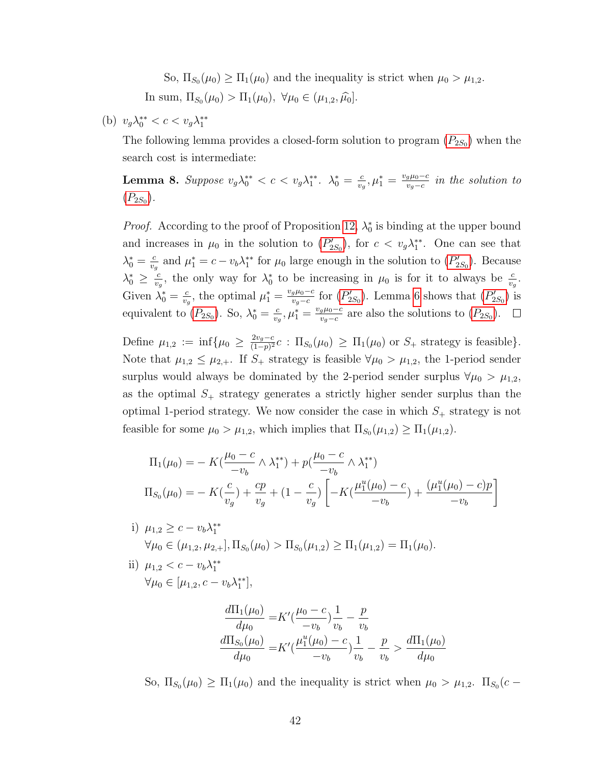So, $\Pi_{S_0}(\mu_0) \geq \Pi_1(\mu_0)$ and the inequality is strict when $\mu_0 > \mu_{1,2}$.

In sum, $\Pi_{S_0}(\mu_0) > \Pi_1(\mu_0),\ \forall \mu_0 \in (\mu_{1,2}, \widehat{\mu_0}]$.

(b) $v_g\lambda_0^{**} < c < v_g\lambda_1^{**}$

The following lemma provides a closed-form solution to program ($P_{2S_0}$) when the search cost is intermediate:

**Lemma 8.** *Suppose $v_g\lambda_0^{**} < c < v_g\lambda_1^{**}$. $\lambda_0^* = \frac{c}{v_g}, \mu_1^* = \frac{v_g\mu_0 - c}{v_g - c}$ in the solution to ($P_{2S_0}$).*

*Proof.* According to the proof of Proposition 12, $\lambda_0^*$ is binding at the upper bound and increases in $\mu_0$ in the solution to ($P'_{2S_0}$), for $c < v_g\lambda_1^{**}$. One can see that $\lambda_0^* = \frac{c}{v_g}$ and $\mu_1^* = c - v_b\lambda_1^{**}$ for $\mu_0$ large enough in the solution to ($P'_{2S_0}$). Because $\lambda_0^* \geq \frac{c}{v_g}$, the only way for $\lambda_0^*$ to be increasing in $\mu_0$ is for it to always be $\frac{c}{v_g}$. Given $\lambda_0^* = \frac{c}{v_g}$, the optimal $\mu_1^* = \frac{v_g\mu_0 - c}{v_g - c}$ for ($P'_{2S_0}$). Lemma 6 shows that ($P'_{2S_0}$) is equivalent to ($P_{2S_0}$). So, $\lambda_0^* = \frac{c}{v_g}, \mu_1^* = \frac{v_g\mu_0 - c}{v_g - c}$ are also the solutions to ($P_{2S_0}$). $\square$

Define $\mu_{1,2} := \inf\{\mu_0 \geq \frac{2v_g - c}{(1-p)^2}c : \Pi_{S_0}(\mu_0) \geq \Pi_1(\mu_0) \text{ or } S_+ \text{ strategy is feasible}\}$. Note that $\mu_{1,2} \leq \mu_{2,+}$. If $S_+$ strategy is feasible $\forall \mu_0 > \mu_{1,2}$, the 1-period sender surplus would always be dominated by the 2-period sender surplus $\forall \mu_0 > \mu_{1,2}$, as the optimal $S_+$ strategy generates a strictly higher sender surplus than the optimal 1-period strategy. We now consider the case in which $S_+$ strategy is not feasible for some $\mu_0 > \mu_{1,2}$, which implies that $\Pi_{S_0}(\mu_{1,2}) \geq \Pi_1(\mu_{1,2})$.

$$\Pi_1(\mu_0) = -K(\frac{\mu_0 - c}{-v_b} \wedge \lambda_1^{**}) + p(\frac{\mu_0 - c}{-v_b} \wedge \lambda_1^{**})$$

$$\Pi_{S_0}(\mu_0) = -K(\frac{c}{v_g}) + \frac{cp}{v_g} + (1 - \frac{c}{v_g})\left[-K(\frac{\mu_1^u(\mu_0) - c}{-v_b}) + \frac{(\mu_1^u(\mu_0) - c)p}{-v_b}\right]$$

i) $\mu_{1,2} \geq c - v_b\lambda_1^{**}$

$\forall \mu_0 \in (\mu_{1,2}, \mu_{2,+}], \Pi_{S_0}(\mu_0) > \Pi_{S_0}(\mu_{1,2}) \geq \Pi_1(\mu_{1,2}) = \Pi_1(\mu_0)$.

ii) $\mu_{1,2} < c - v_b\lambda_1^{**}$

$\forall \mu_0 \in [\mu_{1,2}, c - v_b\lambda_1^{**}]$,

$$\frac{d\Pi_1(\mu_0)}{d\mu_0} = K'(\frac{\mu_0 - c}{-v_b})\frac{1}{v_b} - \frac{p}{v_b}$$

$$\frac{d\Pi_{S_0}(\mu_0)}{d\mu_0} = K'(\frac{\mu_1^u(\mu_0) - c}{-v_b})\frac{1}{v_b} - \frac{p}{v_b} > \frac{d\Pi_1(\mu_0)}{d\mu_0}$$

So, $\Pi_{S_0}(\mu_0) \geq \Pi_1(\mu_0)$ and the inequality is strict when $\mu_0 > \mu_{1,2}$. $\Pi_{S_0}(c -$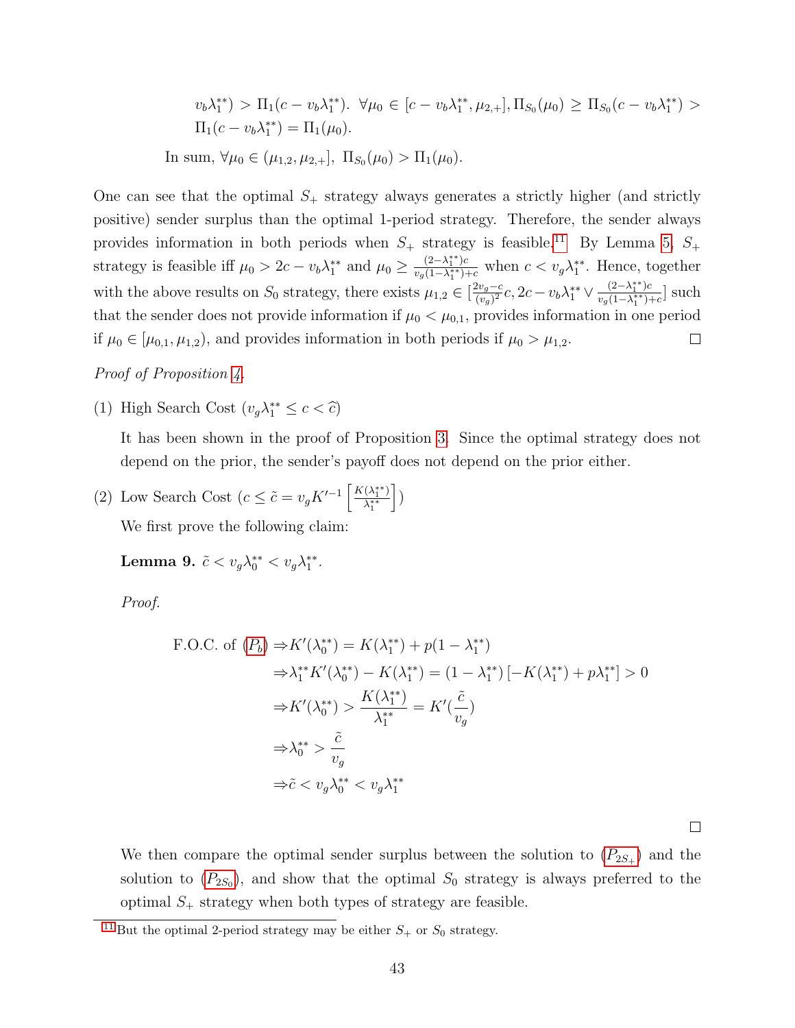$v_b\lambda_1^{**}) > \Pi_1(c - v_b\lambda_1^{**})$. $\forall \mu_0 \in [c - v_b\lambda_1^{**}, \mu_{2,+}], \Pi_{S_0}(\mu_0) \geq \Pi_{S_0}(c - v_b\lambda_1^{**}) > \Pi_1(c - v_b\lambda_1^{**}) = \Pi_1(\mu_0)$.

In sum, $\forall \mu_0 \in (\mu_{1,2}, \mu_{2,+}],\ \Pi_{S_0}(\mu_0) > \Pi_1(\mu_0)$.

One can see that the optimal $S_+$ strategy always generates a strictly higher (and strictly positive) sender surplus than the optimal 1-period strategy. Therefore, the sender always provides information in both periods when $S_+$ strategy is feasible.[11] By Lemma 5, $S_+$ strategy is feasible iff $\mu_0 > 2c - v_b\lambda_1^{**}$ and $\mu_0 \geq \frac{(2-\lambda_1^{**})c}{v_g(1-\lambda_1^{**})+c}$ when $c < v_g\lambda_1^{**}$. Hence, together with the above results on $S_0$ strategy, there exists $\mu_{1,2} \in [\frac{2v_g - c}{(v_g)^2}c, 2c - v_b\lambda_1^{**} \vee \frac{(2-\lambda_1^{**})c}{v_g(1-\lambda_1^{**})+c}]$ such that the sender does not provide information if $\mu_0 < \mu_{0,1}$, provides information in one period if $\mu_0 \in [\mu_{0,1}, \mu_{1,2})$, and provides information in both periods if $\mu_0 > \mu_{1,2}$. □

*Proof of Proposition 4.*

(1) High Search Cost ($v_g\lambda_1^{**} \leq c < \widehat{c}$)

It has been shown in the proof of Proposition 3. Since the optimal strategy does not depend on the prior, the sender's payoff does not depend on the prior either.

(2) Low Search Cost ($c \leq \tilde{c} = v_g K'^{-1}\left[\frac{K(\lambda_1^{**})}{\lambda_1^{**}}\right]$)

We first prove the following claim:

**Lemma 9.** $\tilde{c} < v_g\lambda_0^{**} < v_g\lambda_1^{**}$.

*Proof.*

$$
\begin{aligned}
\text{F.O.C. of } (P_b) &\Rightarrow K'(\lambda_0^{**}) = K(\lambda_1^{**}) + p(1 - \lambda_1^{**}) \\
&\Rightarrow \lambda_1^{**}K'(\lambda_0^{**}) - K(\lambda_1^{**}) = (1 - \lambda_1^{**})\left[-K(\lambda_1^{**}) + p\lambda_1^{**}\right] > 0 \\
&\Rightarrow K'(\lambda_0^{**}) > \frac{K(\lambda_1^{**})}{\lambda_1^{**}} = K'(\frac{\tilde{c}}{v_g}) \\
&\Rightarrow \lambda_0^{**} > \frac{\tilde{c}}{v_g} \\
&\Rightarrow \tilde{c} < v_g\lambda_0^{**} < v_g\lambda_1^{**}
\end{aligned}
$$

□

We then compare the optimal sender surplus between the solution to ($P_{2S_+}$) and the solution to ($P_{2S_0}$), and show that the optimal $S_0$ strategy is always preferred to the optimal $S_+$ strategy when both types of strategy are feasible.

[11] But the optimal 2-period strategy may be either $S_+$ or $S_0$ strategy.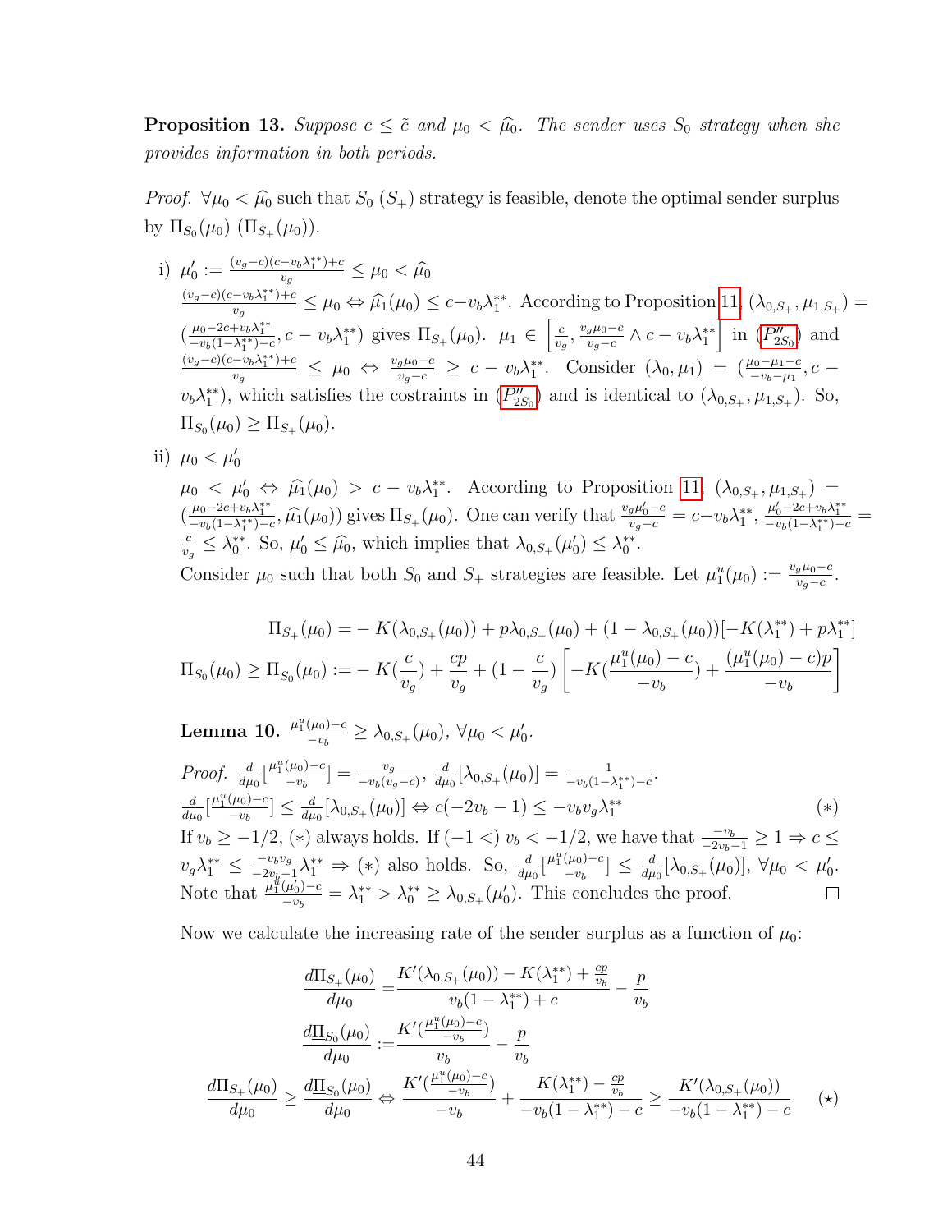**Proposition 13.** *Suppose $c \le \tilde{c}$ and $\mu_0 < \widehat{\mu}_0$. The sender uses $S_0$ strategy when she provides information in both periods.*

*Proof.* $\forall \mu_0 < \widehat{\mu}_0$ such that $S_0$ ($S_+$) strategy is feasible, denote the optimal sender surplus by $\Pi_{S_0}(\mu_0)$ ($\Pi_{S_+}(\mu_0)$).

i) $\mu_0' := \frac{(v_g-c)(c-v_b\lambda_1^{**})+c}{v_g} \le \mu_0 < \widehat{\mu}_0$

$\frac{(v_g-c)(c-v_b\lambda_1^{**})+c}{v_g} \le \mu_0 \Leftrightarrow \widehat{\mu}_1(\mu_0) \le c - v_b\lambda_1^{**}$. According to Proposition 11, $(\lambda_{0,S_+}, \mu_{1,S_+}) = (\frac{\mu_0 - 2c + v_b\lambda_1^{**}}{-v_b(1-\lambda_1^{**})-c}, c - v_b\lambda_1^{**})$ gives $\Pi_{S_+}(\mu_0)$. $\mu_1 \in \left[\frac{c}{v_g}, \frac{v_g\mu_0 - c}{v_g - c} \wedge c - v_b\lambda_1^{**}\right]$ in ($P''_{2S_0}$) and $\frac{(v_g-c)(c-v_b\lambda_1^{**})+c}{v_g} \le \mu_0 \Leftrightarrow \frac{v_g\mu_0-c}{v_g-c} \ge c - v_b\lambda_1^{**}$. Consider $(\lambda_0, \mu_1) = (\frac{\mu_0-\mu_1-c}{-v_b-\mu_1}, c - v_b\lambda_1^{**})$, which satisfies the costraints in ($P''_{2S_0}$) and is identical to $(\lambda_{0,S_+}, \mu_{1,S_+})$. So, $\Pi_{S_0}(\mu_0) \ge \Pi_{S_+}(\mu_0)$.

ii) $\mu_0 < \mu_0'$

$\mu_0 < \mu_0' \Leftrightarrow \widehat{\mu}_1(\mu_0) > c - v_b\lambda_1^{**}$. According to Proposition 11, $(\lambda_{0,S_+}, \mu_{1,S_+}) = (\frac{\mu_0-2c+v_b\lambda_1^{**}}{-v_b(1-\lambda_1^{**})-c}, \widehat{\mu}_1(\mu_0))$ gives $\Pi_{S_+}(\mu_0)$. One can verify that $\frac{v_g\mu_0'-c}{v_g-c} = c - v_b\lambda_1^{**}$, $\frac{\mu_0'-2c+v_b\lambda_1^{**}}{-v_b(1-\lambda_1^{**})-c} = \frac{c}{v_g} \le \lambda_0^{**}$. So, $\mu_0' \le \widehat{\mu}_0$, which implies that $\lambda_{0,S_+}(\mu_0') \le \lambda_0^{**}$.

Consider $\mu_0$ such that both $S_0$ and $S_+$ strategies are feasible. Let $\mu_1^u(\mu_0) := \frac{v_g\mu_0 - c}{v_g - c}$.

$$\Pi_{S_+}(\mu_0) = -K(\lambda_{0,S_+}(\mu_0)) + p\lambda_{0,S_+}(\mu_0) + (1-\lambda_{0,S_+}(\mu_0))[-K(\lambda_1^{**}) + p\lambda_1^{**}]$$

$$\Pi_{S_0}(\mu_0) \ge \underline{\Pi}_{S_0}(\mu_0) := -K(\frac{c}{v_g}) + \frac{cp}{v_g} + (1-\frac{c}{v_g})\left[-K(\frac{\mu_1^u(\mu_0)-c}{-v_b}) + \frac{(\mu_1^u(\mu_0)-c)p}{-v_b}\right]$$

**Lemma 10.** $\frac{\mu_1^u(\mu_0)-c}{-v_b} \ge \lambda_{0,S_+}(\mu_0)$, $\forall \mu_0 < \mu_0'$.

*Proof.* $\frac{d}{d\mu_0}[\frac{\mu_1^u(\mu_0)-c}{-v_b}] = \frac{v_g}{-v_b(v_g-c)}$, $\frac{d}{d\mu_0}[\lambda_{0,S_+}(\mu_0)] = \frac{1}{-v_b(1-\lambda_1^{**})-c}$.

$$\frac{d}{d\mu_0}[\frac{\mu_1^u(\mu_0)-c}{-v_b}] \le \frac{d}{d\mu_0}[\lambda_{0,S_+}(\mu_0)] \Leftrightarrow c(-2v_b - 1) \le -v_b v_g \lambda_1^{**} \qquad (*)$$

If $v_b \ge -1/2$, $(*)$ always holds. If $(-1 <)$ $v_b < -1/2$, we have that $\frac{-v_b}{-2v_b-1} \ge 1 \Rightarrow c \le v_g\lambda_1^{**} \le \frac{-v_b v_g}{-2v_b-1}\lambda_1^{**} \Rightarrow (*)$ also holds. So, $\frac{d}{d\mu_0}[\frac{\mu_1^u(\mu_0)-c}{-v_b}] \le \frac{d}{d\mu_0}[\lambda_{0,S_+}(\mu_0)]$, $\forall \mu_0 < \mu_0'$. Note that $\frac{\mu_1^u(\mu_0')-c}{-v_b} = \lambda_1^{**} > \lambda_0^{**} \ge \lambda_{0,S_+}(\mu_0')$. This concludes the proof. $\square$

Now we calculate the increasing rate of the sender surplus as a function of $\mu_0$:

$$\frac{d\Pi_{S_+}(\mu_0)}{d\mu_0} = \frac{K'(\lambda_{0,S_+}(\mu_0)) - K(\lambda_1^{**}) + \frac{cp}{v_b}}{v_b(1-\lambda_1^{**})+c} - \frac{p}{v_b}$$

$$\frac{d\underline{\Pi}_{S_0}(\mu_0)}{d\mu_0} := \frac{K'(\frac{\mu_1^u(\mu_0)-c}{-v_b})}{v_b} - \frac{p}{v_b}$$

$$\frac{d\Pi_{S_+}(\mu_0)}{d\mu_0} \ge \frac{d\underline{\Pi}_{S_0}(\mu_0)}{d\mu_0} \Leftrightarrow \frac{K'(\frac{\mu_1^u(\mu_0)-c}{-v_b})}{-v_b} + \frac{K(\lambda_1^{**}) - \frac{cp}{v_b}}{-v_b(1-\lambda_1^{**})-c} \ge \frac{K'(\lambda_{0,S_+}(\mu_0))}{-v_b(1-\lambda_1^{**})-c} \qquad (\star)$$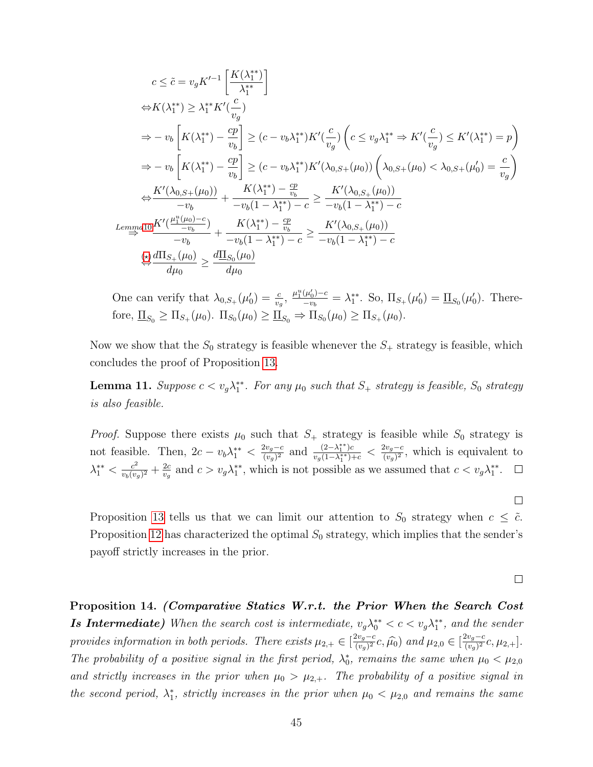$$
\begin{aligned}
& c \leq \tilde{c} = v_g K'^{-1}\left[\frac{K(\lambda_1^{**})}{\lambda_1^{**}}\right] \\
\Leftrightarrow & K(\lambda_1^{**}) \geq \lambda_1^{**} K'(\frac{c}{v_g}) \\
\Rightarrow & -v_b\left[K(\lambda_1^{**}) - \frac{cp}{v_b}\right] \geq (c - v_b\lambda_1^{**})K'(\frac{c}{v_g})\left(c \leq v_g\lambda_1^{**} \Rightarrow K'(\frac{c}{v_g}) \leq K'(\lambda_1^{**}) = p\right) \\
\Rightarrow & -v_b\left[K(\lambda_1^{**}) - \frac{cp}{v_b}\right] \geq (c - v_b\lambda_1^{**})K'(\lambda_{0,S+}(\mu_0))\left(\lambda_{0,S+}(\mu_0) < \lambda_{0,S+}(\mu_0') = \frac{c}{v_g}\right) \\
\Leftrightarrow & \frac{K'(\lambda_{0,S+}(\mu_0))}{-v_b} + \frac{K(\lambda_1^{**}) - \frac{cp}{v_b}}{-v_b(1-\lambda_1^{**}) - c} \geq \frac{K'(\lambda_{0,S_+}(\mu_0))}{-v_b(1-\lambda_1^{**}) - c} \\
\overset{Lemma 10}{\Rightarrow} & \frac{K'(\frac{\mu_1^u(\mu_0)-c}{-v_b})}{-v_b} + \frac{K(\lambda_1^{**}) - \frac{cp}{v_b}}{-v_b(1-\lambda_1^{**}) - c} \geq \frac{K'(\lambda_{0,S_+}(\mu_0))}{-v_b(1-\lambda_1^{**}) - c} \\
\overset{(\star)}{\Leftrightarrow} & \frac{d\Pi_{S_+}(\mu_0)}{d\mu_0} \geq \frac{d\underline{\Pi}_{S_0}(\mu_0)}{d\mu_0}
\end{aligned}
$$

One can verify that $\lambda_{0,S_+}(\mu_0') = \frac{c}{v_g}$, $\frac{\mu_1^u(\mu_0')-c}{-v_b} = \lambda_1^{**}$. So, $\Pi_{S_+}(\mu_0') = \underline{\Pi}_{S_0}(\mu_0')$. Therefore, $\underline{\Pi}_{S_0} \geq \Pi_{S_+}(\mu_0)$. $\Pi_{S_0}(\mu_0) \geq \underline{\Pi}_{S_0} \Rightarrow \Pi_{S_0}(\mu_0) \geq \Pi_{S_+}(\mu_0)$.

Now we show that the $S_0$ strategy is feasible whenever the $S_+$ strategy is feasible, which concludes the proof of Proposition 13.

**Lemma 11.** *Suppose $c < v_g\lambda_1^{**}$. For any $\mu_0$ such that $S_+$ strategy is feasible, $S_0$ strategy is also feasible.*

*Proof.* Suppose there exists $\mu_0$ such that $S_+$ strategy is feasible while $S_0$ strategy is not feasible. Then, $2c - v_b\lambda_1^{**} < \frac{2v_g - c}{(v_g)^2}$ and $\frac{(2-\lambda_1^{**})c}{v_g(1-\lambda_1^{**})+c} < \frac{2v_g-c}{(v_g)^2}$, which is equivalent to $\lambda_1^{**} < \frac{c^2}{v_b(v_g)^2} + \frac{2c}{v_g}$ and $c > v_g\lambda_1^{**}$, which is not possible as we assumed that $c < v_g\lambda_1^{**}$. ☐

☐

Proposition 13 tells us that we can limit our attention to $S_0$ strategy when $c \leq \tilde{c}$. Proposition 12 has characterized the optimal $S_0$ strategy, which implies that the sender's payoff strictly increases in the prior.

☐

**Proposition 14.** ***(Comparative Statics W.r.t. the Prior When the Search Cost Is Intermediate)*** *When the search cost is intermediate, $v_g\lambda_0^{**} < c < v_g\lambda_1^{**}$, and the sender provides information in both periods. There exists $\mu_{2,+} \in [\frac{2v_g-c}{(v_g)^2}c, \widehat{\mu}_0)$ and $\mu_{2,0} \in [\frac{2v_g-c}{(v_g)^2}c, \mu_{2,+}]$. The probability of a positive signal in the first period, $\lambda_0^*$, remains the same when $\mu_0 < \mu_{2,0}$ and strictly increases in the prior when $\mu_0 > \mu_{2,+}$. The probability of a positive signal in the second period, $\lambda_1^*$, strictly increases in the prior when $\mu_0 < \mu_{2,0}$ and remains the same*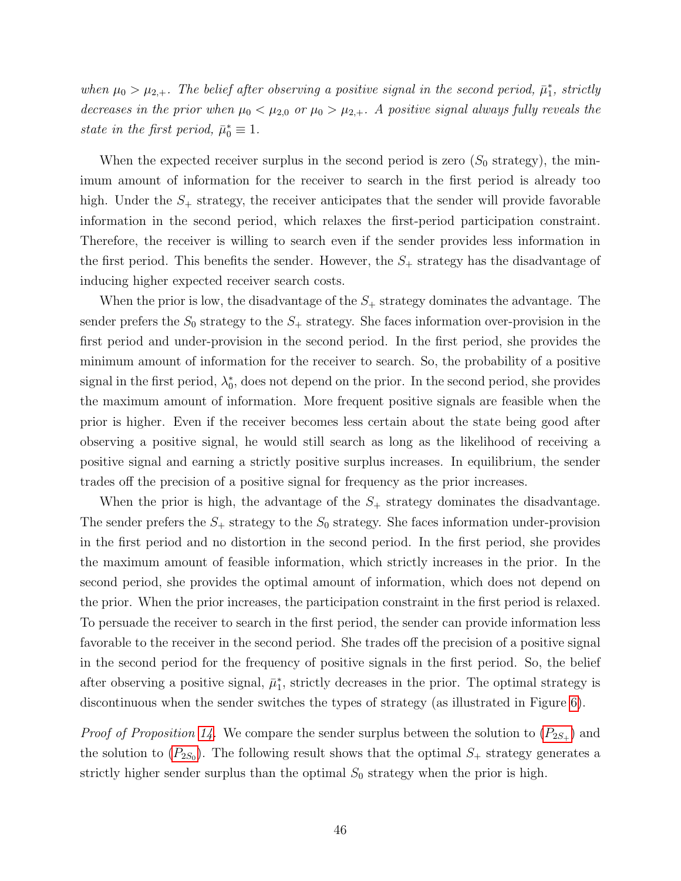*when $\mu_0 > \mu_{2,+}$. The belief after observing a positive signal in the second period, $\bar{\mu}_1^*$, strictly decreases in the prior when $\mu_0 < \mu_{2,0}$ or $\mu_0 > \mu_{2,+}$. A positive signal always fully reveals the state in the first period, $\bar{\mu}_0^* \equiv 1$.*

When the expected receiver surplus in the second period is zero ($S_0$ strategy), the minimum amount of information for the receiver to search in the first period is already too high. Under the $S_+$ strategy, the receiver anticipates that the sender will provide favorable information in the second period, which relaxes the first-period participation constraint. Therefore, the receiver is willing to search even if the sender provides less information in the first period. This benefits the sender. However, the $S_+$ strategy has the disadvantage of inducing higher expected receiver search costs.

When the prior is low, the disadvantage of the $S_+$ strategy dominates the advantage. The sender prefers the $S_0$ strategy to the $S_+$ strategy. She faces information over-provision in the first period and under-provision in the second period. In the first period, she provides the minimum amount of information for the receiver to search. So, the probability of a positive signal in the first period, $\lambda_0^*$, does not depend on the prior. In the second period, she provides the maximum amount of information. More frequent positive signals are feasible when the prior is higher. Even if the receiver becomes less certain about the state being good after observing a positive signal, he would still search as long as the likelihood of receiving a positive signal and earning a strictly positive surplus increases. In equilibrium, the sender trades off the precision of a positive signal for frequency as the prior increases.

When the prior is high, the advantage of the $S_+$ strategy dominates the disadvantage. The sender prefers the $S_+$ strategy to the $S_0$ strategy. She faces information under-provision in the first period and no distortion in the second period. In the first period, she provides the maximum amount of feasible information, which strictly increases in the prior. In the second period, she provides the optimal amount of information, which does not depend on the prior. When the prior increases, the participation constraint in the first period is relaxed. To persuade the receiver to search in the first period, the sender can provide information less favorable to the receiver in the second period. She trades off the precision of a positive signal in the second period for the frequency of positive signals in the first period. So, the belief after observing a positive signal, $\bar{\mu}_1^*$, strictly decreases in the prior. The optimal strategy is discontinuous when the sender switches the types of strategy (as illustrated in Figure 6).

*Proof of Proposition 14.* We compare the sender surplus between the solution to ($P_{2S_+}$) and the solution to ($P_{2S_0}$). The following result shows that the optimal $S_+$ strategy generates a strictly higher sender surplus than the optimal $S_0$ strategy when the prior is high.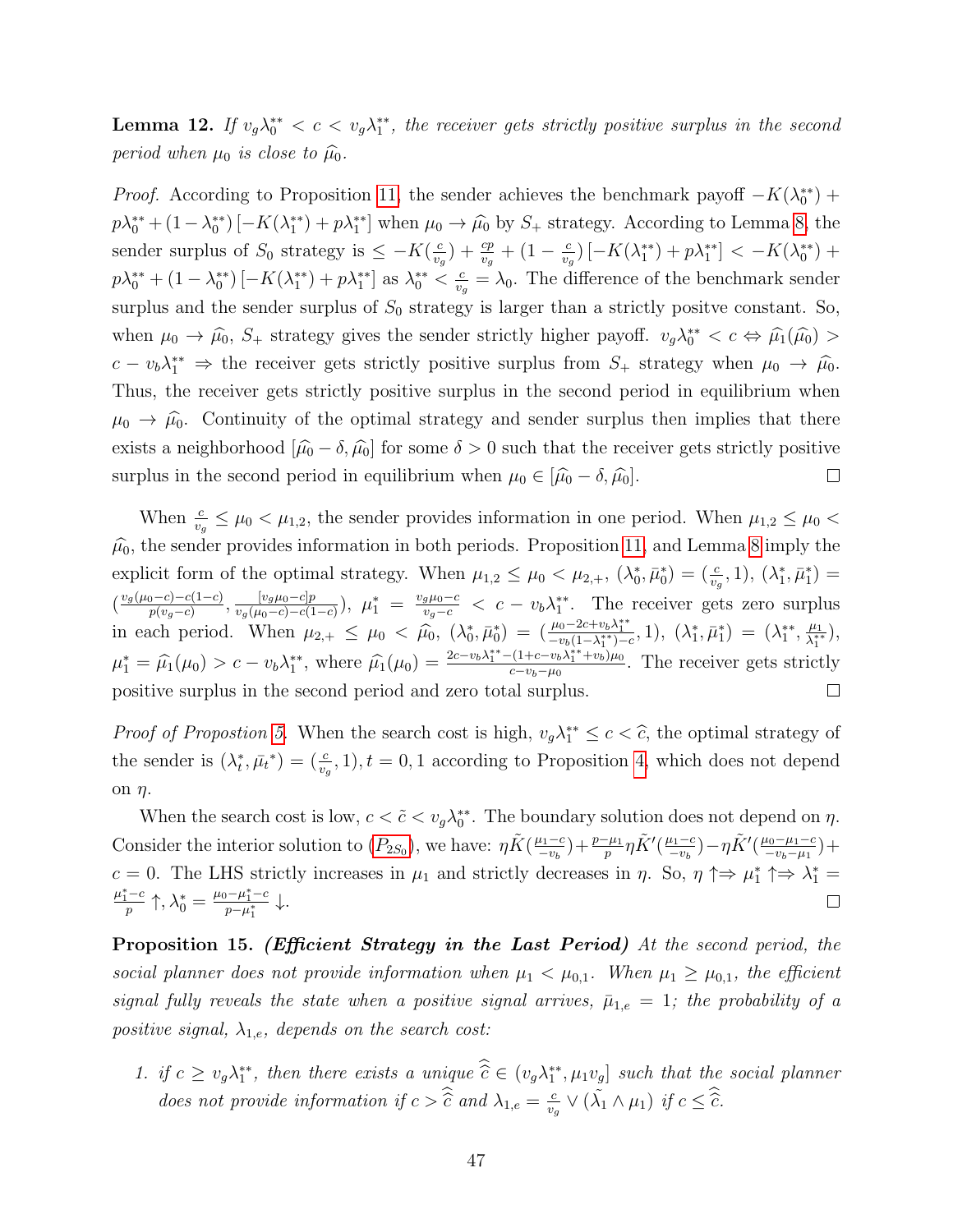**Lemma 12.** *If $v_g\lambda_0^{**} < c < v_g\lambda_1^{**}$, the receiver gets strictly positive surplus in the second period when $\mu_0$ is close to $\widehat{\mu}_0$.*

*Proof.* According to Proposition 11, the sender achieves the benchmark payoff $-K(\lambda_0^{**}) + p\lambda_0^{**} + (1-\lambda_0^{**})\left[-K(\lambda_1^{**}) + p\lambda_1^{**}\right]$ when $\mu_0 \to \widehat{\mu}_0$ by $S_+$ strategy. According to Lemma 8, the sender surplus of $S_0$ strategy is $\leq -K(\frac{c}{v_g}) + \frac{cp}{v_g} + (1-\frac{c}{v_g})\left[-K(\lambda_1^{**}) + p\lambda_1^{**}\right] < -K(\lambda_0^{**}) + p\lambda_0^{**} + (1-\lambda_0^{**})\left[-K(\lambda_1^{**}) + p\lambda_1^{**}\right]$ as $\lambda_0^{**} < \frac{c}{v_g} = \lambda_0$. The difference of the benchmark sender surplus and the sender surplus of $S_0$ strategy is larger than a strictly positve constant. So, when $\mu_0 \to \widehat{\mu}_0$, $S_+$ strategy gives the sender strictly higher payoff. $v_g\lambda_0^{**} < c \Leftrightarrow \widehat{\mu}_1(\widehat{\mu}_0) > c - v_b\lambda_1^{**} \Rightarrow$ the receiver gets strictly positive surplus from $S_+$ strategy when $\mu_0 \to \widehat{\mu}_0$. Thus, the receiver gets strictly positive surplus in the second period in equilibrium when $\mu_0 \to \widehat{\mu}_0$. Continuity of the optimal strategy and sender surplus then implies that there exists a neighborhood $[\widehat{\mu}_0 - \delta, \widehat{\mu}_0]$ for some $\delta > 0$ such that the receiver gets strictly positive surplus in the second period in equilibrium when $\mu_0 \in [\widehat{\mu}_0 - \delta, \widehat{\mu}_0]$. ☐

When $\frac{c}{v_g} \leq \mu_0 < \mu_{1,2}$, the sender provides information in one period. When $\mu_{1,2} \leq \mu_0 < \widehat{\mu}_0$, the sender provides information in both periods. Proposition 11 and Lemma 8 imply the explicit form of the optimal strategy. When $\mu_{1,2} \leq \mu_0 < \mu_{2,+}$, $(\lambda_0^*, \bar{\mu}_0^*) = (\frac{c}{v_g}, 1)$, $(\lambda_1^*, \bar{\mu}_1^*) = (\frac{v_g(\mu_0 - c) - c(1-c)}{p(v_g - c)}, \frac{[v_g\mu_0 - c]p}{v_g(\mu_0 - c) - c(1-c)})$, $\mu_1^* = \frac{v_g\mu_0 - c}{v_g - c} < c - v_b\lambda_1^{**}$. The receiver gets zero surplus in each period. When $\mu_{2,+} \leq \mu_0 < \widehat{\mu}_0$, $(\lambda_0^*, \bar{\mu}_0^*) = (\frac{\mu_0 - 2c + v_b\lambda_1^{**}}{-v_b(1-\lambda_1^{**}) - c}, 1)$, $(\lambda_1^*, \bar{\mu}_1^*) = (\lambda_1^{**}, \frac{\mu_1}{\lambda_1^{**}})$, $\mu_1^* = \widehat{\mu}_1(\mu_0) > c - v_b\lambda_1^{**}$, where $\widehat{\mu}_1(\mu_0) = \frac{2c - v_b\lambda_1^{**} - (1 + c - v_b\lambda_1^{**} + v_b)\mu_0}{c - v_b - \mu_0}$. The receiver gets strictly positive surplus in the second period and zero total surplus. ☐

*Proof of Propostion 5.* When the search cost is high, $v_g\lambda_1^{**} \leq c < \widehat{c}$, the optimal strategy of the sender is $(\lambda_t^*, \bar{\mu}_t{}^*) = (\frac{c}{v_g}, 1), t = 0, 1$ according to Proposition 4, which does not depend on $\eta$.

When the search cost is low, $c < \tilde{c} < v_g\lambda_0^{**}$. The boundary solution does not depend on $\eta$. Consider the interior solution to ($P_{2S_0}$), we have: $\eta\tilde{K}(\frac{\mu_1 - c}{-v_b}) + \frac{p - \mu_1}{p}\eta\tilde{K}'(\frac{\mu_1 - c}{-v_b}) - \eta\tilde{K}'(\frac{\mu_0 - \mu_1 - c}{-v_b - \mu_1}) + c = 0$. The LHS strictly increases in $\mu_1$ and strictly decreases in $\eta$. So, $\eta \uparrow \Rightarrow \mu_1^* \uparrow \Rightarrow \lambda_1^* = \frac{\mu_1^* - c}{p} \uparrow, \lambda_0^* = \frac{\mu_0 - \mu_1^* - c}{p - \mu_1^*} \downarrow$. ☐

**Proposition 15.** ***(Efficient Strategy in the Last Period)*** *At the second period, the social planner does not provide information when $\mu_1 < \mu_{0,1}$. When $\mu_1 \geq \mu_{0,1}$, the efficient signal fully reveals the state when a positive signal arrives, $\bar{\mu}_{1,e} = 1$; the probability of a positive signal, $\lambda_{1,e}$, depends on the search cost:*

1. *if $c \geq v_g\lambda_1^{**}$, then there exists a unique $\widehat{\widehat{c}} \in (v_g\lambda_1^{**}, \mu_1 v_g]$ such that the social planner does not provide information if $c > \widehat{\widehat{c}}$ and $\lambda_{1,e} = \frac{c}{v_g} \vee (\tilde{\lambda}_1 \wedge \mu_1)$ if $c \leq \widehat{\widehat{c}}$.*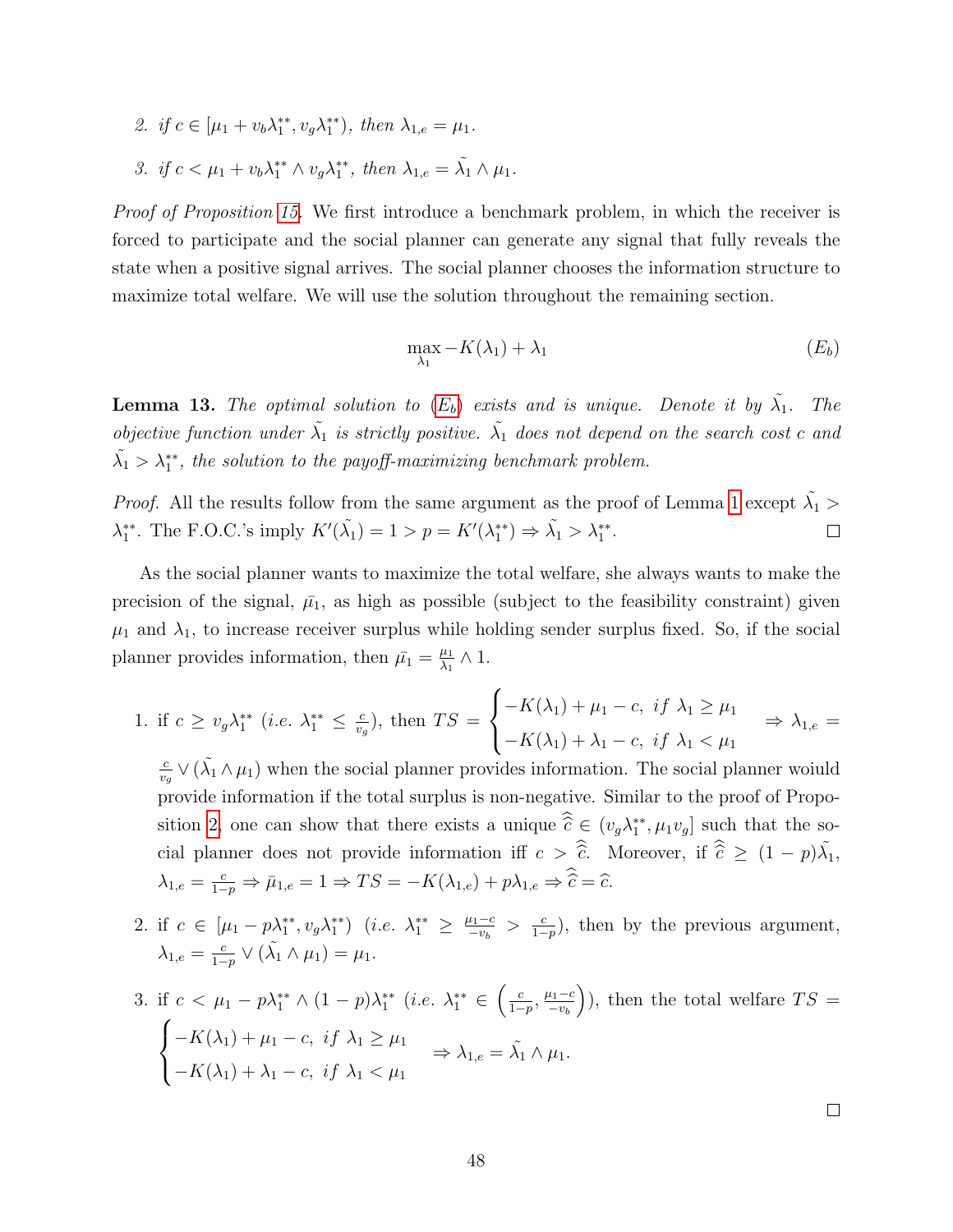2. *if* $c \in [\mu_1 + v_b\lambda_1^{**}, v_g\lambda_1^{**})$, *then* $\lambda_{1,e} = \mu_1$.

3. *if* $c < \mu_1 + v_b\lambda_1^{**} \wedge v_g\lambda_1^{**}$, *then* $\lambda_{1,e} = \tilde{\lambda_1} \wedge \mu_1$.

*Proof of Proposition 15.* We first introduce a benchmark problem, in which the receiver is forced to participate and the social planner can generate any signal that fully reveals the state when a positive signal arrives. The social planner chooses the information structure to maximize total welfare. We will use the solution throughout the remaining section.

$$\max_{\lambda_1} -K(\lambda_1) + \lambda_1 \tag{$E_b$}$$

**Lemma 13.** *The optimal solution to ($E_b$) exists and is unique. Denote it by $\tilde{\lambda_1}$. The objective function under $\tilde{\lambda_1}$ is strictly positive. $\tilde{\lambda_1}$ does not depend on the search cost $c$ and $\tilde{\lambda_1} > \lambda_1^{**}$, the solution to the payoff-maximizing benchmark problem.*

*Proof.* All the results follow from the same argument as the proof of Lemma 1 except $\tilde{\lambda_1} > \lambda_1^{**}$. The F.O.C.'s imply $K'(\tilde{\lambda_1}) = 1 > p = K'(\lambda_1^{**}) \Rightarrow \tilde{\lambda_1} > \lambda_1^{**}$. □

As the social planner wants to maximize the total welfare, she always wants to make the precision of the signal, $\bar{\mu_1}$, as high as possible (subject to the feasibility constraint) given $\mu_1$ and $\lambda_1$, to increase receiver surplus while holding sender surplus fixed. So, if the social planner provides information, then $\bar{\mu_1} = \frac{\mu_1}{\lambda_1} \wedge 1$.

1. if $c \geq v_g\lambda_1^{**}$ (*i.e.* $\lambda_1^{**} \leq \frac{c}{v_g}$), then $TS = \begin{cases} -K(\lambda_1) + \mu_1 - c, \ if \ \lambda_1 \geq \mu_1 \\ -K(\lambda_1) + \lambda_1 - c, \ if \ \lambda_1 < \mu_1 \end{cases} \Rightarrow \lambda_{1,e} = \frac{c}{v_g} \vee (\tilde{\lambda_1} \wedge \mu_1)$ when the social planner provides information. The social planner woiuld provide information if the total surplus is non-negative. Similar to the proof of Proposition 2, one can show that there exists a unique $\widehat{\widehat{c}} \in (v_g\lambda_1^{**}, \mu_1 v_g]$ such that the social planner does not provide information iff $c > \widehat{\widehat{c}}$. Moreover, if $\widehat{\widehat{c}} \geq (1-p)\tilde{\lambda_1}$, $\lambda_{1,e} = \frac{c}{1-p} \Rightarrow \bar{\mu}_{1,e} = 1 \Rightarrow TS = -K(\lambda_{1,e}) + p\lambda_{1,e} \Rightarrow \widehat{\widehat{c}} = \widehat{c}$.

2. if $c \in [\mu_1 - p\lambda_1^{**}, v_g\lambda_1^{**})$ (*i.e.* $\lambda_1^{**} \geq \frac{\mu_1 - c}{-v_b} > \frac{c}{1-p}$), then by the previous argument, $\lambda_{1,e} = \frac{c}{1-p} \vee (\tilde{\lambda_1} \wedge \mu_1) = \mu_1$.

3. if $c < \mu_1 - p\lambda_1^{**} \wedge (1-p)\lambda_1^{**}$ (*i.e.* $\lambda_1^{**} \in \left(\frac{c}{1-p}, \frac{\mu_1 - c}{-v_b}\right)$), then the total welfare $TS = \begin{cases} -K(\lambda_1) + \mu_1 - c, \ if \ \lambda_1 \geq \mu_1 \\ -K(\lambda_1) + \lambda_1 - c, \ if \ \lambda_1 < \mu_1 \end{cases} \Rightarrow \lambda_{1,e} = \tilde{\lambda_1} \wedge \mu_1$.

□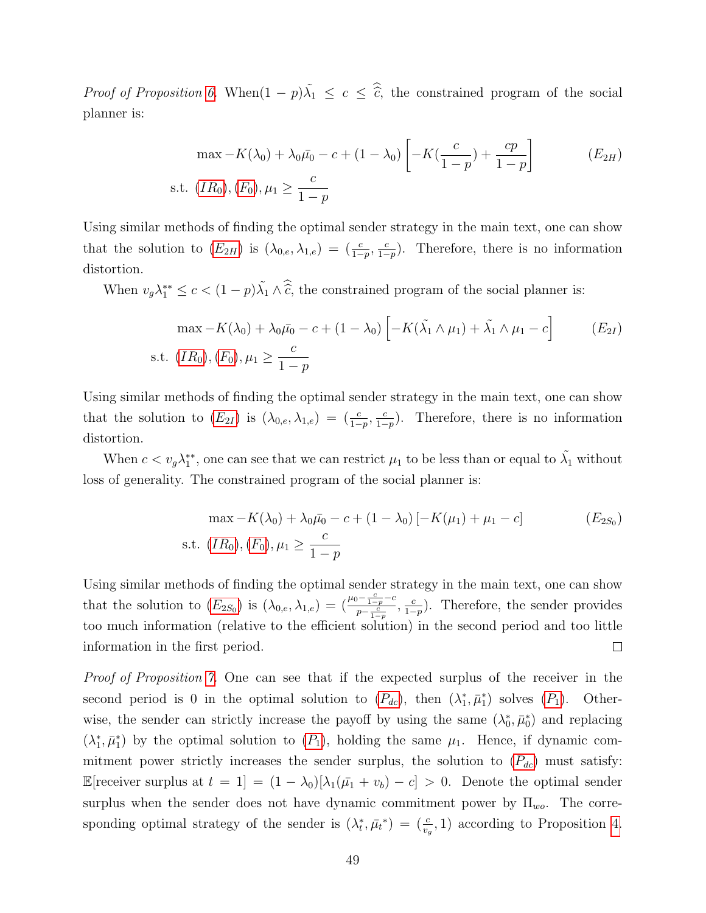*Proof of Proposition 6.* When $(1-p)\tilde{\lambda}_1 \leq c \leq \hat{\hat{c}}$, the constrained program of the social planner is:

$$\max -K(\lambda_0) + \lambda_0 \bar{\mu_0} - c + (1-\lambda_0)\left[-K(\frac{c}{1-p}) + \frac{cp}{1-p}\right] \quad (E_{2H})$$
$$\text{s.t. } (IR_0), (F_0), \mu_1 \geq \frac{c}{1-p}$$

Using similar methods of finding the optimal sender strategy in the main text, one can show that the solution to ($E_{2H}$) is $(\lambda_{0,e}, \lambda_{1,e}) = (\frac{c}{1-p}, \frac{c}{1-p})$. Therefore, there is no information distortion.

When $v_g \lambda_1^{**} \leq c < (1-p)\tilde{\lambda}_1 \wedge \hat{\hat{c}}$, the constrained program of the social planner is:

$$\max -K(\lambda_0) + \lambda_0 \bar{\mu_0} - c + (1-\lambda_0)\left[-K(\tilde{\lambda}_1 \wedge \mu_1) + \tilde{\lambda}_1 \wedge \mu_1 - c\right] \quad (E_{2I})$$
$$\text{s.t. } (IR_0), (F_0), \mu_1 \geq \frac{c}{1-p}$$

Using similar methods of finding the optimal sender strategy in the main text, one can show that the solution to ($E_{2I}$) is $(\lambda_{0,e}, \lambda_{1,e}) = (\frac{c}{1-p}, \frac{c}{1-p})$. Therefore, there is no information distortion.

When $c < v_g \lambda_1^{**}$, one can see that we can restrict $\mu_1$ to be less than or equal to $\tilde{\lambda}_1$ without loss of generality. The constrained program of the social planner is:

$$\max -K(\lambda_0) + \lambda_0 \bar{\mu_0} - c + (1-\lambda_0)\left[-K(\mu_1) + \mu_1 - c\right] \quad (E_{2S_0})$$
$$\text{s.t. } (IR_0), (F_0), \mu_1 \geq \frac{c}{1-p}$$

Using similar methods of finding the optimal sender strategy in the main text, one can show that the solution to ($E_{2S_0}$) is $(\lambda_{0,e}, \lambda_{1,e}) = (\frac{\mu_0 - \frac{c}{1-p} - c}{p - \frac{c}{1-p}}, \frac{c}{1-p})$. Therefore, the sender provides too much information (relative to the efficient solution) in the second period and too little information in the first period. $\square$

*Proof of Proposition 7.* One can see that if the expected surplus of the receiver in the second period is 0 in the optimal solution to ($P_{dc}$), then $(\lambda_1^*, \bar{\mu}_1^*)$ solves ($P_1$). Otherwise, the sender can strictly increase the payoff by using the same $(\lambda_0^*, \bar{\mu}_0^*)$ and replacing $(\lambda_1^*, \bar{\mu}_1^*)$ by the optimal solution to ($P_1$), holding the same $\mu_1$. Hence, if dynamic commitment power strictly increases the sender surplus, the solution to ($P_{dc}$) must satisfy: $\mathbb{E}[\text{receiver surplus at } t=1] = (1-\lambda_0)[\lambda_1(\bar{\mu_1} + v_b) - c] > 0$. Denote the optimal sender surplus when the sender does not have dynamic commitment power by $\Pi_{wo}$. The corresponding optimal strategy of the sender is $(\lambda_t^*, \bar{\mu}_t{}^*) = (\frac{c}{v_g}, 1)$ according to Proposition 4.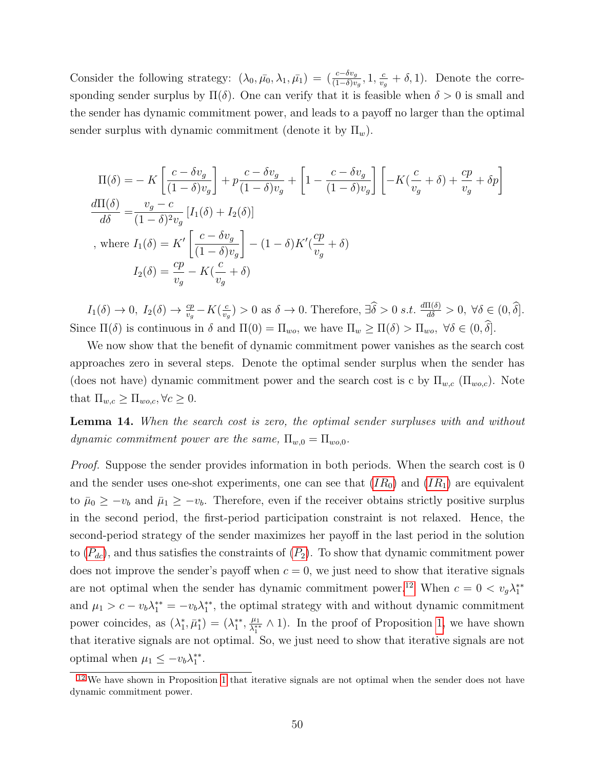Consider the following strategy: $(\lambda_0, \bar{\mu_0}, \lambda_1, \bar{\mu_1}) = (\frac{c-\delta v_g}{(1-\delta)v_g}, 1, \frac{c}{v_g} + \delta, 1)$. Denote the corresponding sender surplus by $\Pi(\delta)$. One can verify that it is feasible when $\delta > 0$ is small and the sender has dynamic commitment power, and leads to a payoff no larger than the optimal sender surplus with dynamic commitment (denote it by $\Pi_w$).

$$
\begin{aligned}
\Pi(\delta) =& -K\left[\frac{c-\delta v_g}{(1-\delta)v_g}\right] + p\frac{c-\delta v_g}{(1-\delta)v_g} + \left[1 - \frac{c-\delta v_g}{(1-\delta)v_g}\right]\left[-K(\frac{c}{v_g}+\delta) + \frac{cp}{v_g} + \delta p\right] \\
\frac{d\Pi(\delta)}{d\delta} =& \frac{v_g - c}{(1-\delta)^2 v_g}\left[I_1(\delta) + I_2(\delta)\right] \\
\text{, where } I_1(\delta) =& K'\left[\frac{c-\delta v_g}{(1-\delta)v_g}\right] - (1-\delta)K'(\frac{cp}{v_g} + \delta) \\
I_2(\delta) =& \frac{cp}{v_g} - K(\frac{c}{v_g} + \delta)
\end{aligned}
$$

$I_1(\delta) \to 0,\ I_2(\delta) \to \frac{cp}{v_g} - K(\frac{c}{v_g}) > 0$ as $\delta \to 0$. Therefore, $\exists \widehat{\delta} > 0$ $s.t.$ $\frac{d\Pi(\delta)}{d\delta} > 0,\ \forall \delta \in (0, \widehat{\delta}]$. Since $\Pi(\delta)$ is continuous in $\delta$ and $\Pi(0) = \Pi_{wo}$, we have $\Pi_w \geq \Pi(\delta) > \Pi_{wo},\ \forall \delta \in (0, \widehat{\delta}]$.

We now show that the benefit of dynamic commitment power vanishes as the search cost approaches zero in several steps. Denote the optimal sender surplus when the sender has (does not have) dynamic commitment power and the search cost is c by $\Pi_{w,c}$ ($\Pi_{wo,c}$). Note that $\Pi_{w,c} \geq \Pi_{wo,c}, \forall c \geq 0$.

**Lemma 14.** *When the search cost is zero, the optimal sender surpluses with and without dynamic commitment power are the same,* $\Pi_{w,0} = \Pi_{wo,0}$.

*Proof.* Suppose the sender provides information in both periods. When the search cost is 0 and the sender uses one-shot experiments, one can see that ($IR_0$) and ($IR_1$) are equivalent to $\bar{\mu}_0 \geq -v_b$ and $\bar{\mu}_1 \geq -v_b$. Therefore, even if the receiver obtains strictly positive surplus in the second period, the first-period participation constraint is not relaxed. Hence, the second-period strategy of the sender maximizes her payoff in the last period in the solution to ($P_{dc}$), and thus satisfies the constraints of ($P_2$). To show that dynamic commitment power does not improve the sender's payoff when $c = 0$, we just need to show that iterative signals are not optimal when the sender has dynamic commitment power.[12] When $c = 0 < v_g\lambda_1^{**}$ and $\mu_1 > c - v_b\lambda_1^{**} = -v_b\lambda_1^{**}$, the optimal strategy with and without dynamic commitment power coincides, as $(\lambda_1^*, \bar{\mu}_1^*) = (\lambda_1^{**}, \frac{\mu_1}{\lambda_1^{**}} \wedge 1)$. In the proof of Proposition 1, we have shown that iterative signals are not optimal. So, we just need to show that iterative signals are not optimal when $\mu_1 \leq -v_b\lambda_1^{**}$.

[12] We have shown in Proposition 1 that iterative signals are not optimal when the sender does not have dynamic commitment power.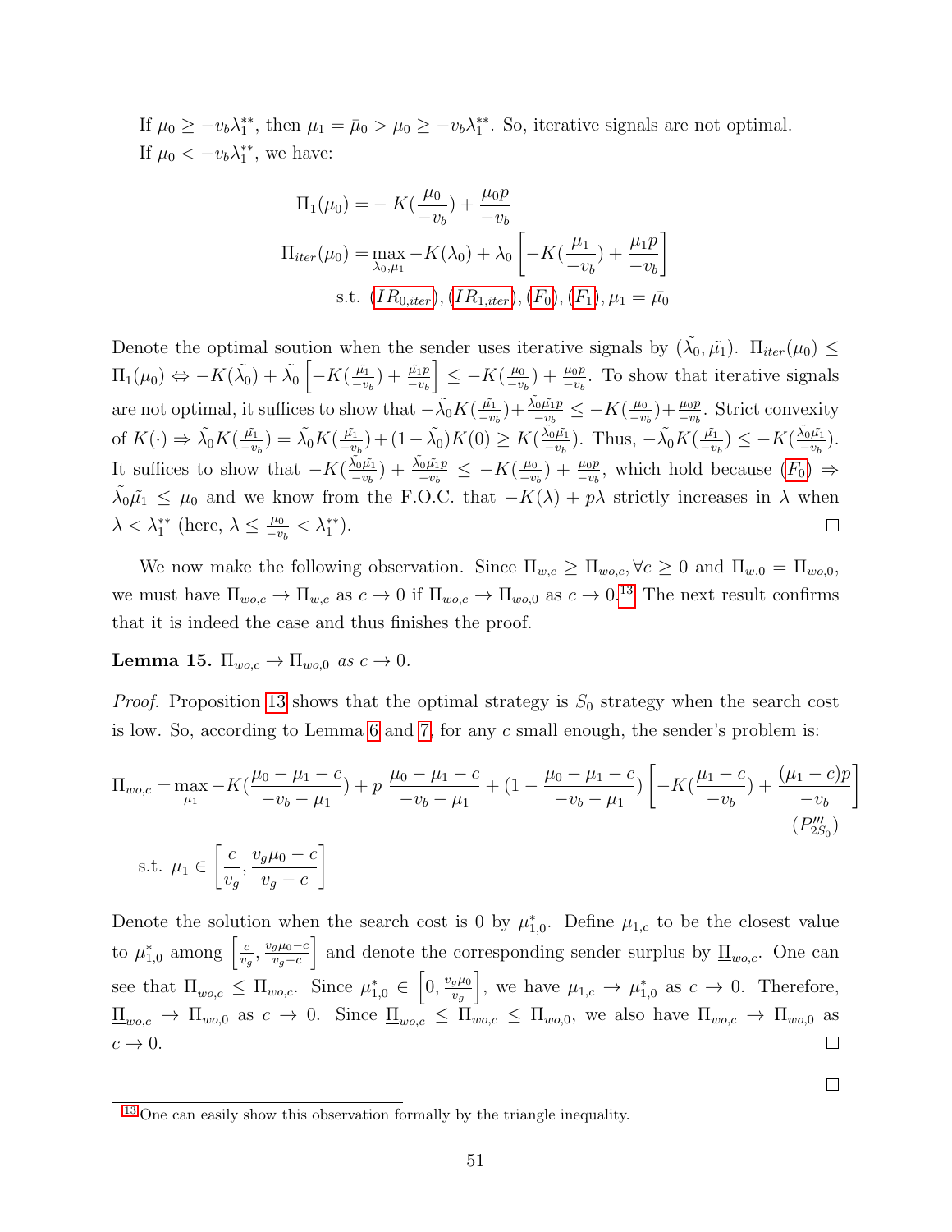If $\mu_0 \geq -v_b\lambda_1^{**}$, then $\mu_1 = \bar{\mu}_0 > \mu_0 \geq -v_b\lambda_1^{**}$. So, iterative signals are not optimal.

If $\mu_0 < -v_b\lambda_1^{**}$, we have:

$$
\begin{aligned}
\Pi_1(\mu_0) =& - K(\frac{\mu_0}{-v_b}) + \frac{\mu_0 p}{-v_b} \\
\Pi_{iter}(\mu_0) =& \max_{\lambda_0,\mu_1} -K(\lambda_0) + \lambda_0 \left[ -K(\frac{\mu_1}{-v_b}) + \frac{\mu_1 p}{-v_b} \right] \\
& \text{s.t. } (IR_{0,iter}), (IR_{1,iter}), (F_0), (F_1), \mu_1 = \bar{\mu_0}
\end{aligned}
$$

Denote the optimal soution when the sender uses iterative signals by $(\tilde{\lambda_0}, \tilde{\mu_1})$. $\Pi_{iter}(\mu_0) \leq \Pi_1(\mu_0) \Leftrightarrow -K(\tilde{\lambda_0}) + \tilde{\lambda_0}\left[-K(\frac{\tilde{\mu_1}}{-v_b}) + \frac{\tilde{\mu_1}p}{-v_b}\right] \leq -K(\frac{\mu_0}{-v_b}) + \frac{\mu_0 p}{-v_b}$. To show that iterative signals are not optimal, it suffices to show that $-\tilde{\lambda_0}K(\frac{\tilde{\mu_1}}{-v_b}) + \frac{\tilde{\lambda_0}\tilde{\mu_1}p}{-v_b} \leq -K(\frac{\mu_0}{-v_b}) + \frac{\mu_0 p}{-v_b}$. Strict convexity of $K(\cdot) \Rightarrow \tilde{\lambda_0}K(\frac{\tilde{\mu_1}}{-v_b}) = \tilde{\lambda_0}K(\frac{\tilde{\mu_1}}{-v_b}) + (1-\tilde{\lambda_0})K(0) \geq K(\frac{\tilde{\lambda_0}\tilde{\mu_1}}{-v_b})$. Thus, $-\tilde{\lambda_0}K(\frac{\tilde{\mu_1}}{-v_b}) \leq -K(\frac{\tilde{\lambda_0}\tilde{\mu_1}}{-v_b})$. It suffices to show that $-K(\frac{\tilde{\lambda_0}\tilde{\mu_1}}{-v_b}) + \frac{\tilde{\lambda_0}\tilde{\mu_1}p}{-v_b} \leq -K(\frac{\mu_0}{-v_b}) + \frac{\mu_0 p}{-v_b}$, which hold because $(F_0) \Rightarrow \tilde{\lambda_0}\tilde{\mu_1} \leq \mu_0$ and we know from the F.O.C. that $-K(\lambda) + p\lambda$ strictly increases in $\lambda$ when $\lambda < \lambda_1^{**}$ (here, $\lambda \leq \frac{\mu_0}{-v_b} < \lambda_1^{**}$). $\square$

We now make the following observation. Since $\Pi_{w,c} \geq \Pi_{wo,c}, \forall c \geq 0$ and $\Pi_{w,0} = \Pi_{wo,0}$, we must have $\Pi_{wo,c} \to \Pi_{w,c}$ as $c \to 0$ if $\Pi_{wo,c} \to \Pi_{wo,0}$ as $c \to 0$.[13] The next result confirms that it is indeed the case and thus finishes the proof.

**Lemma 15.** *$\Pi_{wo,c} \to \Pi_{wo,0}$ as $c \to 0$.*

*Proof.* Proposition 13 shows that the optimal strategy is $S_0$ strategy when the search cost is low. So, according to Lemma 6 and 7, for any $c$ small enough, the sender's problem is:

$$
\Pi_{wo,c} = \max_{\mu_1} -K(\frac{\mu_0 - \mu_1 - c}{-v_b - \mu_1}) + p\,\frac{\mu_0 - \mu_1 - c}{-v_b - \mu_1} + (1 - \frac{\mu_0 - \mu_1 - c}{-v_b - \mu_1})\left[-K(\frac{\mu_1 - c}{-v_b}) + \frac{(\mu_1 - c)p}{-v_b}\right] \quad (P'''_{2S_0})
$$

$$
\text{s.t. } \mu_1 \in \left[\frac{c}{v_g}, \frac{v_g\mu_0 - c}{v_g - c}\right]
$$

Denote the solution when the search cost is 0 by $\mu_{1,0}^*$. Define $\mu_{1,c}$ to be the closest value to $\mu_{1,0}^*$ among $\left[\frac{c}{v_g}, \frac{v_g\mu_0 - c}{v_g - c}\right]$ and denote the corresponding sender surplus by $\underline{\Pi}_{wo,c}$. One can see that $\underline{\Pi}_{wo,c} \leq \Pi_{wo,c}$. Since $\mu_{1,0}^* \in \left[0, \frac{v_g\mu_0}{v_g}\right]$, we have $\mu_{1,c} \to \mu_{1,0}^*$ as $c \to 0$. Therefore, $\underline{\Pi}_{wo,c} \to \Pi_{wo,0}$ as $c \to 0$. Since $\underline{\Pi}_{wo,c} \leq \Pi_{wo,c} \leq \Pi_{wo,0}$, we also have $\Pi_{wo,c} \to \Pi_{wo,0}$ as $c \to 0$. $\square$

$\square$

[13] One can easily show this observation formally by the triangle inequality.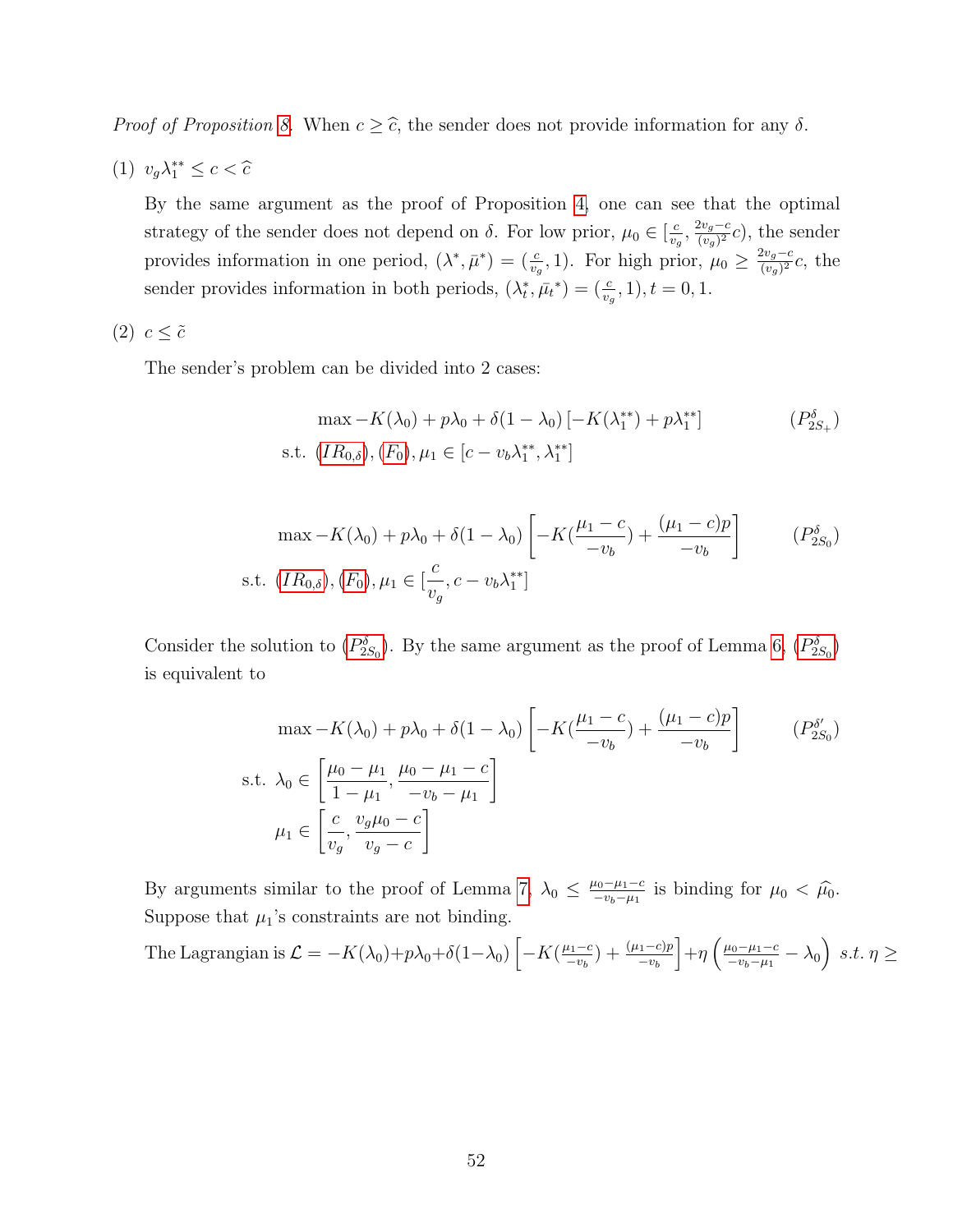*Proof of Proposition 8.* When $c \geq \widehat{c}$, the sender does not provide information for any $\delta$.

(1) $v_g\lambda_1^{**} \leq c < \widehat{c}$

By the same argument as the proof of Proposition 4, one can see that the optimal strategy of the sender does not depend on $\delta$. For low prior, $\mu_0 \in [\frac{c}{v_g}, \frac{2v_g - c}{(v_g)^2}c)$, the sender provides information in one period, $(\lambda^*, \bar{\mu}^*) = (\frac{c}{v_g}, 1)$. For high prior, $\mu_0 \geq \frac{2v_g-c}{(v_g)^2}c$, the sender provides information in both periods, $(\lambda_t^*, \bar{\mu_t}^*) = (\frac{c}{v_g}, 1), t = 0, 1$.

(2) $c \leq \tilde{c}$

The sender's problem can be divided into 2 cases:

$$\max -K(\lambda_0) + p\lambda_0 + \delta(1-\lambda_0)\left[-K(\lambda_1^{**}) + p\lambda_1^{**}\right] \qquad (P_{2S_+}^{\delta})$$
$$\text{s.t. } (IR_{0,\delta}), (F_0), \mu_1 \in [c - v_b\lambda_1^{**}, \lambda_1^{**}]$$

$$\max -K(\lambda_0) + p\lambda_0 + \delta(1-\lambda_0)\left[-K(\frac{\mu_1 - c}{-v_b}) + \frac{(\mu_1 - c)p}{-v_b}\right] \qquad (P_{2S_0}^{\delta})$$
$$\text{s.t. } (IR_{0,\delta}), (F_0), \mu_1 \in [\frac{c}{v_g}, c - v_b\lambda_1^{**}]$$

Consider the solution to ($P_{2S_0}^{\delta}$). By the same argument as the proof of Lemma 6, ($P_{2S_0}^{\delta}$) is equivalent to

$$\max -K(\lambda_0) + p\lambda_0 + \delta(1-\lambda_0)\left[-K(\frac{\mu_1 - c}{-v_b}) + \frac{(\mu_1 - c)p}{-v_b}\right] \qquad (P_{2S_0}^{\delta'})$$
$$\text{s.t. } \lambda_0 \in \left[\frac{\mu_0 - \mu_1}{1-\mu_1}, \frac{\mu_0 - \mu_1 - c}{-v_b - \mu_1}\right]$$
$$\mu_1 \in \left[\frac{c}{v_g}, \frac{v_g\mu_0 - c}{v_g - c}\right]$$

By arguments similar to the proof of Lemma 7, $\lambda_0 \leq \frac{\mu_0 - \mu_1 - c}{-v_b - \mu_1}$ is binding for $\mu_0 < \widehat{\mu_0}$. Suppose that $\mu_1$'s constraints are not binding.

The Lagrangian is $\mathcal{L} = -K(\lambda_0) + p\lambda_0 + \delta(1-\lambda_0)\left[-K(\frac{\mu_1 - c}{-v_b}) + \frac{(\mu_1-c)p}{-v_b}\right] + \eta\left(\frac{\mu_0 - \mu_1 - c}{-v_b - \mu_1} - \lambda_0\right)$ *s.t.* $\eta \geq$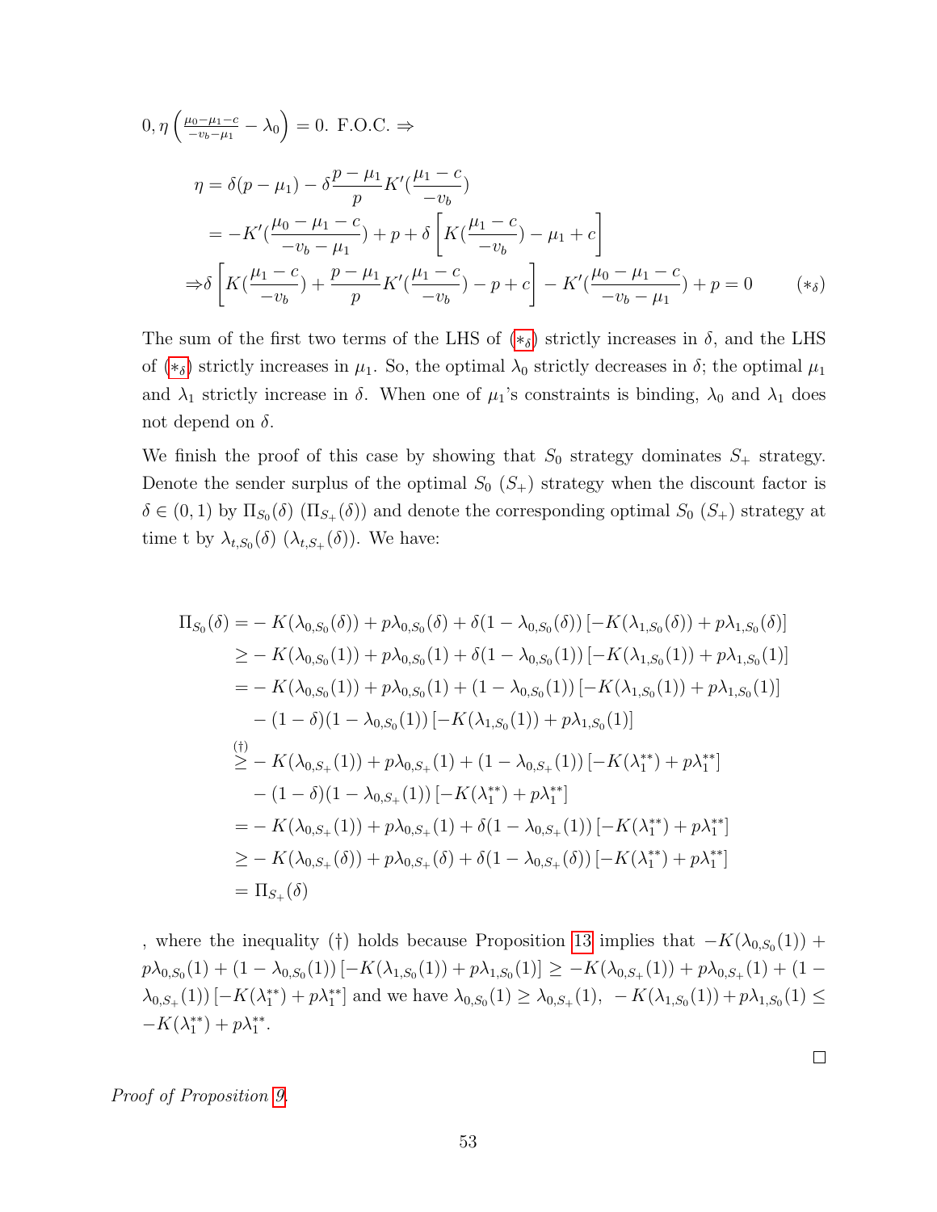$0, \eta\left(\frac{\mu_0-\mu_1-c}{-v_b-\mu_1}-\lambda_0\right)=0$. F.O.C. $\Rightarrow$

$$
\begin{aligned}
\eta &= \delta(p-\mu_1) - \delta\frac{p-\mu_1}{p}K'(\frac{\mu_1-c}{-v_b}) \\
&= -K'(\frac{\mu_0-\mu_1-c}{-v_b-\mu_1}) + p + \delta\left[K(\frac{\mu_1-c}{-v_b}) - \mu_1 + c\right] \\
\Rightarrow &\delta\left[K(\frac{\mu_1-c}{-v_b}) + \frac{p-\mu_1}{p}K'(\frac{\mu_1-c}{-v_b}) - p + c\right] - K'(\frac{\mu_0-\mu_1-c}{-v_b-\mu_1}) + p = 0 \qquad (*_\delta)
\end{aligned}
$$

The sum of the first two terms of the LHS of ($*_\delta$) strictly increases in $\delta$, and the LHS of ($*_\delta$) strictly increases in $\mu_1$. So, the optimal $\lambda_0$ strictly decreases in $\delta$; the optimal $\mu_1$ and $\lambda_1$ strictly increase in $\delta$. When one of $\mu_1$'s constraints is binding, $\lambda_0$ and $\lambda_1$ does not depend on $\delta$.

We finish the proof of this case by showing that $S_0$ strategy dominates $S_+$ strategy. Denote the sender surplus of the optimal $S_0$ ($S_+$) strategy when the discount factor is $\delta \in (0,1)$ by $\Pi_{S_0}(\delta)$ ($\Pi_{S_+}(\delta)$) and denote the corresponding optimal $S_0$ ($S_+$) strategy at time t by $\lambda_{t,S_0}(\delta)$ ($\lambda_{t,S_+}(\delta)$). We have:

$$
\begin{aligned}
\Pi_{S_0}(\delta) =& -K(\lambda_{0,S_0}(\delta)) + p\lambda_{0,S_0}(\delta) + \delta(1-\lambda_{0,S_0}(\delta))\left[-K(\lambda_{1,S_0}(\delta)) + p\lambda_{1,S_0}(\delta)\right] \\
\geq& -K(\lambda_{0,S_0}(1)) + p\lambda_{0,S_0}(1) + \delta(1-\lambda_{0,S_0}(1))\left[-K(\lambda_{1,S_0}(1)) + p\lambda_{1,S_0}(1)\right] \\
=& -K(\lambda_{0,S_0}(1)) + p\lambda_{0,S_0}(1) + (1-\lambda_{0,S_0}(1))\left[-K(\lambda_{1,S_0}(1)) + p\lambda_{1,S_0}(1)\right] \\
& -(1-\delta)(1-\lambda_{0,S_0}(1))\left[-K(\lambda_{1,S_0}(1)) + p\lambda_{1,S_0}(1)\right] \\
\overset{(\dagger)}{\geq}& -K(\lambda_{0,S_+}(1)) + p\lambda_{0,S_+}(1) + (1-\lambda_{0,S_+}(1))\left[-K(\lambda_1^{**}) + p\lambda_1^{**}\right] \\
& -(1-\delta)(1-\lambda_{0,S_+}(1))\left[-K(\lambda_1^{**}) + p\lambda_1^{**}\right] \\
=& -K(\lambda_{0,S_+}(1)) + p\lambda_{0,S_+}(1) + \delta(1-\lambda_{0,S_+}(1))\left[-K(\lambda_1^{**}) + p\lambda_1^{**}\right] \\
\geq& -K(\lambda_{0,S_+}(\delta)) + p\lambda_{0,S_+}(\delta) + \delta(1-\lambda_{0,S_+}(\delta))\left[-K(\lambda_1^{**}) + p\lambda_1^{**}\right] \\
=& \,\Pi_{S_+}(\delta)
\end{aligned}
$$

, where the inequality ($\dagger$) holds because Proposition 13 implies that $-K(\lambda_{0,S_0}(1)) + p\lambda_{0,S_0}(1) + (1-\lambda_{0,S_0}(1))\left[-K(\lambda_{1,S_0}(1)) + p\lambda_{1,S_0}(1)\right] \geq -K(\lambda_{0,S_+}(1)) + p\lambda_{0,S_+}(1) + (1-\lambda_{0,S_+}(1))\left[-K(\lambda_1^{**}) + p\lambda_1^{**}\right]$ and we have $\lambda_{0,S_0}(1) \geq \lambda_{0,S_+}(1)$, $-K(\lambda_{1,S_0}(1)) + p\lambda_{1,S_0}(1) \leq -K(\lambda_1^{**}) + p\lambda_1^{**}$.

□

*Proof of Proposition 9.*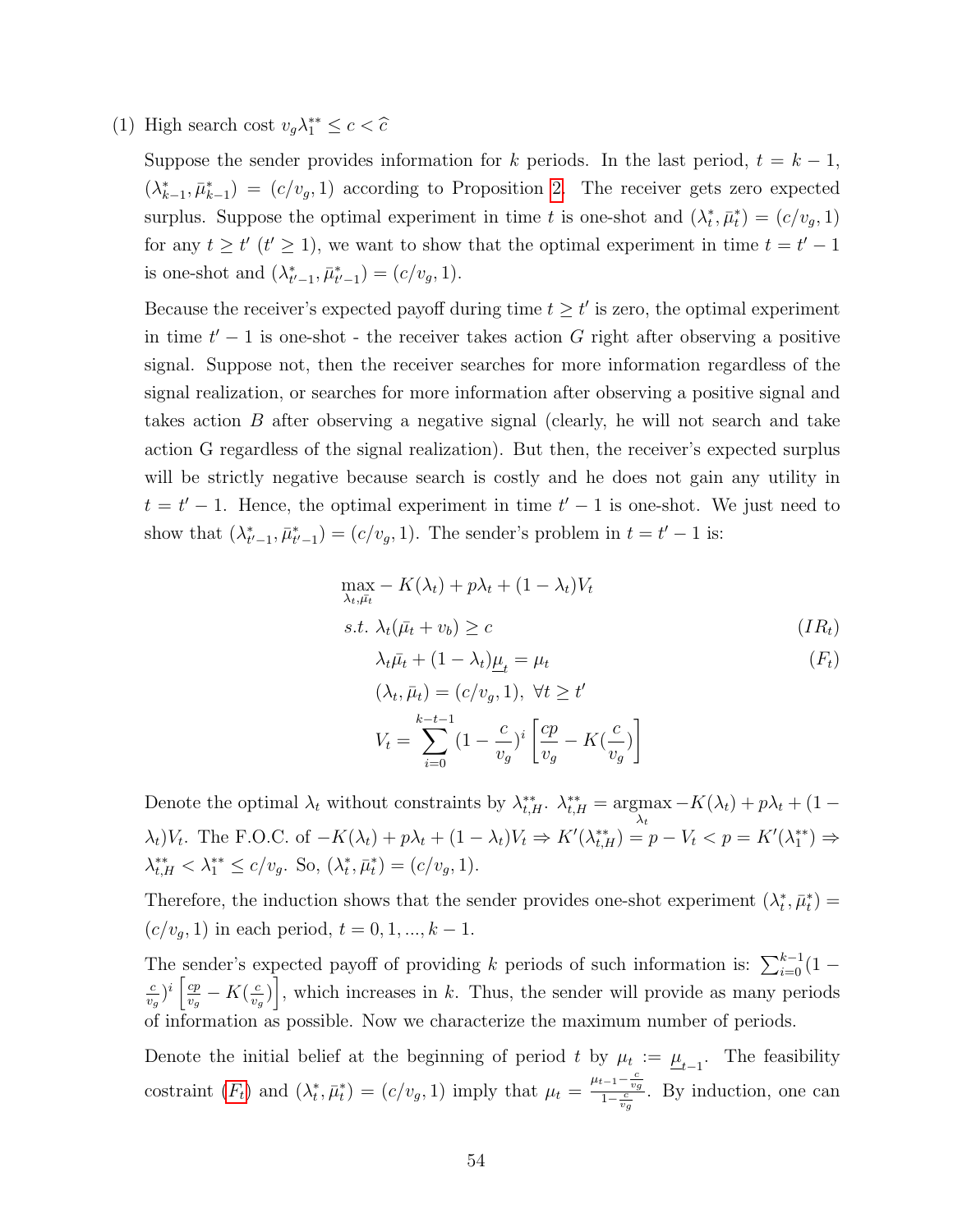(1) High search cost $v_g\lambda_1^{**} \leq c < \widehat{c}$

Suppose the sender provides information for $k$ periods. In the last period, $t = k-1$, $(\lambda^*_{k-1}, \bar{\mu}^*_{k-1}) = (c/v_g, 1)$ according to Proposition 2. The receiver gets zero expected surplus. Suppose the optimal experiment in time $t$ is one-shot and $(\lambda^*_t, \bar{\mu}^*_t) = (c/v_g, 1)$ for any $t \geq t'$ ($t' \geq 1$), we want to show that the optimal experiment in time $t = t'-1$ is one-shot and $(\lambda^*_{t'-1}, \bar{\mu}^*_{t'-1}) = (c/v_g, 1)$.

Because the receiver's expected payoff during time $t \geq t'$ is zero, the optimal experiment in time $t'-1$ is one-shot - the receiver takes action $G$ right after observing a positive signal. Suppose not, then the receiver searches for more information regardless of the signal realization, or searches for more information after observing a positive signal and takes action $B$ after observing a negative signal (clearly, he will not search and take action G regardless of the signal realization). But then, the receiver's expected surplus will be strictly negative because search is costly and he does not gain any utility in $t = t'-1$. Hence, the optimal experiment in time $t'-1$ is one-shot. We just need to show that $(\lambda^*_{t'-1}, \bar{\mu}^*_{t'-1}) = (c/v_g, 1)$. The sender's problem in $t = t'-1$ is:

$$
\begin{aligned}
&\max_{\lambda_t, \bar{\mu}_t} -K(\lambda_t) + p\lambda_t + (1-\lambda_t)V_t \\
&s.t. \ \lambda_t(\bar{\mu}_t + v_b) \geq c \qquad (IR_t)\\
&\quad \lambda_t\bar{\mu}_t + (1-\lambda_t)\underline{\mu}_t = \mu_t \qquad (F_t)\\
&\quad (\lambda_t, \bar{\mu}_t) = (c/v_g, 1), \ \forall t \geq t' \\
&\quad V_t = \sum_{i=0}^{k-t-1} (1 - \frac{c}{v_g})^i \left[\frac{cp}{v_g} - K(\frac{c}{v_g})\right]
\end{aligned}
$$

Denote the optimal $\lambda_t$ without constraints by $\lambda^{**}_{t,H}$. $\lambda^{**}_{t,H} = \underset{\lambda_t}{\text{argmax}} -K(\lambda_t) + p\lambda_t + (1-\lambda_t)V_t$. The F.O.C. of $-K(\lambda_t) + p\lambda_t + (1-\lambda_t)V_t \Rightarrow K'(\lambda^{**}_{t,H}) = p - V_t < p = K'(\lambda_1^{**}) \Rightarrow \lambda^{**}_{t,H} < \lambda^{**}_1 \leq c/v_g$. So, $(\lambda^*_t, \bar{\mu}^*_t) = (c/v_g, 1)$.

Therefore, the induction shows that the sender provides one-shot experiment $(\lambda^*_t, \bar{\mu}^*_t) = (c/v_g, 1)$ in each period, $t = 0, 1, ..., k-1$.

The sender's expected payoff of providing $k$ periods of such information is: $\sum_{i=0}^{k-1}(1 - \frac{c}{v_g})^i \left[\frac{cp}{v_g} - K(\frac{c}{v_g})\right]$, which increases in $k$. Thus, the sender will provide as many periods of information as possible. Now we characterize the maximum number of periods.

Denote the initial belief at the beginning of period $t$ by $\mu_t := \underline{\mu}_{t-1}$. The feasibility costraint ($F_t$) and $(\lambda^*_t, \bar{\mu}^*_t) = (c/v_g, 1)$ imply that $\mu_t = \frac{\mu_{t-1} - \frac{c}{v_g}}{1 - \frac{c}{v_g}}$. By induction, one can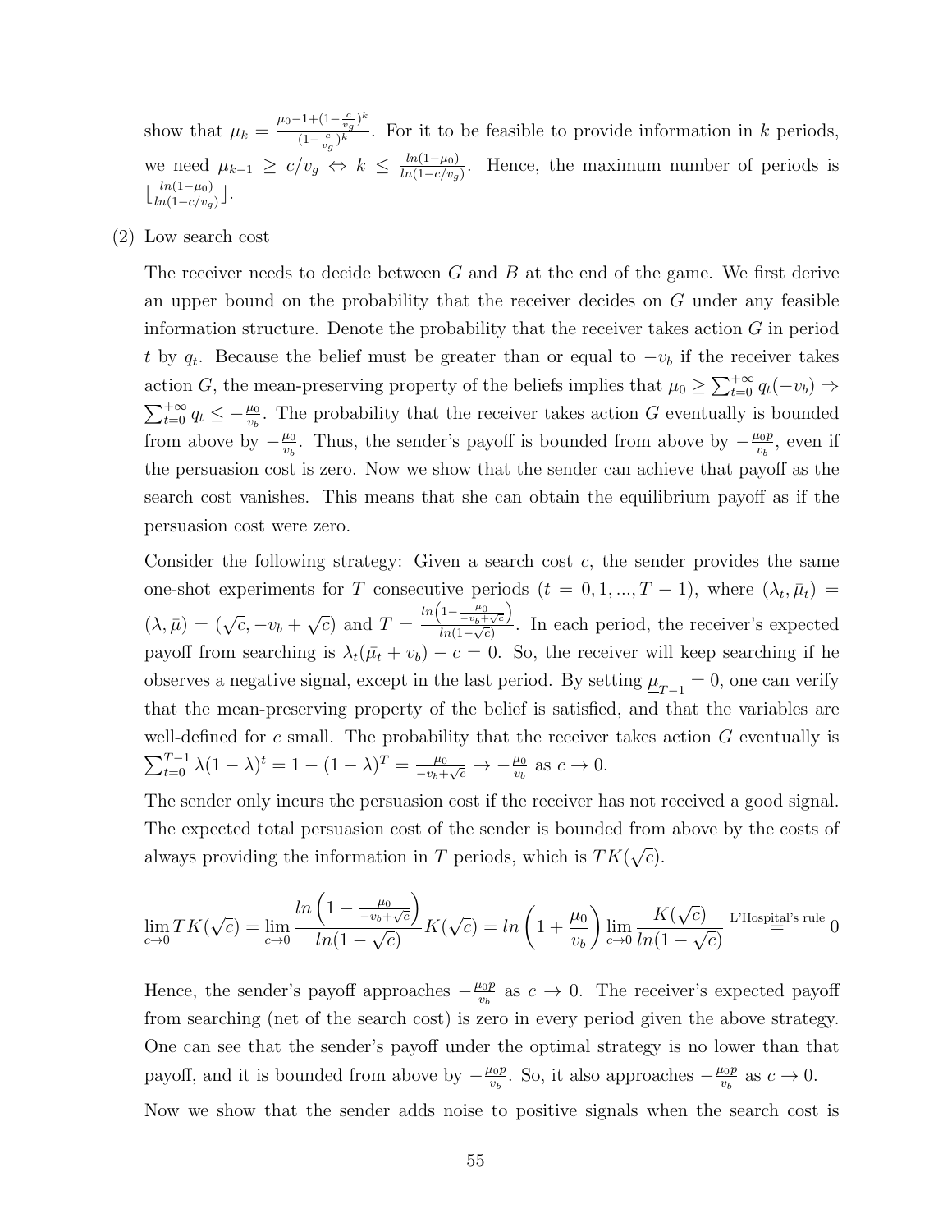show that $\mu_k = \frac{\mu_0 - 1 + (1-\frac{c}{v_g})^k}{(1-\frac{c}{v_g})^k}$. For it to be feasible to provide information in $k$ periods, we need $\mu_{k-1} \geq c/v_g \Leftrightarrow k \leq \frac{ln(1-\mu_0)}{ln(1-c/v_g)}$. Hence, the maximum number of periods is $\lfloor \frac{ln(1-\mu_0)}{ln(1-c/v_g)} \rfloor$.

(2) Low search cost

The receiver needs to decide between $G$ and $B$ at the end of the game. We first derive an upper bound on the probability that the receiver decides on $G$ under any feasible information structure. Denote the probability that the receiver takes action $G$ in period $t$ by $q_t$. Because the belief must be greater than or equal to $-v_b$ if the receiver takes action $G$, the mean-preserving property of the beliefs implies that $\mu_0 \geq \sum_{t=0}^{+\infty} q_t(-v_b) \Rightarrow \sum_{t=0}^{+\infty} q_t \leq -\frac{\mu_0}{v_b}$. The probability that the receiver takes action $G$ eventually is bounded from above by $-\frac{\mu_0}{v_b}$. Thus, the sender's payoff is bounded from above by $-\frac{\mu_0 p}{v_b}$, even if the persuasion cost is zero. Now we show that the sender can achieve that payoff as the search cost vanishes. This means that she can obtain the equilibrium payoff as if the persuasion cost were zero.

Consider the following strategy: Given a search cost $c$, the sender provides the same one-shot experiments for $T$ consecutive periods ($t = 0, 1, ..., T-1$), where $(\lambda_t, \bar{\mu}_t) = (\lambda, \bar{\mu}) = (\sqrt{c}, -v_b + \sqrt{c})$ and $T = \frac{ln\left(1 - \frac{\mu_0}{-v_b+\sqrt{c}}\right)}{ln(1-\sqrt{c})}$. In each period, the receiver's expected payoff from searching is $\lambda_t(\bar{\mu}_t + v_b) - c = 0$. So, the receiver will keep searching if he observes a negative signal, except in the last period. By setting $\underline{\mu}_{T-1} = 0$, one can verify that the mean-preserving property of the belief is satisfied, and that the variables are well-defined for $c$ small. The probability that the receiver takes action $G$ eventually is $\sum_{t=0}^{T-1} \lambda(1-\lambda)^t = 1 - (1-\lambda)^T = \frac{\mu_0}{-v_b+\sqrt{c}} \to -\frac{\mu_0}{v_b}$ as $c \to 0$.

The sender only incurs the persuasion cost if the receiver has not received a good signal. The expected total persuasion cost of the sender is bounded from above by the costs of always providing the information in $T$ periods, which is $TK(\sqrt{c})$.

$$\lim_{c\to 0} TK(\sqrt{c}) = \lim_{c \to 0} \frac{ln\left(1 - \frac{\mu_0}{-v_b+\sqrt{c}}\right)}{ln(1-\sqrt{c})} K(\sqrt{c}) = ln\left(1 + \frac{\mu_0}{v_b}\right) \lim_{c\to 0} \frac{K(\sqrt{c})}{ln(1-\sqrt{c})} \overset{\text{L'Hospital's rule}}{=} 0$$

Hence, the sender's payoff approaches $-\frac{\mu_0 p}{v_b}$ as $c \to 0$. The receiver's expected payoff from searching (net of the search cost) is zero in every period given the above strategy. One can see that the sender's payoff under the optimal strategy is no lower than that payoff, and it is bounded from above by $-\frac{\mu_0 p}{v_b}$. So, it also approaches $-\frac{\mu_0 p}{v_b}$ as $c \to 0$.

Now we show that the sender adds noise to positive signals when the search cost is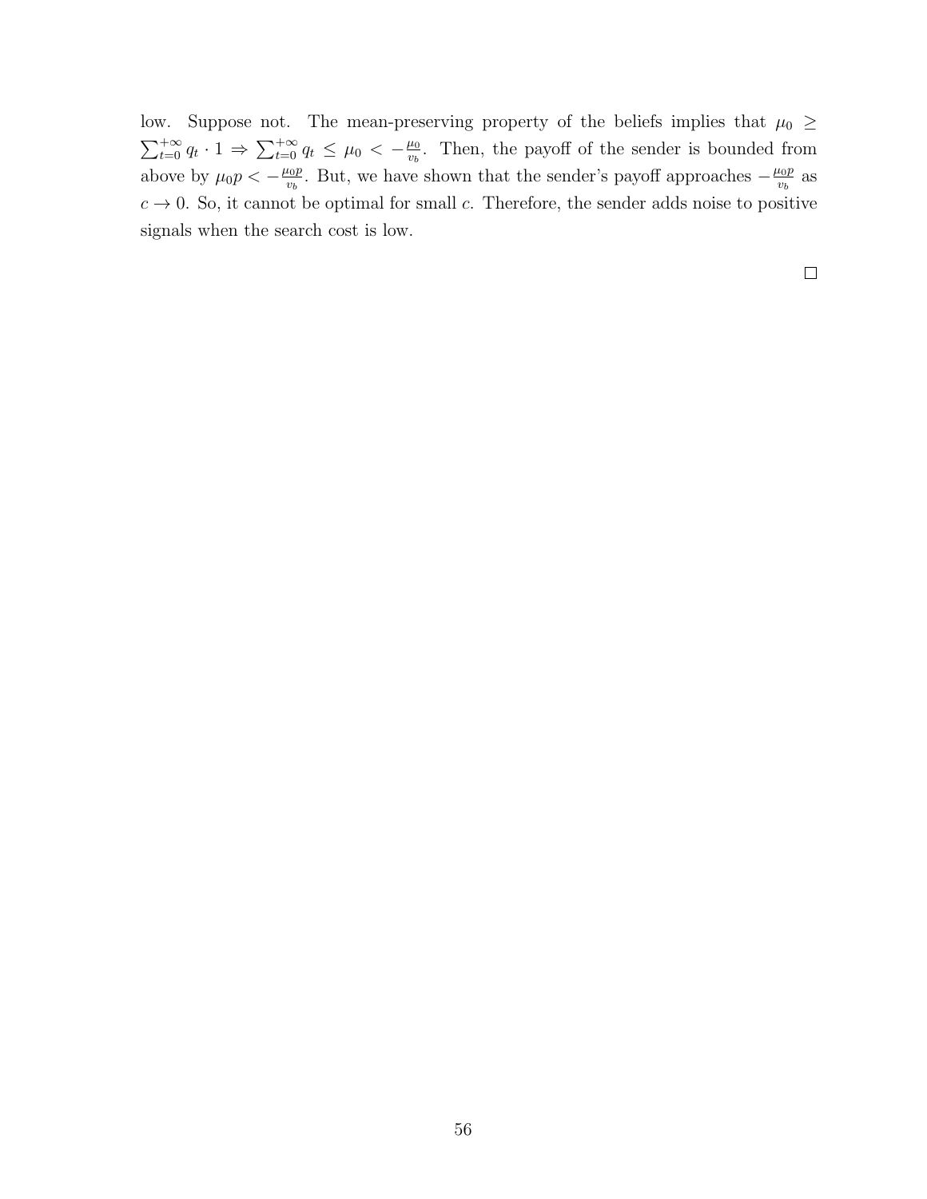low. Suppose not. The mean-preserving property of the beliefs implies that $\mu_0 \geq \sum_{t=0}^{+\infty} q_t \cdot 1 \Rightarrow \sum_{t=0}^{+\infty} q_t \leq \mu_0 < -\frac{\mu_0}{v_b}$. Then, the payoff of the sender is bounded from above by $\mu_0 p < -\frac{\mu_0 p}{v_b}$. But, we have shown that the sender's payoff approaches $-\frac{\mu_0 p}{v_b}$ as $c \to 0$. So, it cannot be optimal for small $c$. Therefore, the sender adds noise to positive signals when the search cost is low.

□